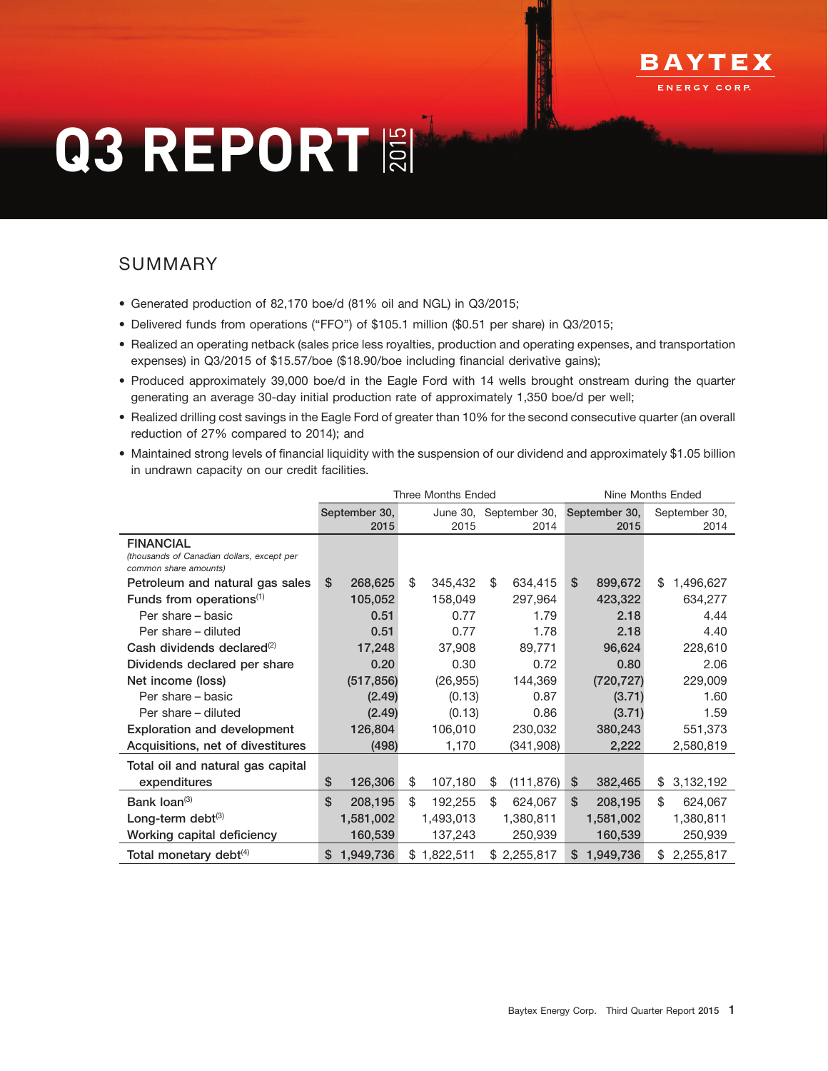BAYTEX

ENERGY CORP.

# Q3 REPORT 2015

## SUMMARY

- Generated production of 82,170 boe/d (81% oil and NGL) in Q3/2015;
- Delivered funds from operations ("FFO") of $105.1 million ($0.51 per share) in Q3/2015;
- Realized an operating netback (sales price less royalties, production and operating expenses, and transportation expenses) in Q3/2015 of $15.57/boe ($18.90/boe including financial derivative gains);
- Produced approximately 39,000 boe/d in the Eagle Ford with 14 wells brought onstream during the quarter generating an average 30-day initial production rate of approximately 1,350 boe/d per well;
- Realized drilling cost savings in the Eagle Ford of greater than 10% for the second consecutive quarter (an overall reduction of 27% compared to 2014); and
- Maintained strong levels of financial liquidity with the suspension of our dividend and approximately $1.05 billion in undrawn capacity on our credit facilities.

| | Three Months Ended | | | Nine Months Ended | |
|---|---|---|---|---|---|
| | September 30, 2015 | June 30, 2015 | September 30, 2014 | September 30, 2015 | September 30, 2014 |
| **FINANCIAL** *(thousands of Canadian dollars, except per common share amounts)* | | | | | |
| Petroleum and natural gas sales | $ 268,625 | $ 345,432 | $ 634,415 | $ 899,672 | $ 1,496,627 |
| Funds from operations[1] | 105,052 | 158,049 | 297,964 | 423,322 | 634,277 |
| Per share – basic | 0.51 | 0.77 | 1.79 | 2.18 | 4.44 |
| Per share – diluted | 0.51 | 0.77 | 1.78 | 2.18 | 4.40 |
| Cash dividends declared[2] | 17,248 | 37,908 | 89,771 | 96,624 | 228,610 |
| Dividends declared per share | 0.20 | 0.30 | 0.72 | 0.80 | 2.06 |
| Net income (loss) | (517,856) | (26,955) | 144,369 | (720,727) | 229,009 |
| Per share – basic | (2.49) | (0.13) | 0.87 | (3.71) | 1.60 |
| Per share – diluted | (2.49) | (0.13) | 0.86 | (3.71) | 1.59 |
| Exploration and development | 126,804 | 106,010 | 230,032 | 380,243 | 551,373 |
| Acquisitions, net of divestitures | (498) | 1,170 | (341,908) | 2,222 | 2,580,819 |
| Total oil and natural gas capital expenditures | $ 126,306 | $ 107,180 | $ (111,876) | $ 382,465 | $ 3,132,192 |
| Bank loan[3] | $ 208,195 | $ 192,255 | $ 624,067 | $ 208,195 | $ 624,067 |
| Long-term debt[3] | 1,581,002 | 1,493,013 | 1,380,811 | 1,581,002 | 1,380,811 |
| Working capital deficiency | 160,539 | 137,243 | 250,939 | 160,539 | 250,939 |
| Total monetary debt[4] | $ 1,949,736 | $ 1,822,511 | $ 2,255,817 | $ 1,949,736 | $ 2,255,817 |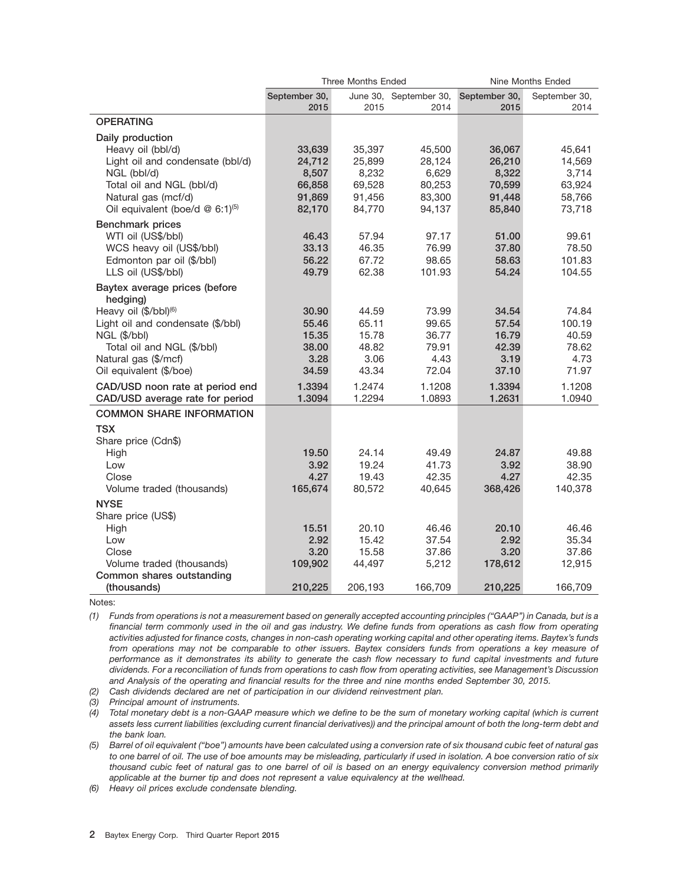| | Three Months Ended | | | Nine Months Ended | |
|---|---|---|---|---|---|
| | **September 30, 2015** | June 30, 2015 | September 30, 2014 | **September 30, 2015** | September 30, 2014 |
| **OPERATING** | | | | | |
| **Daily production** | | | | | |
| Heavy oil (bbl/d) | **33,639** | 35,397 | 45,500 | **36,067** | 45,641 |
| Light oil and condensate (bbl/d) | **24,712** | 25,899 | 28,124 | **26,210** | 14,569 |
| NGL (bbl/d) | **8,507** | 8,232 | 6,629 | **8,322** | 3,714 |
| Total oil and NGL (bbl/d) | **66,858** | 69,528 | 80,253 | **70,599** | 63,924 |
| Natural gas (mcf/d) | **91,869** | 91,456 | 83,300 | **91,448** | 58,766 |
| Oil equivalent (boe/d @ 6:1)(5) | **82,170** | 84,770 | 94,137 | **85,840** | 73,718 |
| **Benchmark prices** | | | | | |
| WTI oil (US$/bbl) | **46.43** | 57.94 | 97.17 | **51.00** | 99.61 |
| WCS heavy oil (US$/bbl) | **33.13** | 46.35 | 76.99 | **37.80** | 78.50 |
| Edmonton par oil ($/bbl) | **56.22** | 67.72 | 98.65 | **58.63** | 101.83 |
| LLS oil (US$/bbl) | **49.79** | 62.38 | 101.93 | **54.24** | 104.55 |
| **Baytex average prices (before hedging)** | | | | | |
| Heavy oil ($/bbl)(6) | **30.90** | 44.59 | 73.99 | **34.54** | 74.84 |
| Light oil and condensate ($/bbl) | **55.46** | 65.11 | 99.65 | **57.54** | 100.19 |
| NGL ($/bbl) | **15.35** | 15.78 | 36.77 | **16.79** | 40.59 |
| Total oil and NGL ($/bbl) | **38.00** | 48.82 | 79.91 | **42.39** | 78.62 |
| Natural gas ($/mcf) | **3.28** | 3.06 | 4.43 | **3.19** | 4.73 |
| Oil equivalent ($/boe) | **34.59** | 43.34 | 72.04 | **37.10** | 71.97 |
| **CAD/USD noon rate at period end** | **1.3394** | 1.2474 | 1.1208 | **1.3394** | 1.1208 |
| **CAD/USD average rate for period** | **1.3094** | 1.2294 | 1.0893 | **1.2631** | 1.0940 |
| **COMMON SHARE INFORMATION** | | | | | |
| **TSX** | | | | | |
| Share price (Cdn$) | | | | | |
| High | **19.50** | 24.14 | 49.49 | **24.87** | 49.88 |
| Low | **3.92** | 19.24 | 41.73 | **3.92** | 38.90 |
| Close | **4.27** | 19.43 | 42.35 | **4.27** | 42.35 |
| Volume traded (thousands) | **165,674** | 80,572 | 40,645 | **368,426** | 140,378 |
| **NYSE** | | | | | |
| Share price (US$) | | | | | |
| High | **15.51** | 20.10 | 46.46 | **20.10** | 46.46 |
| Low | **2.92** | 15.42 | 37.54 | **2.92** | 35.34 |
| Close | **3.20** | 15.58 | 37.86 | **3.20** | 37.86 |
| Volume traded (thousands) | **109,902** | 44,497 | 5,212 | **178,612** | 12,915 |
| **Common shares outstanding (thousands)** | **210,225** | 206,193 | 166,709 | **210,225** | 166,709 |

Notes:

*(1) Funds from operations is not a measurement based on generally accepted accounting principles ("GAAP") in Canada, but is a financial term commonly used in the oil and gas industry. We define funds from operations as cash flow from operating activities adjusted for finance costs, changes in non-cash operating working capital and other operating items. Baytex's funds from operations may not be comparable to other issuers. Baytex considers funds from operations a key measure of performance as it demonstrates its ability to generate the cash flow necessary to fund capital investments and future dividends. For a reconciliation of funds from operations to cash flow from operating activities, see Management's Discussion and Analysis of the operating and financial results for the three and nine months ended September 30, 2015.*

*(2) Cash dividends declared are net of participation in our dividend reinvestment plan.*

*(3) Principal amount of instruments.*

*(4) Total monetary debt is a non-GAAP measure which we define to be the sum of monetary working capital (which is current assets less current liabilities (excluding current financial derivatives)) and the principal amount of both the long-term debt and the bank loan.*

*(5) Barrel of oil equivalent ("boe") amounts have been calculated using a conversion rate of six thousand cubic feet of natural gas to one barrel of oil. The use of boe amounts may be misleading, particularly if used in isolation. A boe conversion ratio of six thousand cubic feet of natural gas to one barrel of oil is based on an energy equivalency conversion method primarily applicable at the burner tip and does not represent a value equivalency at the wellhead.*

*(6) Heavy oil prices exclude condensate blending.*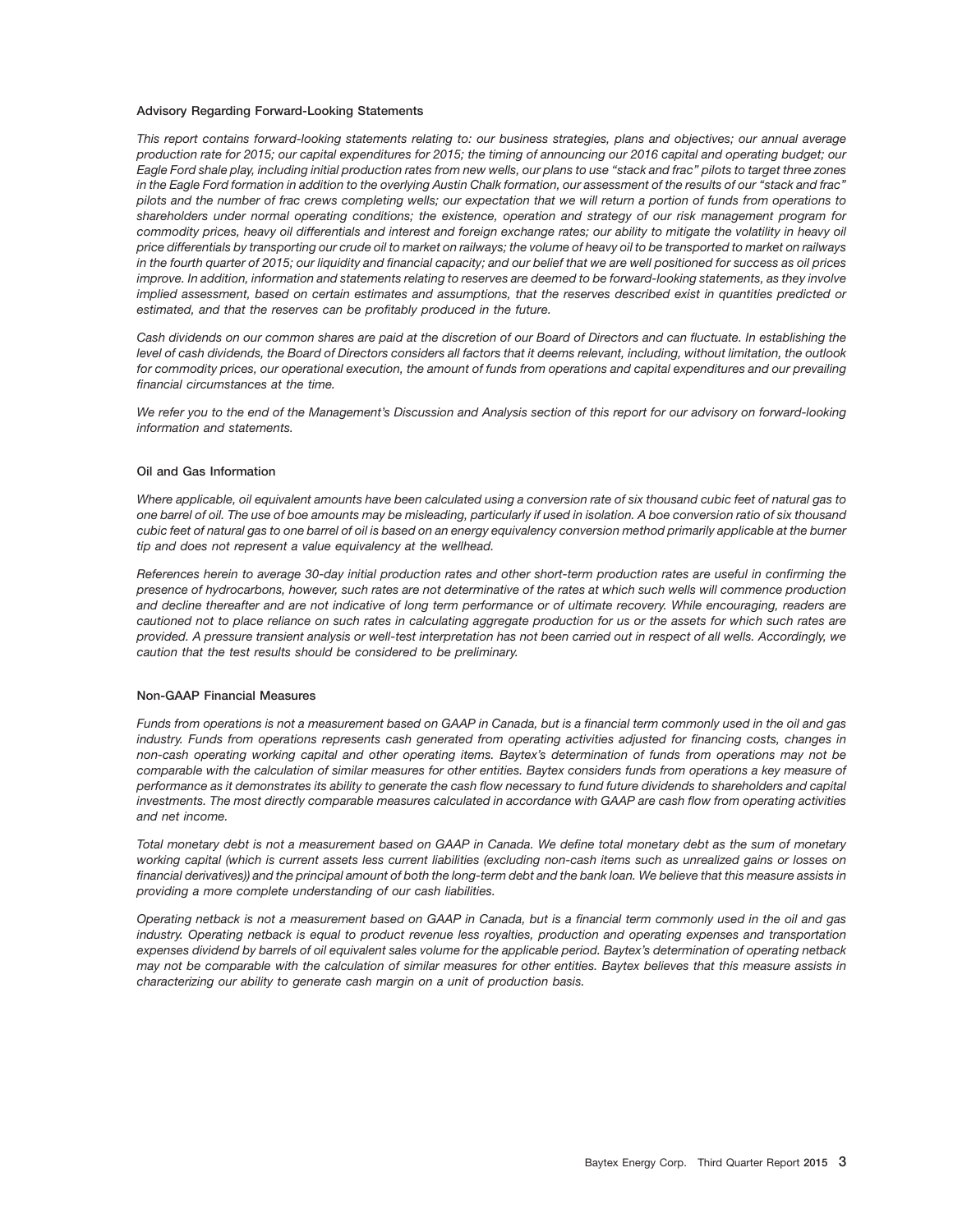## Advisory Regarding Forward-Looking Statements

*This report contains forward-looking statements relating to: our business strategies, plans and objectives; our annual average production rate for 2015; our capital expenditures for 2015; the timing of announcing our 2016 capital and operating budget; our Eagle Ford shale play, including initial production rates from new wells, our plans to use "stack and frac" pilots to target three zones in the Eagle Ford formation in addition to the overlying Austin Chalk formation, our assessment of the results of our "stack and frac" pilots and the number of frac crews completing wells; our expectation that we will return a portion of funds from operations to shareholders under normal operating conditions; the existence, operation and strategy of our risk management program for commodity prices, heavy oil differentials and interest and foreign exchange rates; our ability to mitigate the volatility in heavy oil price differentials by transporting our crude oil to market on railways; the volume of heavy oil to be transported to market on railways in the fourth quarter of 2015; our liquidity and financial capacity; and our belief that we are well positioned for success as oil prices improve. In addition, information and statements relating to reserves are deemed to be forward-looking statements, as they involve implied assessment, based on certain estimates and assumptions, that the reserves described exist in quantities predicted or estimated, and that the reserves can be profitably produced in the future.*

*Cash dividends on our common shares are paid at the discretion of our Board of Directors and can fluctuate. In establishing the level of cash dividends, the Board of Directors considers all factors that it deems relevant, including, without limitation, the outlook for commodity prices, our operational execution, the amount of funds from operations and capital expenditures and our prevailing financial circumstances at the time.*

*We refer you to the end of the Management's Discussion and Analysis section of this report for our advisory on forward-looking information and statements.*

## Oil and Gas Information

*Where applicable, oil equivalent amounts have been calculated using a conversion rate of six thousand cubic feet of natural gas to one barrel of oil. The use of boe amounts may be misleading, particularly if used in isolation. A boe conversion ratio of six thousand cubic feet of natural gas to one barrel of oil is based on an energy equivalency conversion method primarily applicable at the burner tip and does not represent a value equivalency at the wellhead.*

*References herein to average 30-day initial production rates and other short-term production rates are useful in confirming the presence of hydrocarbons, however, such rates are not determinative of the rates at which such wells will commence production and decline thereafter and are not indicative of long term performance or of ultimate recovery. While encouraging, readers are cautioned not to place reliance on such rates in calculating aggregate production for us or the assets for which such rates are provided. A pressure transient analysis or well-test interpretation has not been carried out in respect of all wells. Accordingly, we caution that the test results should be considered to be preliminary.*

## Non-GAAP Financial Measures

*Funds from operations is not a measurement based on GAAP in Canada, but is a financial term commonly used in the oil and gas industry. Funds from operations represents cash generated from operating activities adjusted for financing costs, changes in non-cash operating working capital and other operating items. Baytex's determination of funds from operations may not be comparable with the calculation of similar measures for other entities. Baytex considers funds from operations a key measure of performance as it demonstrates its ability to generate the cash flow necessary to fund future dividends to shareholders and capital investments. The most directly comparable measures calculated in accordance with GAAP are cash flow from operating activities and net income.*

*Total monetary debt is not a measurement based on GAAP in Canada. We define total monetary debt as the sum of monetary working capital (which is current assets less current liabilities (excluding non-cash items such as unrealized gains or losses on financial derivatives)) and the principal amount of both the long-term debt and the bank loan. We believe that this measure assists in providing a more complete understanding of our cash liabilities.*

*Operating netback is not a measurement based on GAAP in Canada, but is a financial term commonly used in the oil and gas industry. Operating netback is equal to product revenue less royalties, production and operating expenses and transportation expenses dividend by barrels of oil equivalent sales volume for the applicable period. Baytex's determination of operating netback may not be comparable with the calculation of similar measures for other entities. Baytex believes that this measure assists in characterizing our ability to generate cash margin on a unit of production basis.*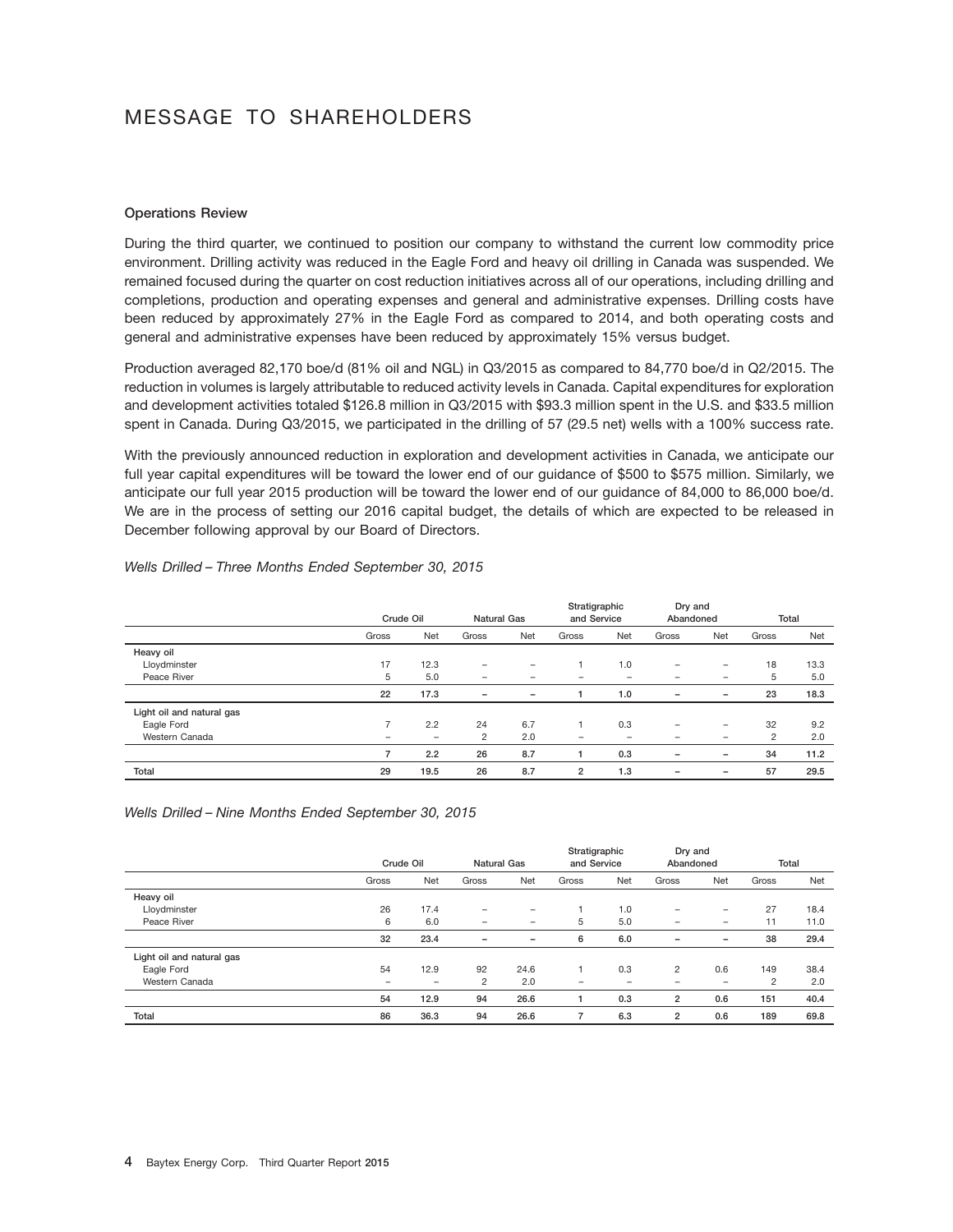# MESSAGE TO SHAREHOLDERS

**Operations Review**

During the third quarter, we continued to position our company to withstand the current low commodity price environment. Drilling activity was reduced in the Eagle Ford and heavy oil drilling in Canada was suspended. We remained focused during the quarter on cost reduction initiatives across all of our operations, including drilling and completions, production and operating expenses and general and administrative expenses. Drilling costs have been reduced by approximately 27% in the Eagle Ford as compared to 2014, and both operating costs and general and administrative expenses have been reduced by approximately 15% versus budget.

Production averaged 82,170 boe/d (81% oil and NGL) in Q3/2015 as compared to 84,770 boe/d in Q2/2015. The reduction in volumes is largely attributable to reduced activity levels in Canada. Capital expenditures for exploration and development activities totaled $126.8 million in Q3/2015 with $93.3 million spent in the U.S. and $33.5 million spent in Canada. During Q3/2015, we participated in the drilling of 57 (29.5 net) wells with a 100% success rate.

With the previously announced reduction in exploration and development activities in Canada, we anticipate our full year capital expenditures will be toward the lower end of our guidance of $500 to $575 million. Similarly, we anticipate our full year 2015 production will be toward the lower end of our guidance of 84,000 to 86,000 boe/d. We are in the process of setting our 2016 capital budget, the details of which are expected to be released in December following approval by our Board of Directors.

*Wells Drilled – Three Months Ended September 30, 2015*

| | Crude Oil | | Natural Gas | | Stratigraphic and Service | | Dry and Abandoned | | Total | |
|---|---|---|---|---|---|---|---|---|---|---|
| | Gross | Net | Gross | Net | Gross | Net | Gross | Net | Gross | Net |
| **Heavy oil** | | | | | | | | | | |
| Lloydminster | 17 | 12.3 | – | – | 1 | 1.0 | – | – | 18 | 13.3 |
| Peace River | 5 | 5.0 | – | – | – | – | – | – | 5 | 5.0 |
| | **22** | **17.3** | **–** | **–** | **1** | **1.0** | **–** | **–** | **23** | **18.3** |
| **Light oil and natural gas** | | | | | | | | | | |
| Eagle Ford | 7 | 2.2 | 24 | 6.7 | 1 | 0.3 | – | – | 32 | 9.2 |
| Western Canada | – | – | 2 | 2.0 | – | – | – | – | 2 | 2.0 |
| | **7** | **2.2** | **26** | **8.7** | **1** | **0.3** | **–** | **–** | **34** | **11.2** |
| **Total** | **29** | **19.5** | **26** | **8.7** | **2** | **1.3** | **–** | **–** | **57** | **29.5** |

*Wells Drilled – Nine Months Ended September 30, 2015*

| | Crude Oil | | Natural Gas | | Stratigraphic and Service | | Dry and Abandoned | | Total | |
|---|---|---|---|---|---|---|---|---|---|---|
| | Gross | Net | Gross | Net | Gross | Net | Gross | Net | Gross | Net |
| **Heavy oil** | | | | | | | | | | |
| Lloydminster | 26 | 17.4 | – | – | 1 | 1.0 | – | – | 27 | 18.4 |
| Peace River | 6 | 6.0 | – | – | 5 | 5.0 | – | – | 11 | 11.0 |
| | **32** | **23.4** | **–** | **–** | **6** | **6.0** | **–** | **–** | **38** | **29.4** |
| **Light oil and natural gas** | | | | | | | | | | |
| Eagle Ford | 54 | 12.9 | 92 | 24.6 | 1 | 0.3 | 2 | 0.6 | 149 | 38.4 |
| Western Canada | – | – | 2 | 2.0 | – | – | – | – | 2 | 2.0 |
| | **54** | **12.9** | **94** | **26.6** | **1** | **0.3** | **2** | **0.6** | **151** | **40.4** |
| **Total** | **86** | **36.3** | **94** | **26.6** | **7** | **6.3** | **2** | **0.6** | **189** | **69.8** |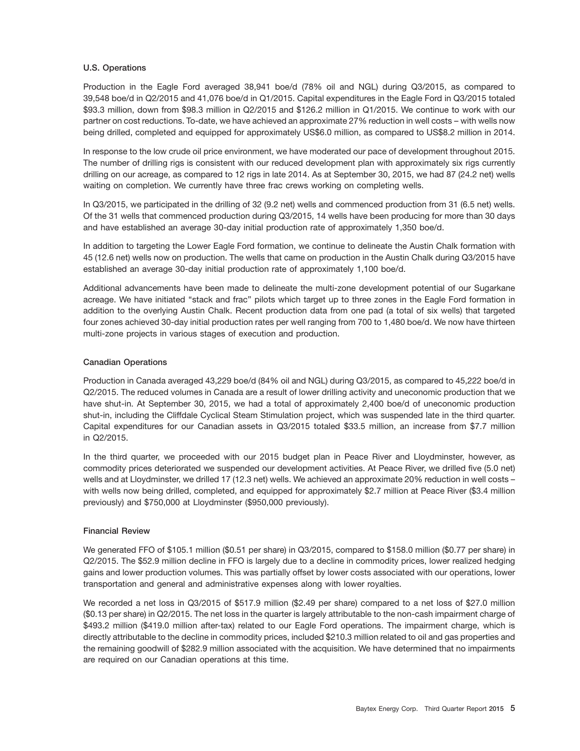### U.S. Operations

Production in the Eagle Ford averaged 38,941 boe/d (78% oil and NGL) during Q3/2015, as compared to 39,548 boe/d in Q2/2015 and 41,076 boe/d in Q1/2015. Capital expenditures in the Eagle Ford in Q3/2015 totaled $93.3 million, down from $98.3 million in Q2/2015 and $126.2 million in Q1/2015. We continue to work with our partner on cost reductions. To-date, we have achieved an approximate 27% reduction in well costs – with wells now being drilled, completed and equipped for approximately US$6.0 million, as compared to US$8.2 million in 2014.

In response to the low crude oil price environment, we have moderated our pace of development throughout 2015. The number of drilling rigs is consistent with our reduced development plan with approximately six rigs currently drilling on our acreage, as compared to 12 rigs in late 2014. As at September 30, 2015, we had 87 (24.2 net) wells waiting on completion. We currently have three frac crews working on completing wells.

In Q3/2015, we participated in the drilling of 32 (9.2 net) wells and commenced production from 31 (6.5 net) wells. Of the 31 wells that commenced production during Q3/2015, 14 wells have been producing for more than 30 days and have established an average 30-day initial production rate of approximately 1,350 boe/d.

In addition to targeting the Lower Eagle Ford formation, we continue to delineate the Austin Chalk formation with 45 (12.6 net) wells now on production. The wells that came on production in the Austin Chalk during Q3/2015 have established an average 30-day initial production rate of approximately 1,100 boe/d.

Additional advancements have been made to delineate the multi-zone development potential of our Sugarkane acreage. We have initiated "stack and frac" pilots which target up to three zones in the Eagle Ford formation in addition to the overlying Austin Chalk. Recent production data from one pad (a total of six wells) that targeted four zones achieved 30-day initial production rates per well ranging from 700 to 1,480 boe/d. We now have thirteen multi-zone projects in various stages of execution and production.

### Canadian Operations

Production in Canada averaged 43,229 boe/d (84% oil and NGL) during Q3/2015, as compared to 45,222 boe/d in Q2/2015. The reduced volumes in Canada are a result of lower drilling activity and uneconomic production that we have shut-in. At September 30, 2015, we had a total of approximately 2,400 boe/d of uneconomic production shut-in, including the Cliffdale Cyclical Steam Stimulation project, which was suspended late in the third quarter. Capital expenditures for our Canadian assets in Q3/2015 totaled $33.5 million, an increase from $7.7 million in Q2/2015.

In the third quarter, we proceeded with our 2015 budget plan in Peace River and Lloydminster, however, as commodity prices deteriorated we suspended our development activities. At Peace River, we drilled five (5.0 net) wells and at Lloydminster, we drilled 17 (12.3 net) wells. We achieved an approximate 20% reduction in well costs – with wells now being drilled, completed, and equipped for approximately $2.7 million at Peace River ($3.4 million previously) and $750,000 at Lloydminster ($950,000 previously).

### Financial Review

We generated FFO of $105.1 million ($0.51 per share) in Q3/2015, compared to $158.0 million ($0.77 per share) in Q2/2015. The $52.9 million decline in FFO is largely due to a decline in commodity prices, lower realized hedging gains and lower production volumes. This was partially offset by lower costs associated with our operations, lower transportation and general and administrative expenses along with lower royalties.

We recorded a net loss in Q3/2015 of $517.9 million ($2.49 per share) compared to a net loss of $27.0 million ($0.13 per share) in Q2/2015. The net loss in the quarter is largely attributable to the non-cash impairment charge of $493.2 million ($419.0 million after-tax) related to our Eagle Ford operations. The impairment charge, which is directly attributable to the decline in commodity prices, included $210.3 million related to oil and gas properties and the remaining goodwill of $282.9 million associated with the acquisition. We have determined that no impairments are required on our Canadian operations at this time.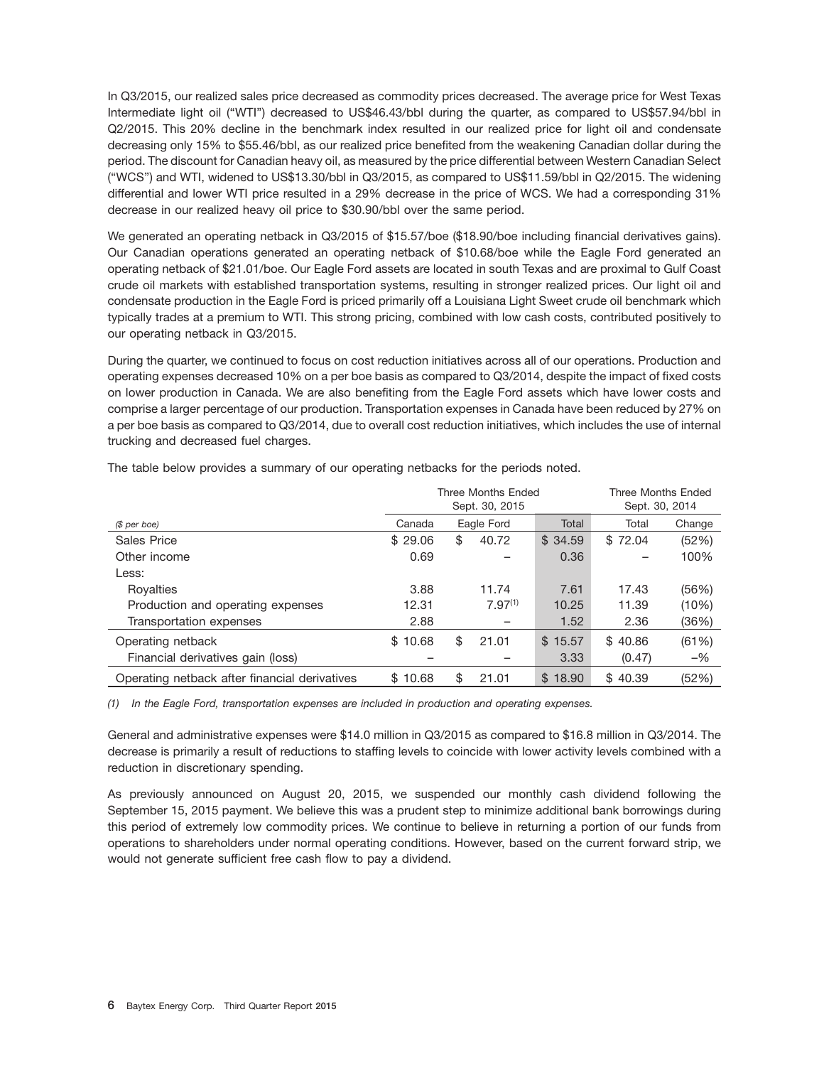In Q3/2015, our realized sales price decreased as commodity prices decreased. The average price for West Texas Intermediate light oil ("WTI") decreased to US$46.43/bbl during the quarter, as compared to US$57.94/bbl in Q2/2015. This 20% decline in the benchmark index resulted in our realized price for light oil and condensate decreasing only 15% to $55.46/bbl, as our realized price benefited from the weakening Canadian dollar during the period. The discount for Canadian heavy oil, as measured by the price differential between Western Canadian Select ("WCS") and WTI, widened to US$13.30/bbl in Q3/2015, as compared to US$11.59/bbl in Q2/2015. The widening differential and lower WTI price resulted in a 29% decrease in the price of WCS. We had a corresponding 31% decrease in our realized heavy oil price to $30.90/bbl over the same period.

We generated an operating netback in Q3/2015 of $15.57/boe ($18.90/boe including financial derivatives gains). Our Canadian operations generated an operating netback of $10.68/boe while the Eagle Ford generated an operating netback of $21.01/boe. Our Eagle Ford assets are located in south Texas and are proximal to Gulf Coast crude oil markets with established transportation systems, resulting in stronger realized prices. Our light oil and condensate production in the Eagle Ford is priced primarily off a Louisiana Light Sweet crude oil benchmark which typically trades at a premium to WTI. This strong pricing, combined with low cash costs, contributed positively to our operating netback in Q3/2015.

During the quarter, we continued to focus on cost reduction initiatives across all of our operations. Production and operating expenses decreased 10% on a per boe basis as compared to Q3/2014, despite the impact of fixed costs on lower production in Canada. We are also benefiting from the Eagle Ford assets which have lower costs and comprise a larger percentage of our production. Transportation expenses in Canada have been reduced by 27% on a per boe basis as compared to Q3/2014, due to overall cost reduction initiatives, which includes the use of internal trucking and decreased fuel charges.

The table below provides a summary of our operating netbacks for the periods noted.

| | Three Months Ended Sept. 30, 2015 | | | Three Months Ended Sept. 30, 2014 | |
|---|---|---|---|---|---|
| *($ per boe)* | Canada | Eagle Ford | Total | Total | Change |
| Sales Price | $ 29.06 | $ 40.72 | $ 34.59 | $ 72.04 | (52%) |
| Other income | 0.69 | – | 0.36 | – | 100% |
| Less: | | | | | |
| Royalties | 3.88 | 11.74 | 7.61 | 17.43 | (56%) |
| Production and operating expenses | 12.31 | 7.97[1] | 10.25 | 11.39 | (10%) |
| Transportation expenses | 2.88 | – | 1.52 | 2.36 | (36%) |
| Operating netback | $ 10.68 | $ 21.01 | $ 15.57 | $ 40.86 | (61%) |
| Financial derivatives gain (loss) | – | – | 3.33 | (0.47) | –% |
| Operating netback after financial derivatives | $ 10.68 | $ 21.01 | $ 18.90 | $ 40.39 | (52%) |

*(1) In the Eagle Ford, transportation expenses are included in production and operating expenses.*

General and administrative expenses were $14.0 million in Q3/2015 as compared to $16.8 million in Q3/2014. The decrease is primarily a result of reductions to staffing levels to coincide with lower activity levels combined with a reduction in discretionary spending.

As previously announced on August 20, 2015, we suspended our monthly cash dividend following the September 15, 2015 payment. We believe this was a prudent step to minimize additional bank borrowings during this period of extremely low commodity prices. We continue to believe in returning a portion of our funds from operations to shareholders under normal operating conditions. However, based on the current forward strip, we would not generate sufficient free cash flow to pay a dividend.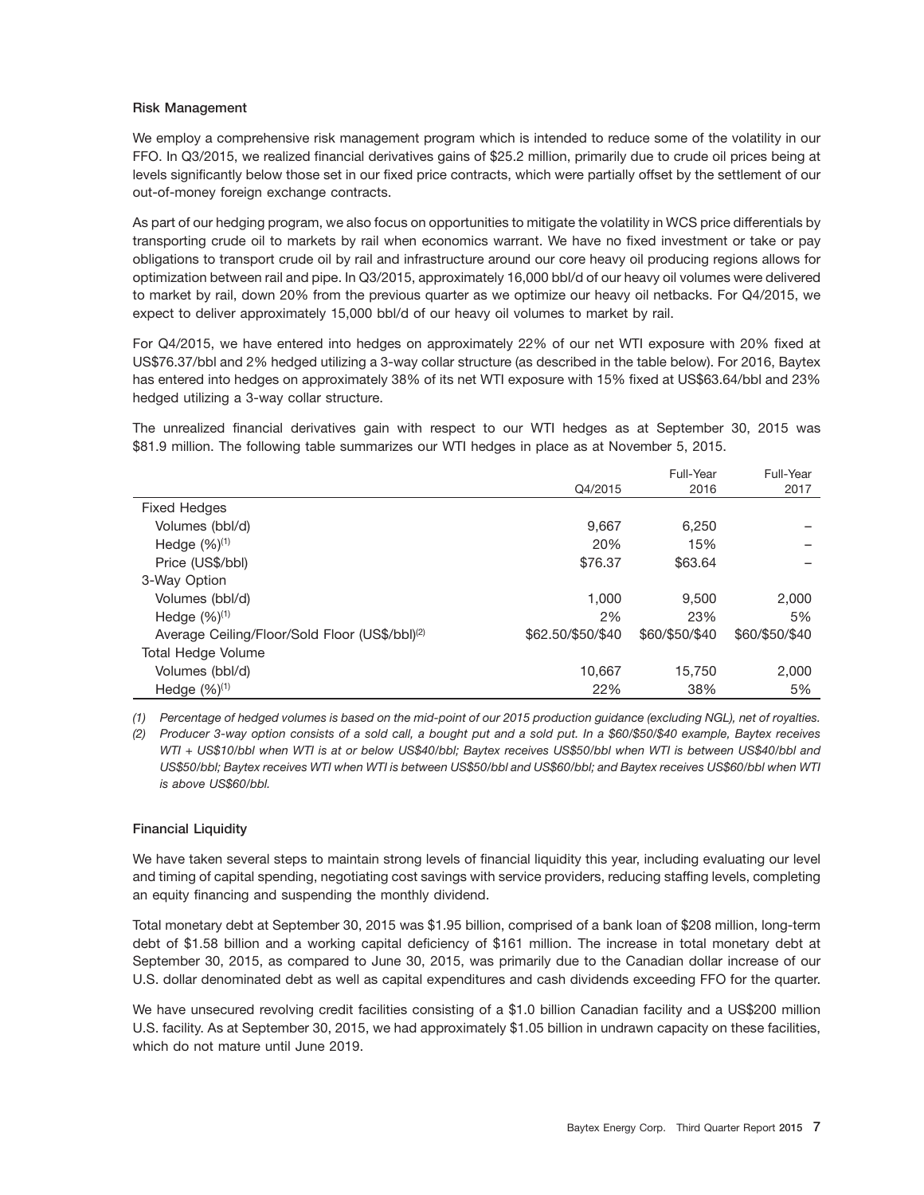### Risk Management

We employ a comprehensive risk management program which is intended to reduce some of the volatility in our FFO. In Q3/2015, we realized financial derivatives gains of $25.2 million, primarily due to crude oil prices being at levels significantly below those set in our fixed price contracts, which were partially offset by the settlement of our out-of-money foreign exchange contracts.

As part of our hedging program, we also focus on opportunities to mitigate the volatility in WCS price differentials by transporting crude oil to markets by rail when economics warrant. We have no fixed investment or take or pay obligations to transport crude oil by rail and infrastructure around our core heavy oil producing regions allows for optimization between rail and pipe. In Q3/2015, approximately 16,000 bbl/d of our heavy oil volumes were delivered to market by rail, down 20% from the previous quarter as we optimize our heavy oil netbacks. For Q4/2015, we expect to deliver approximately 15,000 bbl/d of our heavy oil volumes to market by rail.

For Q4/2015, we have entered into hedges on approximately 22% of our net WTI exposure with 20% fixed at US$76.37/bbl and 2% hedged utilizing a 3-way collar structure (as described in the table below). For 2016, Baytex has entered into hedges on approximately 38% of its net WTI exposure with 15% fixed at US$63.64/bbl and 23% hedged utilizing a 3-way collar structure.

The unrealized financial derivatives gain with respect to our WTI hedges as at September 30, 2015 was $81.9 million. The following table summarizes our WTI hedges in place as at November 5, 2015.

| | Q4/2015 | Full-Year 2016 | Full-Year 2017 |
|---|---|---|---|
| Fixed Hedges | | | |
| Volumes (bbl/d) | 9,667 | 6,250 | – |
| Hedge (%)[(1)] | 20% | 15% | – |
| Price (US$/bbl) | $76.37 | $63.64 | – |
| 3-Way Option | | | |
| Volumes (bbl/d) | 1,000 | 9,500 | 2,000 |
| Hedge (%)[(1)] | 2% | 23% | 5% |
| Average Ceiling/Floor/Sold Floor (US$/bbl)[(2)] | $62.50/$50/$40 | $60/$50/$40 | $60/$50/$40 |
| Total Hedge Volume | | | |
| Volumes (bbl/d) | 10,667 | 15,750 | 2,000 |
| Hedge (%)[(1)] | 22% | 38% | 5% |

*(1) Percentage of hedged volumes is based on the mid-point of our 2015 production guidance (excluding NGL), net of royalties.*

*(2) Producer 3-way option consists of a sold call, a bought put and a sold put. In a $60/$50/$40 example, Baytex receives WTI + US$10/bbl when WTI is at or below US$40/bbl; Baytex receives US$50/bbl when WTI is between US$40/bbl and US$50/bbl; Baytex receives WTI when WTI is between US$50/bbl and US$60/bbl; and Baytex receives US$60/bbl when WTI is above US$60/bbl.*

### Financial Liquidity

We have taken several steps to maintain strong levels of financial liquidity this year, including evaluating our level and timing of capital spending, negotiating cost savings with service providers, reducing staffing levels, completing an equity financing and suspending the monthly dividend.

Total monetary debt at September 30, 2015 was $1.95 billion, comprised of a bank loan of $208 million, long-term debt of $1.58 billion and a working capital deficiency of $161 million. The increase in total monetary debt at September 30, 2015, as compared to June 30, 2015, was primarily due to the Canadian dollar increase of our U.S. dollar denominated debt as well as capital expenditures and cash dividends exceeding FFO for the quarter.

We have unsecured revolving credit facilities consisting of a $1.0 billion Canadian facility and a US$200 million U.S. facility. As at September 30, 2015, we had approximately $1.05 billion in undrawn capacity on these facilities, which do not mature until June 2019.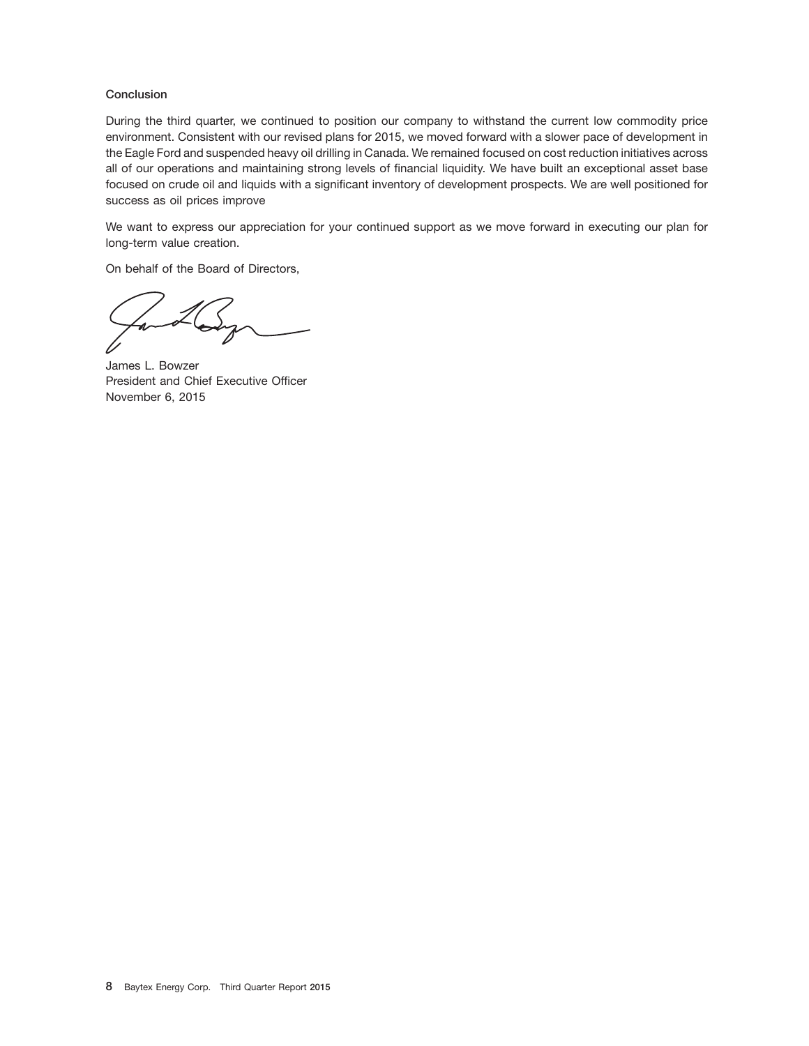### Conclusion

During the third quarter, we continued to position our company to withstand the current low commodity price environment. Consistent with our revised plans for 2015, we moved forward with a slower pace of development in the Eagle Ford and suspended heavy oil drilling in Canada. We remained focused on cost reduction initiatives across all of our operations and maintaining strong levels of financial liquidity. We have built an exceptional asset base focused on crude oil and liquids with a significant inventory of development prospects. We are well positioned for success as oil prices improve

We want to express our appreciation for your continued support as we move forward in executing our plan for long-term value creation.

On behalf of the Board of Directors,

James L. Bowzer
President and Chief Executive Officer
November 6, 2015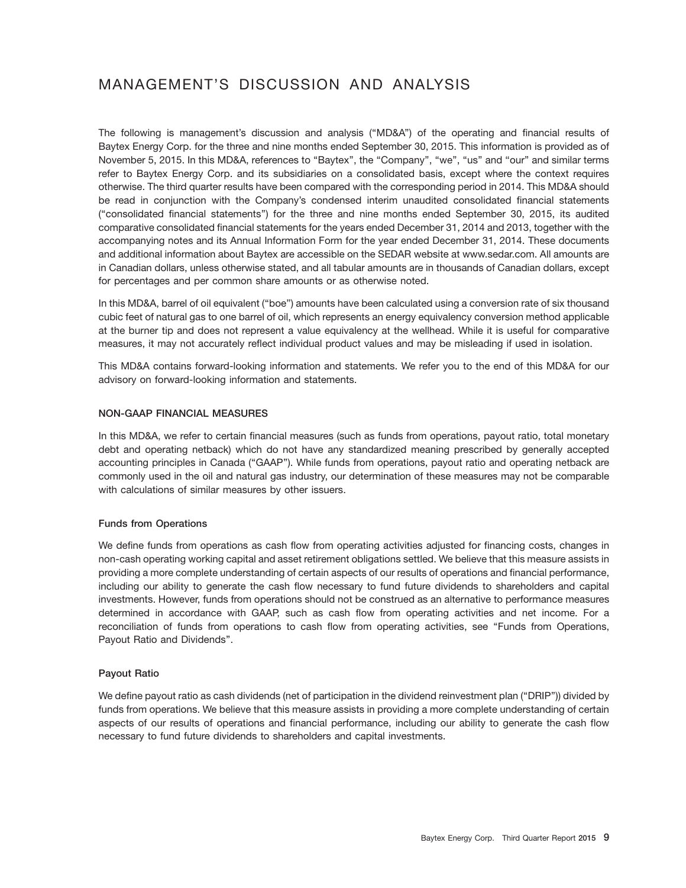# MANAGEMENT'S DISCUSSION AND ANALYSIS

The following is management's discussion and analysis ("MD&A") of the operating and financial results of Baytex Energy Corp. for the three and nine months ended September 30, 2015. This information is provided as of November 5, 2015. In this MD&A, references to "Baytex", the "Company", "we", "us" and "our" and similar terms refer to Baytex Energy Corp. and its subsidiaries on a consolidated basis, except where the context requires otherwise. The third quarter results have been compared with the corresponding period in 2014. This MD&A should be read in conjunction with the Company's condensed interim unaudited consolidated financial statements ("consolidated financial statements") for the three and nine months ended September 30, 2015, its audited comparative consolidated financial statements for the years ended December 31, 2014 and 2013, together with the accompanying notes and its Annual Information Form for the year ended December 31, 2014. These documents and additional information about Baytex are accessible on the SEDAR website at www.sedar.com. All amounts are in Canadian dollars, unless otherwise stated, and all tabular amounts are in thousands of Canadian dollars, except for percentages and per common share amounts or as otherwise noted.

In this MD&A, barrel of oil equivalent ("boe") amounts have been calculated using a conversion rate of six thousand cubic feet of natural gas to one barrel of oil, which represents an energy equivalency conversion method applicable at the burner tip and does not represent a value equivalency at the wellhead. While it is useful for comparative measures, it may not accurately reflect individual product values and may be misleading if used in isolation.

This MD&A contains forward-looking information and statements. We refer you to the end of this MD&A for our advisory on forward-looking information and statements.

## NON-GAAP FINANCIAL MEASURES

In this MD&A, we refer to certain financial measures (such as funds from operations, payout ratio, total monetary debt and operating netback) which do not have any standardized meaning prescribed by generally accepted accounting principles in Canada ("GAAP"). While funds from operations, payout ratio and operating netback are commonly used in the oil and natural gas industry, our determination of these measures may not be comparable with calculations of similar measures by other issuers.

### Funds from Operations

We define funds from operations as cash flow from operating activities adjusted for financing costs, changes in non-cash operating working capital and asset retirement obligations settled. We believe that this measure assists in providing a more complete understanding of certain aspects of our results of operations and financial performance, including our ability to generate the cash flow necessary to fund future dividends to shareholders and capital investments. However, funds from operations should not be construed as an alternative to performance measures determined in accordance with GAAP, such as cash flow from operating activities and net income. For a reconciliation of funds from operations to cash flow from operating activities, see "Funds from Operations, Payout Ratio and Dividends".

### Payout Ratio

We define payout ratio as cash dividends (net of participation in the dividend reinvestment plan ("DRIP")) divided by funds from operations. We believe that this measure assists in providing a more complete understanding of certain aspects of our results of operations and financial performance, including our ability to generate the cash flow necessary to fund future dividends to shareholders and capital investments.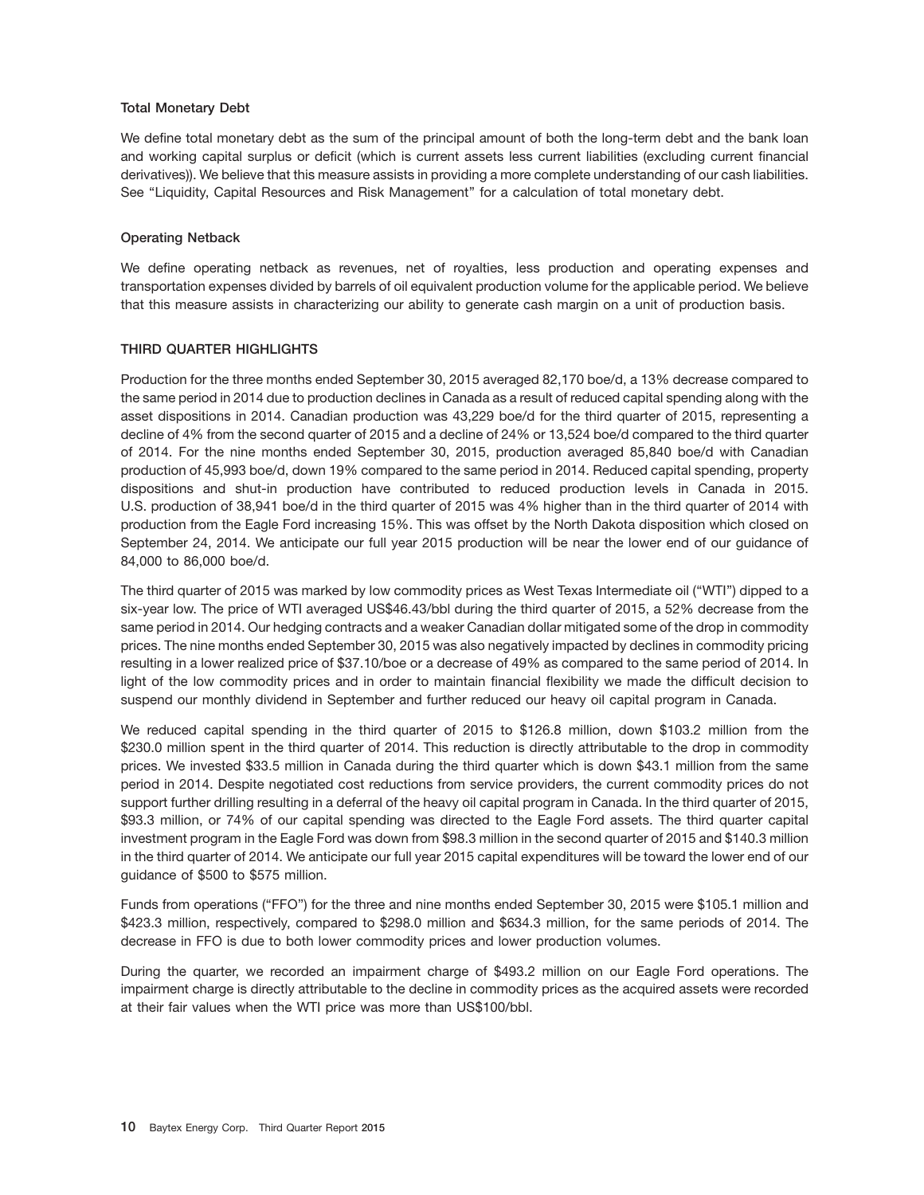### Total Monetary Debt

We define total monetary debt as the sum of the principal amount of both the long-term debt and the bank loan and working capital surplus or deficit (which is current assets less current liabilities (excluding current financial derivatives)). We believe that this measure assists in providing a more complete understanding of our cash liabilities. See "Liquidity, Capital Resources and Risk Management" for a calculation of total monetary debt.

### Operating Netback

We define operating netback as revenues, net of royalties, less production and operating expenses and transportation expenses divided by barrels of oil equivalent production volume for the applicable period. We believe that this measure assists in characterizing our ability to generate cash margin on a unit of production basis.

## THIRD QUARTER HIGHLIGHTS

Production for the three months ended September 30, 2015 averaged 82,170 boe/d, a 13% decrease compared to the same period in 2014 due to production declines in Canada as a result of reduced capital spending along with the asset dispositions in 2014. Canadian production was 43,229 boe/d for the third quarter of 2015, representing a decline of 4% from the second quarter of 2015 and a decline of 24% or 13,524 boe/d compared to the third quarter of 2014. For the nine months ended September 30, 2015, production averaged 85,840 boe/d with Canadian production of 45,993 boe/d, down 19% compared to the same period in 2014. Reduced capital spending, property dispositions and shut-in production have contributed to reduced production levels in Canada in 2015. U.S. production of 38,941 boe/d in the third quarter of 2015 was 4% higher than in the third quarter of 2014 with production from the Eagle Ford increasing 15%. This was offset by the North Dakota disposition which closed on September 24, 2014. We anticipate our full year 2015 production will be near the lower end of our guidance of 84,000 to 86,000 boe/d.

The third quarter of 2015 was marked by low commodity prices as West Texas Intermediate oil ("WTI") dipped to a six-year low. The price of WTI averaged US$46.43/bbl during the third quarter of 2015, a 52% decrease from the same period in 2014. Our hedging contracts and a weaker Canadian dollar mitigated some of the drop in commodity prices. The nine months ended September 30, 2015 was also negatively impacted by declines in commodity pricing resulting in a lower realized price of $37.10/boe or a decrease of 49% as compared to the same period of 2014. In light of the low commodity prices and in order to maintain financial flexibility we made the difficult decision to suspend our monthly dividend in September and further reduced our heavy oil capital program in Canada.

We reduced capital spending in the third quarter of 2015 to $126.8 million, down $103.2 million from the $230.0 million spent in the third quarter of 2014. This reduction is directly attributable to the drop in commodity prices. We invested $33.5 million in Canada during the third quarter which is down $43.1 million from the same period in 2014. Despite negotiated cost reductions from service providers, the current commodity prices do not support further drilling resulting in a deferral of the heavy oil capital program in Canada. In the third quarter of 2015, $93.3 million, or 74% of our capital spending was directed to the Eagle Ford assets. The third quarter capital investment program in the Eagle Ford was down from $98.3 million in the second quarter of 2015 and $140.3 million in the third quarter of 2014. We anticipate our full year 2015 capital expenditures will be toward the lower end of our guidance of $500 to $575 million.

Funds from operations ("FFO") for the three and nine months ended September 30, 2015 were $105.1 million and $423.3 million, respectively, compared to $298.0 million and $634.3 million, for the same periods of 2014. The decrease in FFO is due to both lower commodity prices and lower production volumes.

During the quarter, we recorded an impairment charge of $493.2 million on our Eagle Ford operations. The impairment charge is directly attributable to the decline in commodity prices as the acquired assets were recorded at their fair values when the WTI price was more than US$100/bbl.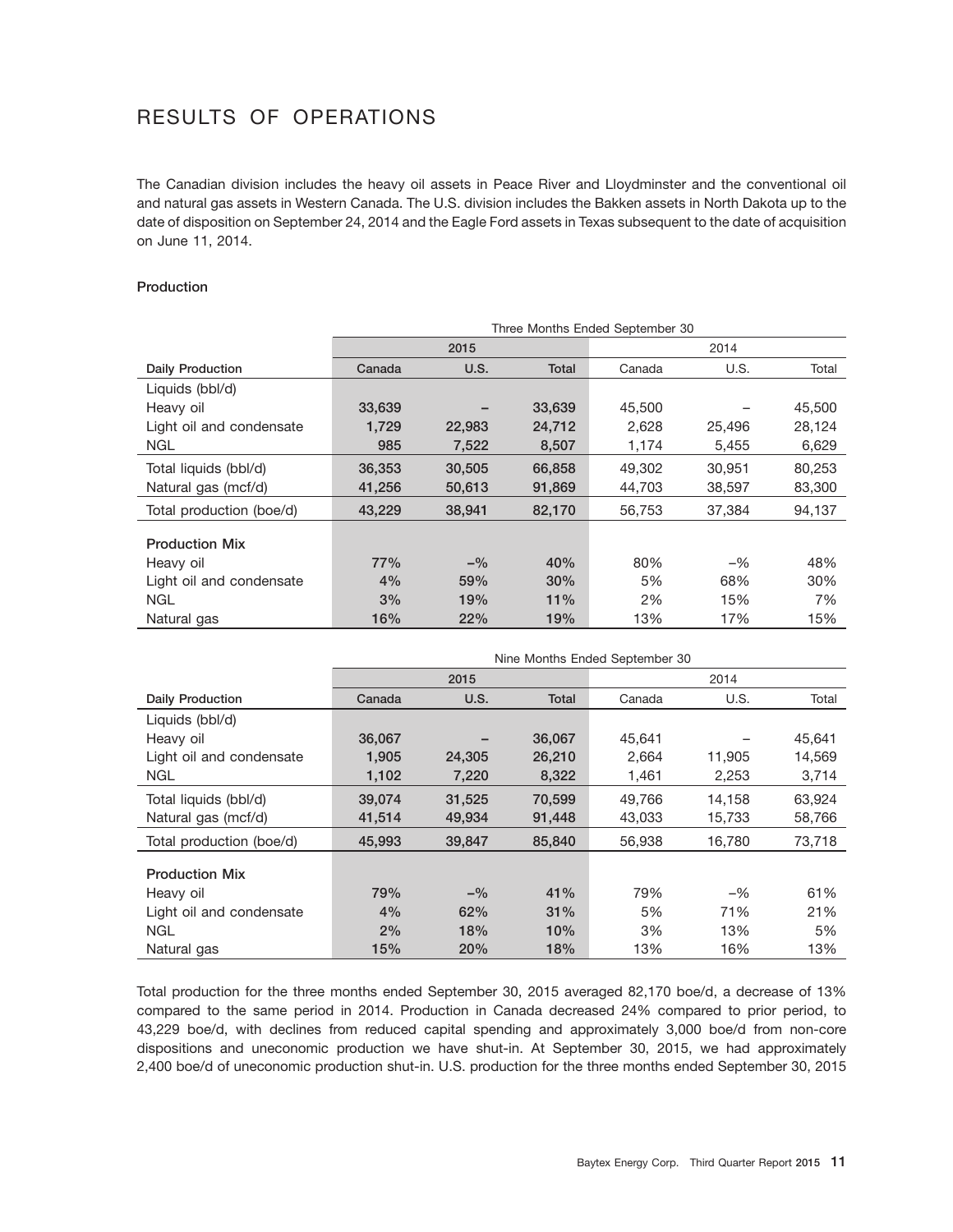# RESULTS OF OPERATIONS

The Canadian division includes the heavy oil assets in Peace River and Lloydminster and the conventional oil and natural gas assets in Western Canada. The U.S. division includes the Bakken assets in North Dakota up to the date of disposition on September 24, 2014 and the Eagle Ford assets in Texas subsequent to the date of acquisition on June 11, 2014.

### Production

| | Three Months Ended September 30 | | | | | |
|---|---|---|---|---|---|---|
| | 2015 | | | 2014 | | |
| **Daily Production** | **Canada** | **U.S.** | **Total** | Canada | U.S. | Total |
| Liquids (bbl/d) | | | | | | |
| Heavy oil | **33,639** | **–** | **33,639** | 45,500 | – | 45,500 |
| Light oil and condensate | **1,729** | **22,983** | **24,712** | 2,628 | 25,496 | 28,124 |
| NGL | **985** | **7,522** | **8,507** | 1,174 | 5,455 | 6,629 |
| Total liquids (bbl/d) | **36,353** | **30,505** | **66,858** | 49,302 | 30,951 | 80,253 |
| Natural gas (mcf/d) | **41,256** | **50,613** | **91,869** | 44,703 | 38,597 | 83,300 |
| Total production (boe/d) | **43,229** | **38,941** | **82,170** | 56,753 | 37,384 | 94,137 |
| **Production Mix** | | | | | | |
| Heavy oil | **77%** | **–%** | **40%** | 80% | –% | 48% |
| Light oil and condensate | **4%** | **59%** | **30%** | 5% | 68% | 30% |
| NGL | **3%** | **19%** | **11%** | 2% | 15% | 7% |
| Natural gas | **16%** | **22%** | **19%** | 13% | 17% | 15% |

| | Nine Months Ended September 30 | | | | | |
|---|---|---|---|---|---|---|
| | 2015 | | | 2014 | | |
| **Daily Production** | **Canada** | **U.S.** | **Total** | Canada | U.S. | Total |
| Liquids (bbl/d) | | | | | | |
| Heavy oil | **36,067** | **–** | **36,067** | 45,641 | – | 45,641 |
| Light oil and condensate | **1,905** | **24,305** | **26,210** | 2,664 | 11,905 | 14,569 |
| NGL | **1,102** | **7,220** | **8,322** | 1,461 | 2,253 | 3,714 |
| Total liquids (bbl/d) | **39,074** | **31,525** | **70,599** | 49,766 | 14,158 | 63,924 |
| Natural gas (mcf/d) | **41,514** | **49,934** | **91,448** | 43,033 | 15,733 | 58,766 |
| Total production (boe/d) | **45,993** | **39,847** | **85,840** | 56,938 | 16,780 | 73,718 |
| **Production Mix** | | | | | | |
| Heavy oil | **79%** | **–%** | **41%** | 79% | –% | 61% |
| Light oil and condensate | **4%** | **62%** | **31%** | 5% | 71% | 21% |
| NGL | **2%** | **18%** | **10%** | 3% | 13% | 5% |
| Natural gas | **15%** | **20%** | **18%** | 13% | 16% | 13% |

Total production for the three months ended September 30, 2015 averaged 82,170 boe/d, a decrease of 13% compared to the same period in 2014. Production in Canada decreased 24% compared to prior period, to 43,229 boe/d, with declines from reduced capital spending and approximately 3,000 boe/d from non-core dispositions and uneconomic production we have shut-in. At September 30, 2015, we had approximately 2,400 boe/d of uneconomic production shut-in. U.S. production for the three months ended September 30, 2015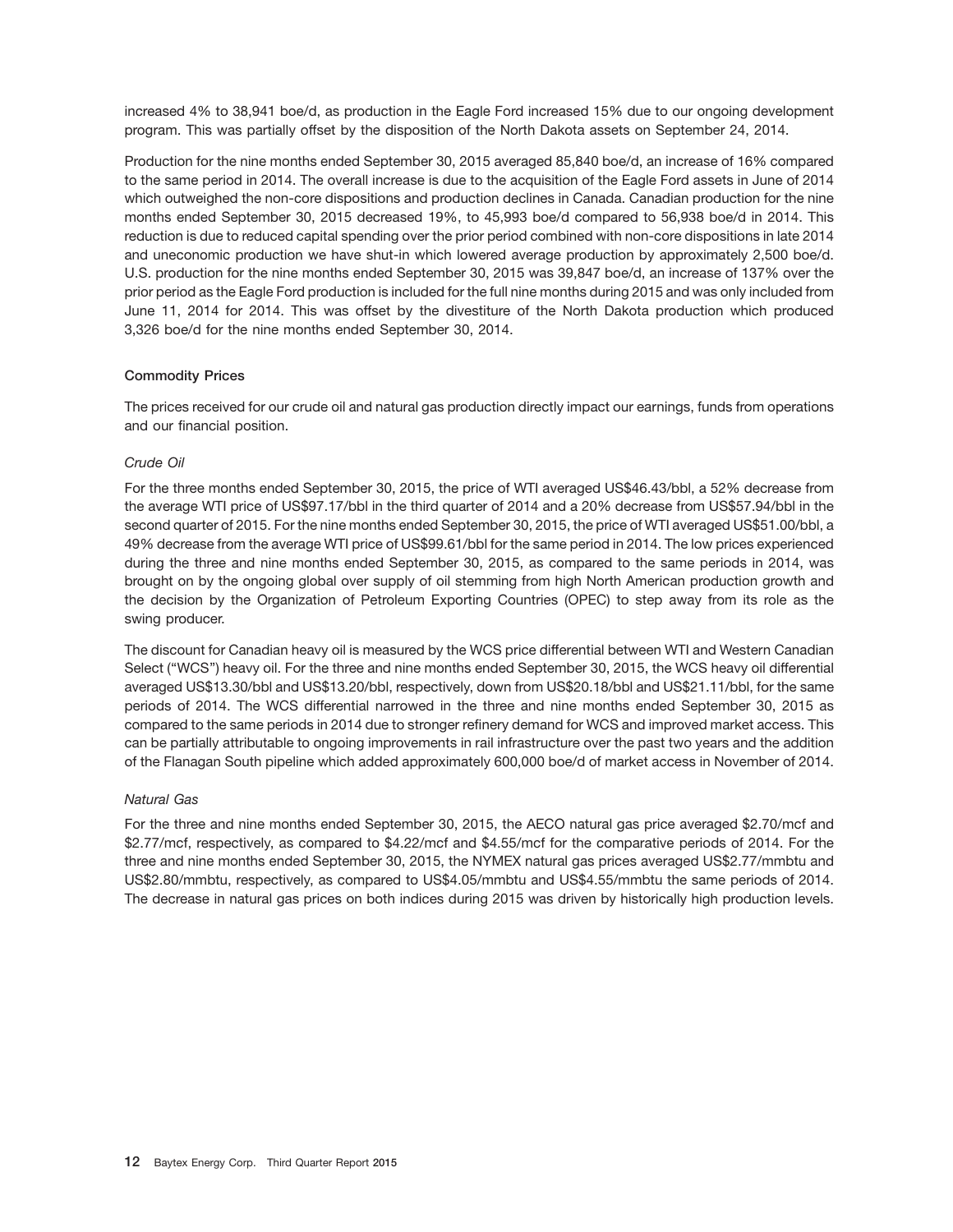increased 4% to 38,941 boe/d, as production in the Eagle Ford increased 15% due to our ongoing development program. This was partially offset by the disposition of the North Dakota assets on September 24, 2014.

Production for the nine months ended September 30, 2015 averaged 85,840 boe/d, an increase of 16% compared to the same period in 2014. The overall increase is due to the acquisition of the Eagle Ford assets in June of 2014 which outweighed the non-core dispositions and production declines in Canada. Canadian production for the nine months ended September 30, 2015 decreased 19%, to 45,993 boe/d compared to 56,938 boe/d in 2014. This reduction is due to reduced capital spending over the prior period combined with non-core dispositions in late 2014 and uneconomic production we have shut-in which lowered average production by approximately 2,500 boe/d. U.S. production for the nine months ended September 30, 2015 was 39,847 boe/d, an increase of 137% over the prior period as the Eagle Ford production is included for the full nine months during 2015 and was only included from June 11, 2014 for 2014. This was offset by the divestiture of the North Dakota production which produced 3,326 boe/d for the nine months ended September 30, 2014.

### Commodity Prices

The prices received for our crude oil and natural gas production directly impact our earnings, funds from operations and our financial position.

*Crude Oil*

For the three months ended September 30, 2015, the price of WTI averaged US$46.43/bbl, a 52% decrease from the average WTI price of US$97.17/bbl in the third quarter of 2014 and a 20% decrease from US$57.94/bbl in the second quarter of 2015. For the nine months ended September 30, 2015, the price of WTI averaged US$51.00/bbl, a 49% decrease from the average WTI price of US$99.61/bbl for the same period in 2014. The low prices experienced during the three and nine months ended September 30, 2015, as compared to the same periods in 2014, was brought on by the ongoing global over supply of oil stemming from high North American production growth and the decision by the Organization of Petroleum Exporting Countries (OPEC) to step away from its role as the swing producer.

The discount for Canadian heavy oil is measured by the WCS price differential between WTI and Western Canadian Select ("WCS") heavy oil. For the three and nine months ended September 30, 2015, the WCS heavy oil differential averaged US$13.30/bbl and US$13.20/bbl, respectively, down from US$20.18/bbl and US$21.11/bbl, for the same periods of 2014. The WCS differential narrowed in the three and nine months ended September 30, 2015 as compared to the same periods in 2014 due to stronger refinery demand for WCS and improved market access. This can be partially attributable to ongoing improvements in rail infrastructure over the past two years and the addition of the Flanagan South pipeline which added approximately 600,000 boe/d of market access in November of 2014.

*Natural Gas*

For the three and nine months ended September 30, 2015, the AECO natural gas price averaged $2.70/mcf and $2.77/mcf, respectively, as compared to $4.22/mcf and $4.55/mcf for the comparative periods of 2014. For the three and nine months ended September 30, 2015, the NYMEX natural gas prices averaged US$2.77/mmbtu and US$2.80/mmbtu, respectively, as compared to US$4.05/mmbtu and US$4.55/mmbtu the same periods of 2014. The decrease in natural gas prices on both indices during 2015 was driven by historically high production levels.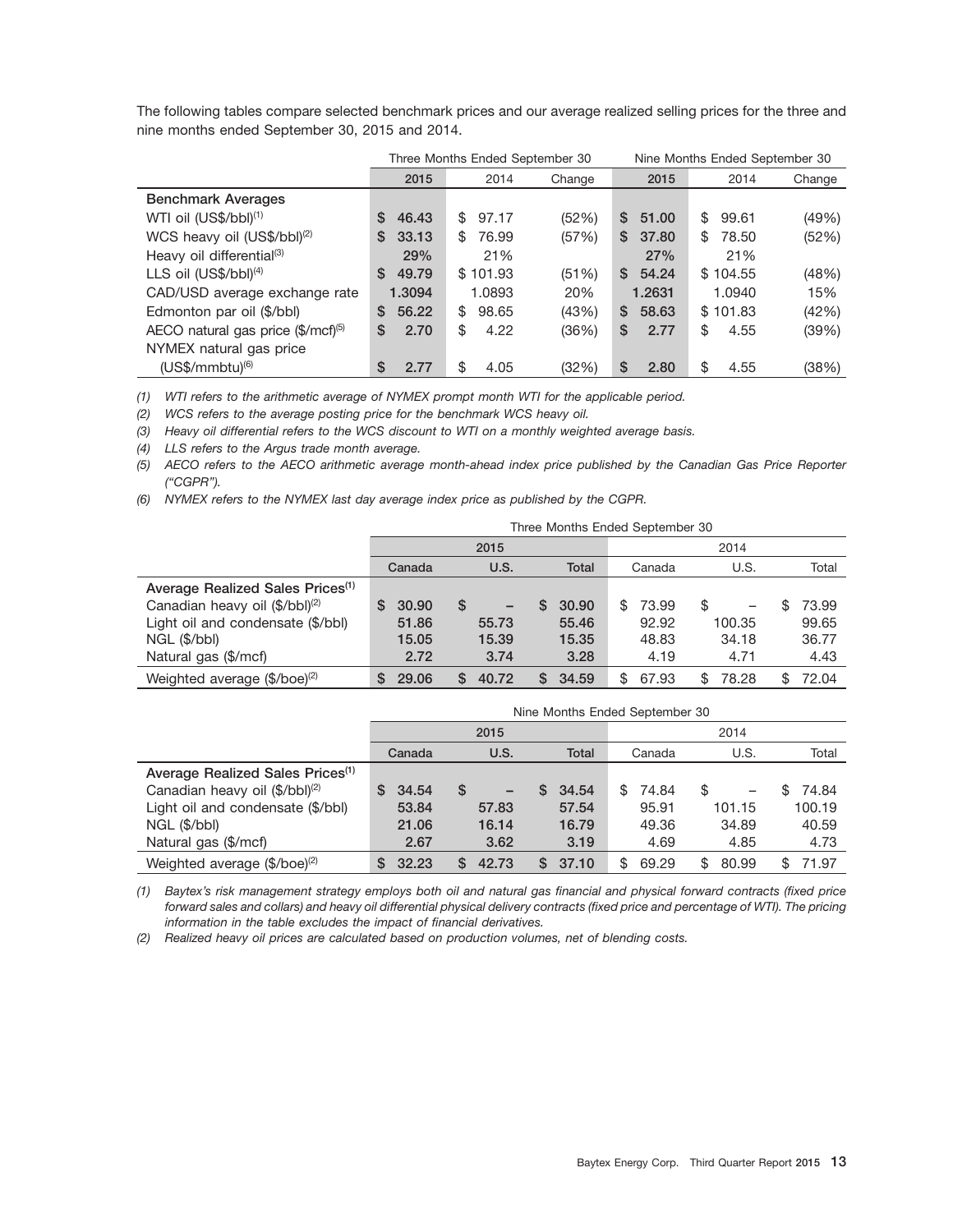The following tables compare selected benchmark prices and our average realized selling prices for the three and nine months ended September 30, 2015 and 2014.

| | Three Months Ended September 30 | | | Nine Months Ended September 30 | | |
|---|---|---|---|---|---|---|
| | **2015** | 2014 | Change | **2015** | 2014 | Change |
| **Benchmark Averages** | | | | | | |
| WTI oil (US$/bbl)[1] | **$ 46.43** | $ 97.17 | (52%) | **$ 51.00** | $ 99.61 | (49%) |
| WCS heavy oil (US$/bbl)[2] | **$ 33.13** | $ 76.99 | (57%) | **$ 37.80** | $ 78.50 | (52%) |
| Heavy oil differential[3] | **29%** | 21% | | **27%** | 21% | |
| LLS oil (US$/bbl)[4] | **$ 49.79** | $ 101.93 | (51%) | **$ 54.24** | $ 104.55 | (48%) |
| CAD/USD average exchange rate | **1.3094** | 1.0893 | 20% | **1.2631** | 1.0940 | 15% |
| Edmonton par oil ($/bbl) | **$ 56.22** | $ 98.65 | (43%) | **$ 58.63** | $ 101.83 | (42%) |
| AECO natural gas price ($/mcf)[5] | **$ 2.70** | $ 4.22 | (36%) | **$ 2.77** | $ 4.55 | (39%) |
| NYMEX natural gas price (US$/mmbtu)[6] | **$ 2.77** | $ 4.05 | (32%) | **$ 2.80** | $ 4.55 | (38%) |

*(1) WTI refers to the arithmetic average of NYMEX prompt month WTI for the applicable period.*

*(2) WCS refers to the average posting price for the benchmark WCS heavy oil.*

*(3) Heavy oil differential refers to the WCS discount to WTI on a monthly weighted average basis.*

*(4) LLS refers to the Argus trade month average.*

*(5) AECO refers to the AECO arithmetic average month-ahead index price published by the Canadian Gas Price Reporter ("CGPR").*

*(6) NYMEX refers to the NYMEX last day average index price as published by the CGPR.*

| | Three Months Ended September 30 | | | | | |
|---|---|---|---|---|---|---|
| | **2015** | | | 2014 | | |
| | **Canada** | **U.S.** | **Total** | Canada | U.S. | Total |
| **Average Realized Sales Prices**[1] | | | | | | |
| Canadian heavy oil ($/bbl)[2] | **$ 30.90** | **$ –** | **$ 30.90** | $ 73.99 | $ – | $ 73.99 |
| Light oil and condensate ($/bbl) | **51.86** | **55.73** | **55.46** | 92.92 | 100.35 | 99.65 |
| NGL ($/bbl) | **15.05** | **15.39** | **15.35** | 48.83 | 34.18 | 36.77 |
| Natural gas ($/mcf) | **2.72** | **3.74** | **3.28** | 4.19 | 4.71 | 4.43 |
| Weighted average ($/boe)[2] | **$ 29.06** | **$ 40.72** | **$ 34.59** | $ 67.93 | $ 78.28 | $ 72.04 |

| | Nine Months Ended September 30 | | | | | |
|---|---|---|---|---|---|---|
| | **2015** | | | 2014 | | |
| | **Canada** | **U.S.** | **Total** | Canada | U.S. | Total |
| **Average Realized Sales Prices**[1] | | | | | | |
| Canadian heavy oil ($/bbl)[2] | **$ 34.54** | **$ –** | **$ 34.54** | $ 74.84 | $ – | $ 74.84 |
| Light oil and condensate ($/bbl) | **53.84** | **57.83** | **57.54** | 95.91 | 101.15 | 100.19 |
| NGL ($/bbl) | **21.06** | **16.14** | **16.79** | 49.36 | 34.89 | 40.59 |
| Natural gas ($/mcf) | **2.67** | **3.62** | **3.19** | 4.69 | 4.85 | 4.73 |
| Weighted average ($/boe)[2] | **$ 32.23** | **$ 42.73** | **$ 37.10** | $ 69.29 | $ 80.99 | $ 71.97 |

*(1) Baytex's risk management strategy employs both oil and natural gas financial and physical forward contracts (fixed price forward sales and collars) and heavy oil differential physical delivery contracts (fixed price and percentage of WTI). The pricing information in the table excludes the impact of financial derivatives.*

*(2) Realized heavy oil prices are calculated based on production volumes, net of blending costs.*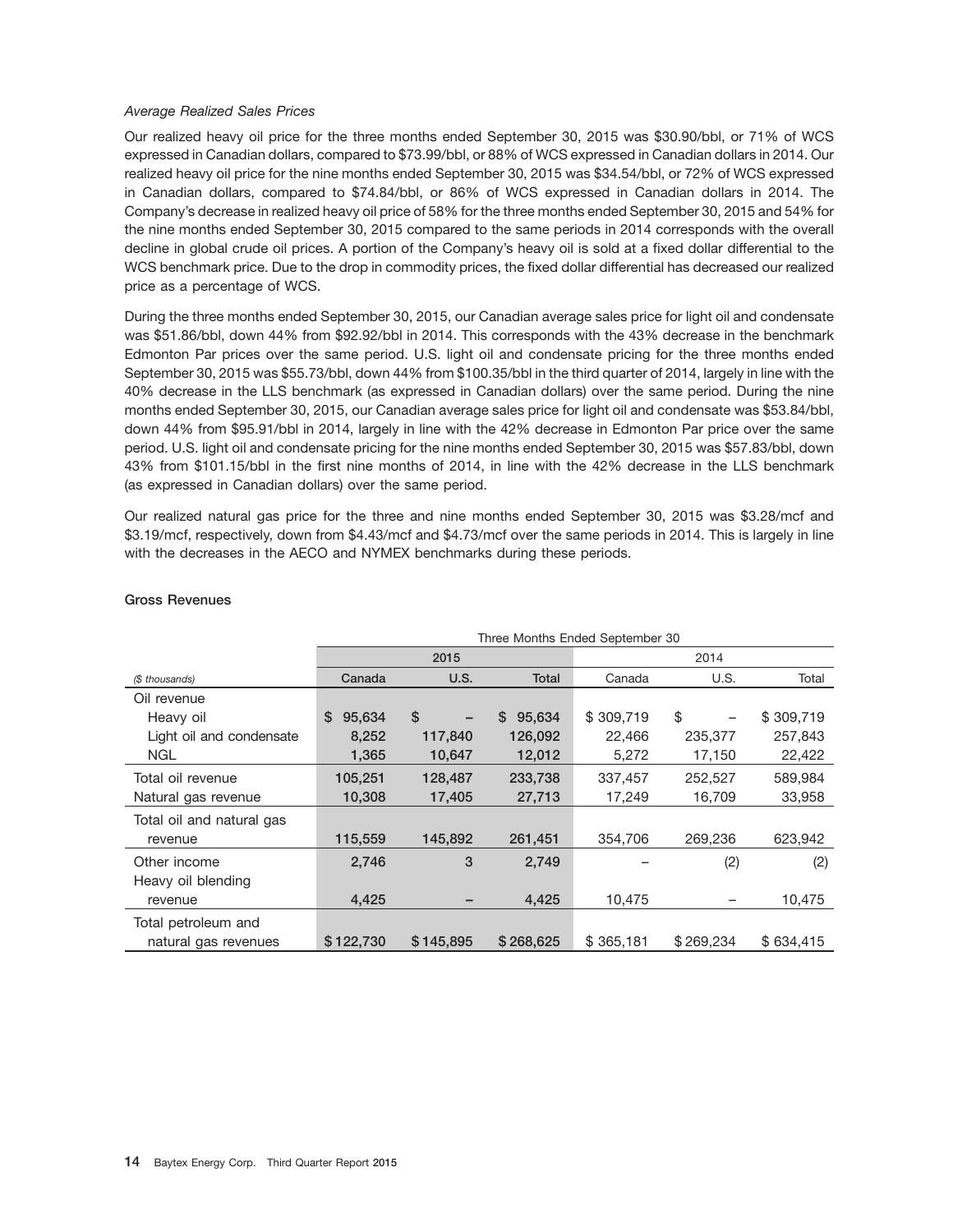*Average Realized Sales Prices*

Our realized heavy oil price for the three months ended September 30, 2015 was $30.90/bbl, or 71% of WCS expressed in Canadian dollars, compared to $73.99/bbl, or 88% of WCS expressed in Canadian dollars in 2014. Our realized heavy oil price for the nine months ended September 30, 2015 was $34.54/bbl, or 72% of WCS expressed in Canadian dollars, compared to $74.84/bbl, or 86% of WCS expressed in Canadian dollars in 2014. The Company's decrease in realized heavy oil price of 58% for the three months ended September 30, 2015 and 54% for the nine months ended September 30, 2015 compared to the same periods in 2014 corresponds with the overall decline in global crude oil prices. A portion of the Company's heavy oil is sold at a fixed dollar differential to the WCS benchmark price. Due to the drop in commodity prices, the fixed dollar differential has decreased our realized price as a percentage of WCS.

During the three months ended September 30, 2015, our Canadian average sales price for light oil and condensate was $51.86/bbl, down 44% from $92.92/bbl in 2014. This corresponds with the 43% decrease in the benchmark Edmonton Par prices over the same period. U.S. light oil and condensate pricing for the three months ended September 30, 2015 was $55.73/bbl, down 44% from $100.35/bbl in the third quarter of 2014, largely in line with the 40% decrease in the LLS benchmark (as expressed in Canadian dollars) over the same period. During the nine months ended September 30, 2015, our Canadian average sales price for light oil and condensate was $53.84/bbl, down 44% from $95.91/bbl in 2014, largely in line with the 42% decrease in Edmonton Par price over the same period. U.S. light oil and condensate pricing for the nine months ended September 30, 2015 was $57.83/bbl, down 43% from $101.15/bbl in the first nine months of 2014, in line with the 42% decrease in the LLS benchmark (as expressed in Canadian dollars) over the same period.

Our realized natural gas price for the three and nine months ended September 30, 2015 was $3.28/mcf and $3.19/mcf, respectively, down from $4.43/mcf and $4.73/mcf over the same periods in 2014. This is largely in line with the decreases in the AECO and NYMEX benchmarks during these periods.

**Gross Revenues**

| | Three Months Ended September 30 | | | | | |
|---|---|---|---|---|---|---|
| | 2015 | | | 2014 | | |
| *($ thousands)* | Canada | U.S. | Total | Canada | U.S. | Total |
| Oil revenue | | | | | | |
| Heavy oil | $ 95,634 | $ – | $ 95,634 | $ 309,719 | $ – | $ 309,719 |
| Light oil and condensate | 8,252 | 117,840 | 126,092 | 22,466 | 235,377 | 257,843 |
| NGL | 1,365 | 10,647 | 12,012 | 5,272 | 17,150 | 22,422 |
| Total oil revenue | 105,251 | 128,487 | 233,738 | 337,457 | 252,527 | 589,984 |
| Natural gas revenue | 10,308 | 17,405 | 27,713 | 17,249 | 16,709 | 33,958 |
| Total oil and natural gas revenue | 115,559 | 145,892 | 261,451 | 354,706 | 269,236 | 623,942 |
| Other income | 2,746 | 3 | 2,749 | – | (2) | (2) |
| Heavy oil blending revenue | 4,425 | – | 4,425 | 10,475 | – | 10,475 |
| Total petroleum and natural gas revenues | $ 122,730 | $ 145,895 | $ 268,625 | $ 365,181 | $ 269,234 | $ 634,415 |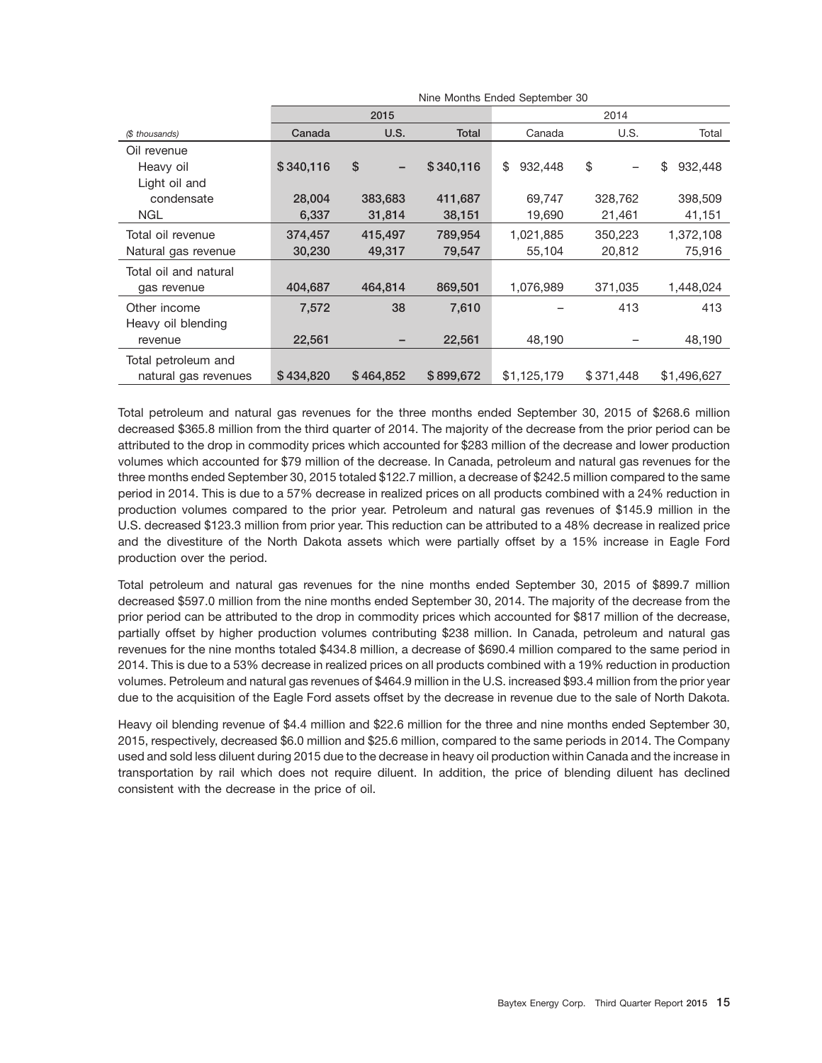| | Nine Months Ended September 30 | | | | | |
|---|---|---|---|---|---|---|
| | 2015 | | | 2014 | | |
| *($ thousands)* | **Canada** | **U.S.** | **Total** | Canada | U.S. | Total |
| Oil revenue | | | | | | |
| Heavy oil | **$ 340,116** | **$ –** | **$ 340,116** | $ 932,448 | $ – | $ 932,448 |
| Light oil and condensate | **28,004** | **383,683** | **411,687** | 69,747 | 328,762 | 398,509 |
| NGL | **6,337** | **31,814** | **38,151** | 19,690 | 21,461 | 41,151 |
| Total oil revenue | **374,457** | **415,497** | **789,954** | 1,021,885 | 350,223 | 1,372,108 |
| Natural gas revenue | **30,230** | **49,317** | **79,547** | 55,104 | 20,812 | 75,916 |
| Total oil and natural gas revenue | **404,687** | **464,814** | **869,501** | 1,076,989 | 371,035 | 1,448,024 |
| Other income | **7,572** | **38** | **7,610** | – | 413 | 413 |
| Heavy oil blending revenue | **22,561** | **–** | **22,561** | 48,190 | – | 48,190 |
| Total petroleum and natural gas revenues | **$ 434,820** | **$ 464,852** | **$ 899,672** | $1,125,179 | $ 371,448 | $1,496,627 |

Total petroleum and natural gas revenues for the three months ended September 30, 2015 of $268.6 million decreased $365.8 million from the third quarter of 2014. The majority of the decrease from the prior period can be attributed to the drop in commodity prices which accounted for $283 million of the decrease and lower production volumes which accounted for $79 million of the decrease. In Canada, petroleum and natural gas revenues for the three months ended September 30, 2015 totaled $122.7 million, a decrease of $242.5 million compared to the same period in 2014. This is due to a 57% decrease in realized prices on all products combined with a 24% reduction in production volumes compared to the prior year. Petroleum and natural gas revenues of $145.9 million in the U.S. decreased $123.3 million from prior year. This reduction can be attributed to a 48% decrease in realized price and the divestiture of the North Dakota assets which were partially offset by a 15% increase in Eagle Ford production over the period.

Total petroleum and natural gas revenues for the nine months ended September 30, 2015 of $899.7 million decreased $597.0 million from the nine months ended September 30, 2014. The majority of the decrease from the prior period can be attributed to the drop in commodity prices which accounted for $817 million of the decrease, partially offset by higher production volumes contributing $238 million. In Canada, petroleum and natural gas revenues for the nine months totaled $434.8 million, a decrease of $690.4 million compared to the same period in 2014. This is due to a 53% decrease in realized prices on all products combined with a 19% reduction in production volumes. Petroleum and natural gas revenues of $464.9 million in the U.S. increased $93.4 million from the prior year due to the acquisition of the Eagle Ford assets offset by the decrease in revenue due to the sale of North Dakota.

Heavy oil blending revenue of $4.4 million and $22.6 million for the three and nine months ended September 30, 2015, respectively, decreased $6.0 million and $25.6 million, compared to the same periods in 2014. The Company used and sold less diluent during 2015 due to the decrease in heavy oil production within Canada and the increase in transportation by rail which does not require diluent. In addition, the price of blending diluent has declined consistent with the decrease in the price of oil.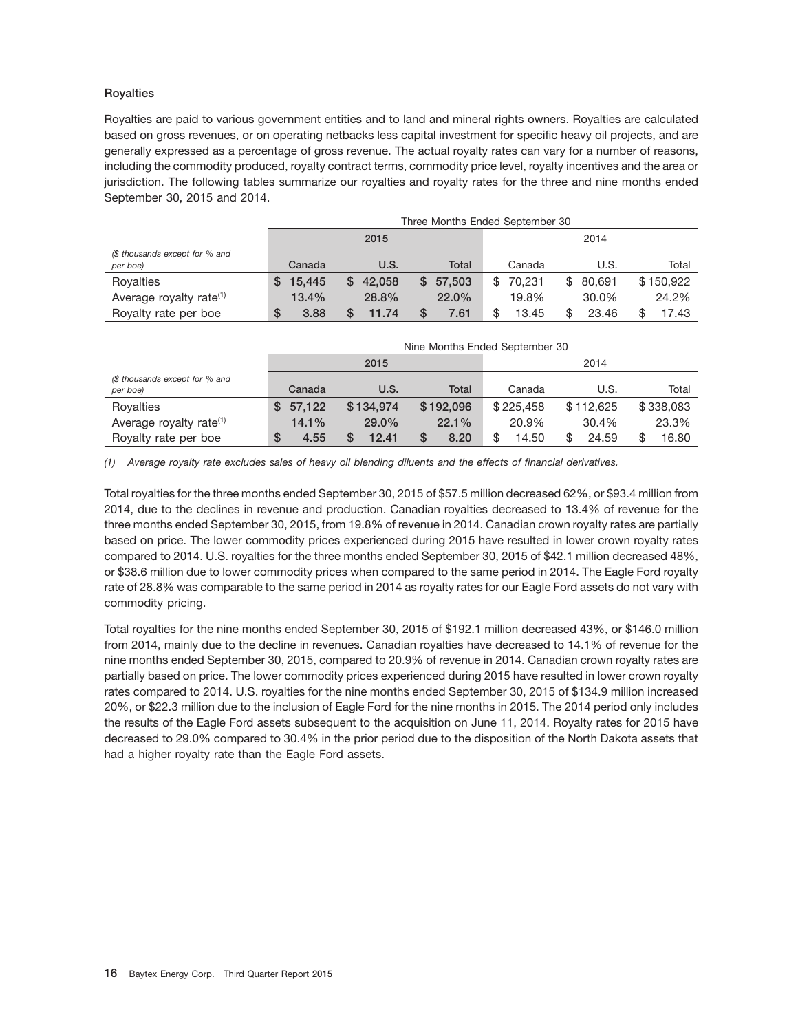### Royalties

Royalties are paid to various government entities and to land and mineral rights owners. Royalties are calculated based on gross revenues, or on operating netbacks less capital investment for specific heavy oil projects, and are generally expressed as a percentage of gross revenue. The actual royalty rates can vary for a number of reasons, including the commodity produced, royalty contract terms, commodity price level, royalty incentives and the area or jurisdiction. The following tables summarize our royalties and royalty rates for the three and nine months ended September 30, 2015 and 2014.

| | Three Months Ended September 30 | | | | | |
|---|---|---|---|---|---|---|
| | 2015 | | | 2014 | | |
| *($ thousands except for % and per boe)* | **Canada** | **U.S.** | **Total** | Canada | U.S. | Total |
| Royalties | **$ 15,445** | **$ 42,058** | **$ 57,503** | $ 70,231 | $ 80,691 | $ 150,922 |
| Average royalty rate[(1)] | **13.4%** | **28.8%** | **22.0%** | 19.8% | 30.0% | 24.2% |
| Royalty rate per boe | **$ 3.88** | **$ 11.74** | **$ 7.61** | $ 13.45 | $ 23.46 | $ 17.43 |

| | Nine Months Ended September 30 | | | | | |
|---|---|---|---|---|---|---|
| | 2015 | | | 2014 | | |
| *($ thousands except for % and per boe)* | **Canada** | **U.S.** | **Total** | Canada | U.S. | Total |
| Royalties | **$ 57,122** | **$ 134,974** | **$ 192,096** | $ 225,458 | $ 112,625 | $ 338,083 |
| Average royalty rate[(1)] | **14.1%** | **29.0%** | **22.1%** | 20.9% | 30.4% | 23.3% |
| Royalty rate per boe | **$ 4.55** | **$ 12.41** | **$ 8.20** | $ 14.50 | $ 24.59 | $ 16.80 |

*(1) Average royalty rate excludes sales of heavy oil blending diluents and the effects of financial derivatives.*

Total royalties for the three months ended September 30, 2015 of $57.5 million decreased 62%, or $93.4 million from 2014, due to the declines in revenue and production. Canadian royalties decreased to 13.4% of revenue for the three months ended September 30, 2015, from 19.8% of revenue in 2014. Canadian crown royalty rates are partially based on price. The lower commodity prices experienced during 2015 have resulted in lower crown royalty rates compared to 2014. U.S. royalties for the three months ended September 30, 2015 of $42.1 million decreased 48%, or $38.6 million due to lower commodity prices when compared to the same period in 2014. The Eagle Ford royalty rate of 28.8% was comparable to the same period in 2014 as royalty rates for our Eagle Ford assets do not vary with commodity pricing.

Total royalties for the nine months ended September 30, 2015 of $192.1 million decreased 43%, or $146.0 million from 2014, mainly due to the decline in revenues. Canadian royalties have decreased to 14.1% of revenue for the nine months ended September 30, 2015, compared to 20.9% of revenue in 2014. Canadian crown royalty rates are partially based on price. The lower commodity prices experienced during 2015 have resulted in lower crown royalty rates compared to 2014. U.S. royalties for the nine months ended September 30, 2015 of $134.9 million increased 20%, or $22.3 million due to the inclusion of Eagle Ford for the nine months in 2015. The 2014 period only includes the results of the Eagle Ford assets subsequent to the acquisition on June 11, 2014. Royalty rates for 2015 have decreased to 29.0% compared to 30.4% in the prior period due to the disposition of the North Dakota assets that had a higher royalty rate than the Eagle Ford assets.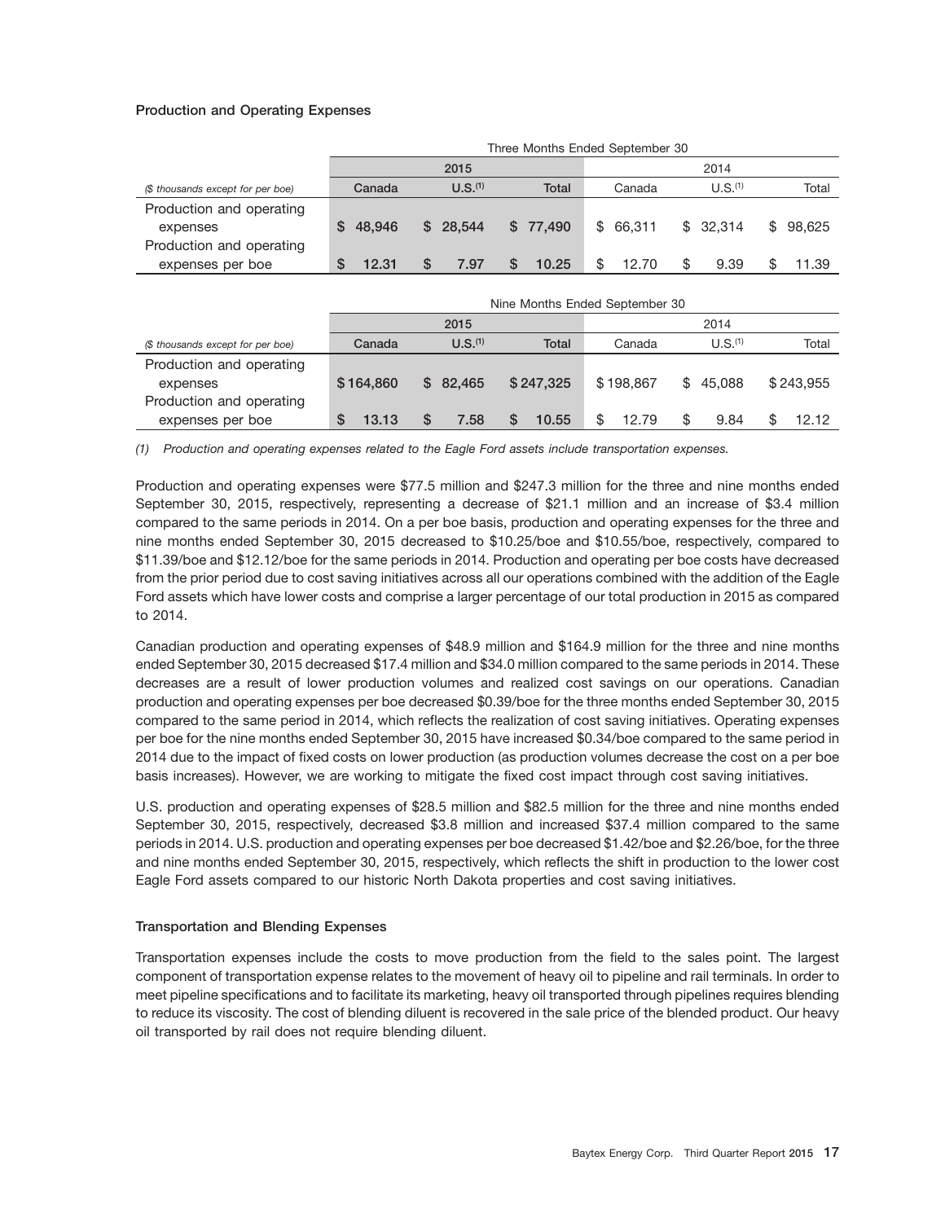### Production and Operating Expenses

| ($ thousands except for per boe) | Three Months Ended September 30 | | | | | |
|---|---|---|---|---|---|---|
| | 2015 | | | 2014 | | |
| | Canada | U.S.[(1)] | Total | Canada | U.S.[(1)] | Total |
| Production and operating expenses | $ 48,946 | $ 28,544 | $ 77,490 | $ 66,311 | $ 32,314 | $ 98,625 |
| Production and operating expenses per boe | $ 12.31 | $ 7.97 | $ 10.25 | $ 12.70 | $ 9.39 | $ 11.39 |

| ($ thousands except for per boe) | Nine Months Ended September 30 | | | | | |
|---|---|---|---|---|---|---|
| | 2015 | | | 2014 | | |
| | Canada | U.S.[(1)] | Total | Canada | U.S.[(1)] | Total |
| Production and operating expenses | $ 164,860 | $ 82,465 | $ 247,325 | $ 198,867 | $ 45,088 | $ 243,955 |
| Production and operating expenses per boe | $ 13.13 | $ 7.58 | $ 10.55 | $ 12.79 | $ 9.84 | $ 12.12 |

*(1) Production and operating expenses related to the Eagle Ford assets include transportation expenses.*

Production and operating expenses were $77.5 million and $247.3 million for the three and nine months ended September 30, 2015, respectively, representing a decrease of $21.1 million and an increase of $3.4 million compared to the same periods in 2014. On a per boe basis, production and operating expenses for the three and nine months ended September 30, 2015 decreased to $10.25/boe and $10.55/boe, respectively, compared to $11.39/boe and $12.12/boe for the same periods in 2014. Production and operating per boe costs have decreased from the prior period due to cost saving initiatives across all our operations combined with the addition of the Eagle Ford assets which have lower costs and comprise a larger percentage of our total production in 2015 as compared to 2014.

Canadian production and operating expenses of $48.9 million and $164.9 million for the three and nine months ended September 30, 2015 decreased $17.4 million and $34.0 million compared to the same periods in 2014. These decreases are a result of lower production volumes and realized cost savings on our operations. Canadian production and operating expenses per boe decreased $0.39/boe for the three months ended September 30, 2015 compared to the same period in 2014, which reflects the realization of cost saving initiatives. Operating expenses per boe for the nine months ended September 30, 2015 have increased $0.34/boe compared to the same period in 2014 due to the impact of fixed costs on lower production (as production volumes decrease the cost on a per boe basis increases). However, we are working to mitigate the fixed cost impact through cost saving initiatives.

U.S. production and operating expenses of $28.5 million and $82.5 million for the three and nine months ended September 30, 2015, respectively, decreased $3.8 million and increased $37.4 million compared to the same periods in 2014. U.S. production and operating expenses per boe decreased $1.42/boe and $2.26/boe, for the three and nine months ended September 30, 2015, respectively, which reflects the shift in production to the lower cost Eagle Ford assets compared to our historic North Dakota properties and cost saving initiatives.

### Transportation and Blending Expenses

Transportation expenses include the costs to move production from the field to the sales point. The largest component of transportation expense relates to the movement of heavy oil to pipeline and rail terminals. In order to meet pipeline specifications and to facilitate its marketing, heavy oil transported through pipelines requires blending to reduce its viscosity. The cost of blending diluent is recovered in the sale price of the blended product. Our heavy oil transported by rail does not require blending diluent.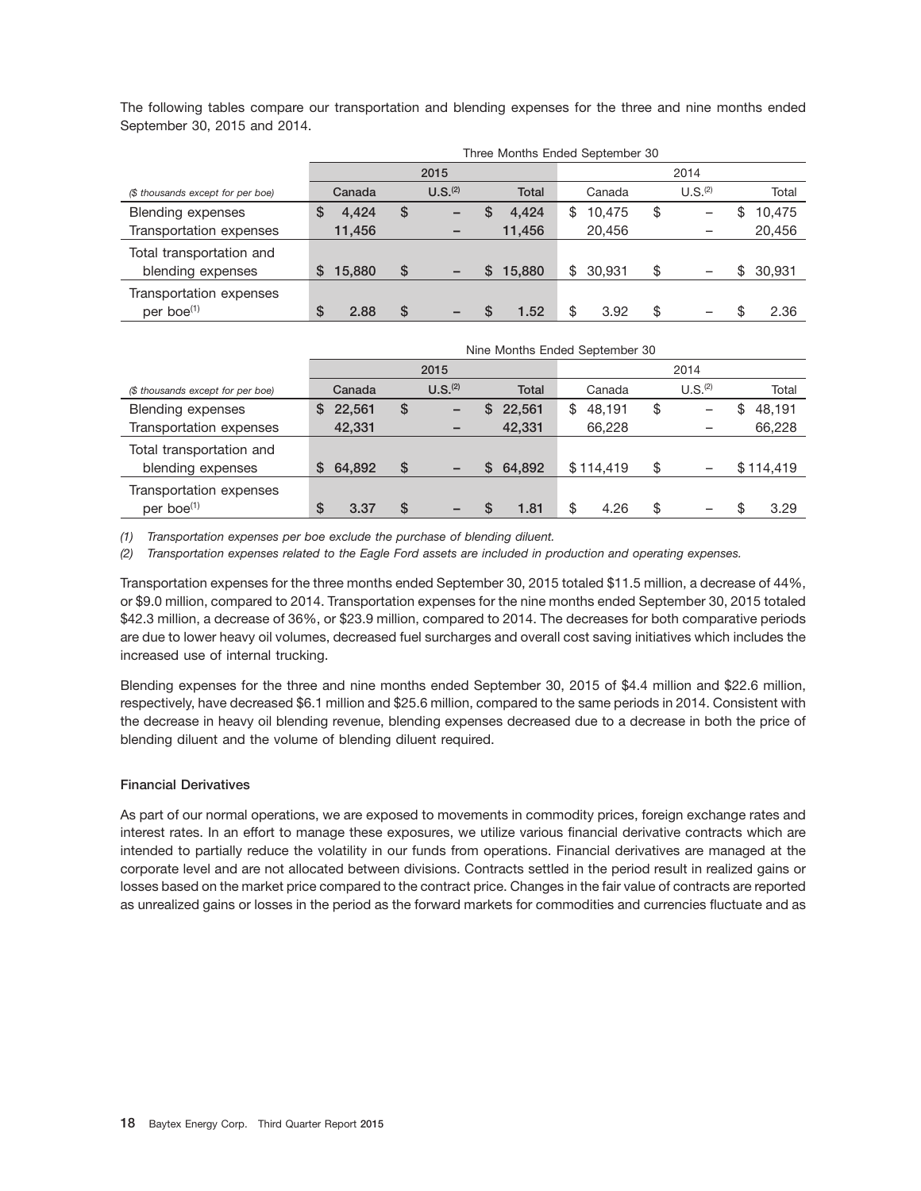The following tables compare our transportation and blending expenses for the three and nine months ended September 30, 2015 and 2014.

| | Three Months Ended September 30 | | | | | |
|---|---|---|---|---|---|---|
| | 2015 | | | 2014 | | |
| *($ thousands except for per boe)* | Canada | U.S.[(2)] | Total | Canada | U.S.[(2)] | Total |
| Blending expenses | $ 4,424 | $ – | $ 4,424 | $ 10,475 | $ – | $ 10,475 |
| Transportation expenses | 11,456 | – | 11,456 | 20,456 | – | 20,456 |
| Total transportation and blending expenses | $ 15,880 | $ – | $ 15,880 | $ 30,931 | $ – | $ 30,931 |
| Transportation expenses per boe[(1)] | $ 2.88 | $ – | $ 1.52 | $ 3.92 | $ – | $ 2.36 |

| | Nine Months Ended September 30 | | | | | |
|---|---|---|---|---|---|---|
| | 2015 | | | 2014 | | |
| *($ thousands except for per boe)* | Canada | U.S.[(2)] | Total | Canada | U.S.[(2)] | Total |
| Blending expenses | $ 22,561 | $ – | $ 22,561 | $ 48,191 | $ – | $ 48,191 |
| Transportation expenses | 42,331 | – | 42,331 | 66,228 | – | 66,228 |
| Total transportation and blending expenses | $ 64,892 | $ – | $ 64,892 | $ 114,419 | $ – | $ 114,419 |
| Transportation expenses per boe[(1)] | $ 3.37 | $ – | $ 1.81 | $ 4.26 | $ – | $ 3.29 |

*(1) Transportation expenses per boe exclude the purchase of blending diluent.*

*(2) Transportation expenses related to the Eagle Ford assets are included in production and operating expenses.*

Transportation expenses for the three months ended September 30, 2015 totaled $11.5 million, a decrease of 44%, or $9.0 million, compared to 2014. Transportation expenses for the nine months ended September 30, 2015 totaled $42.3 million, a decrease of 36%, or $23.9 million, compared to 2014. The decreases for both comparative periods are due to lower heavy oil volumes, decreased fuel surcharges and overall cost saving initiatives which includes the increased use of internal trucking.

Blending expenses for the three and nine months ended September 30, 2015 of $4.4 million and $22.6 million, respectively, have decreased $6.1 million and $25.6 million, compared to the same periods in 2014. Consistent with the decrease in heavy oil blending revenue, blending expenses decreased due to a decrease in both the price of blending diluent and the volume of blending diluent required.

### Financial Derivatives

As part of our normal operations, we are exposed to movements in commodity prices, foreign exchange rates and interest rates. In an effort to manage these exposures, we utilize various financial derivative contracts which are intended to partially reduce the volatility in our funds from operations. Financial derivatives are managed at the corporate level and are not allocated between divisions. Contracts settled in the period result in realized gains or losses based on the market price compared to the contract price. Changes in the fair value of contracts are reported as unrealized gains or losses in the period as the forward markets for commodities and currencies fluctuate and as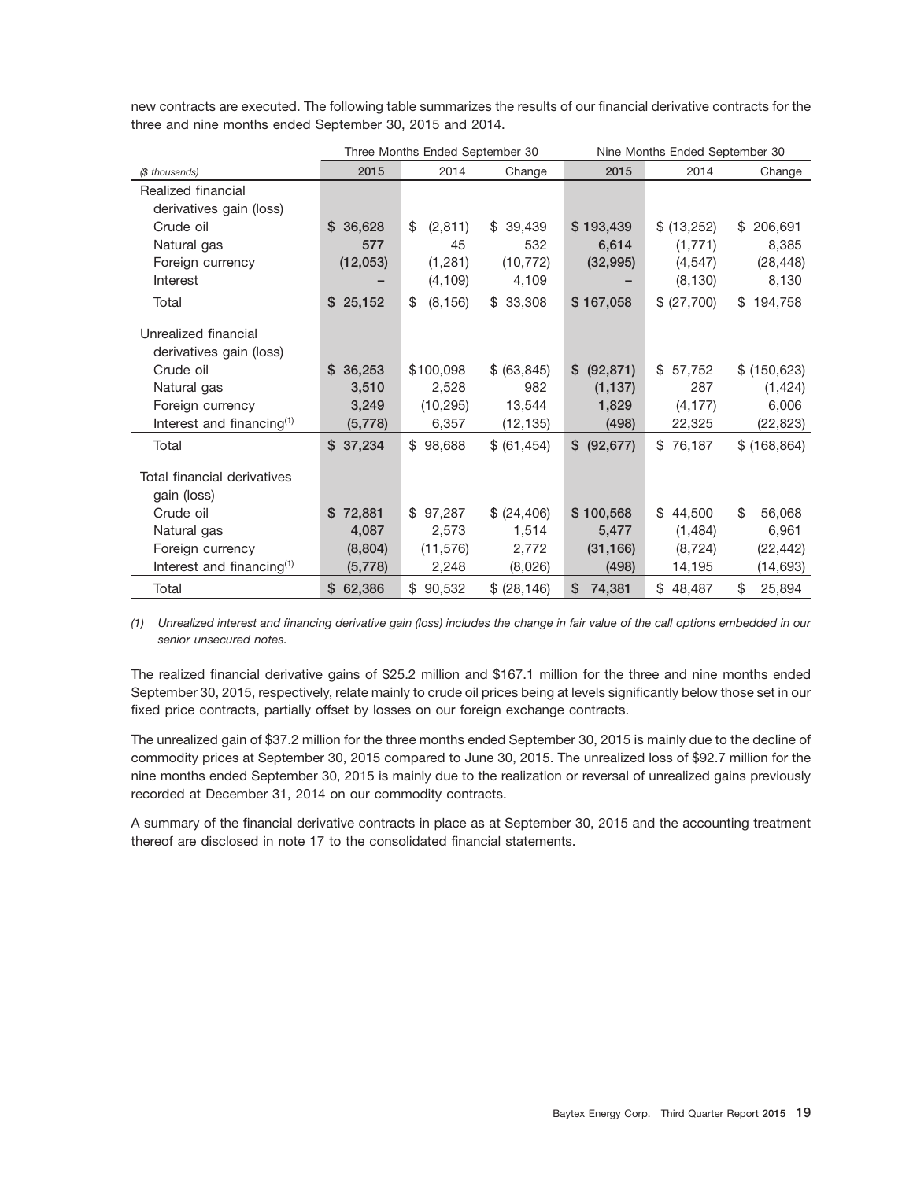new contracts are executed. The following table summarizes the results of our financial derivative contracts for the three and nine months ended September 30, 2015 and 2014.

| | Three Months Ended September 30 | | | Nine Months Ended September 30 | | |
|---|---|---|---|---|---|---|
| *($ thousands)* | 2015 | 2014 | Change | 2015 | 2014 | Change |
| Realized financial derivatives gain (loss) | | | | | | |
| Crude oil | $ 36,628 | $ (2,811) | $ 39,439 | $ 193,439 | $ (13,252) | $ 206,691 |
| Natural gas | 577 | 45 | 532 | 6,614 | (1,771) | 8,385 |
| Foreign currency | (12,053) | (1,281) | (10,772) | (32,995) | (4,547) | (28,448) |
| Interest | – | (4,109) | 4,109 | – | (8,130) | 8,130 |
| Total | $ 25,152 | $ (8,156) | $ 33,308 | $ 167,058 | $ (27,700) | $ 194,758 |
| Unrealized financial derivatives gain (loss) | | | | | | |
| Crude oil | $ 36,253 | $100,098 | $ (63,845) | $ (92,871) | $ 57,752 | $ (150,623) |
| Natural gas | 3,510 | 2,528 | 982 | (1,137) | 287 | (1,424) |
| Foreign currency | 3,249 | (10,295) | 13,544 | 1,829 | (4,177) | 6,006 |
| Interest and financing(1) | (5,778) | 6,357 | (12,135) | (498) | 22,325 | (22,823) |
| Total | $ 37,234 | $ 98,688 | $ (61,454) | $ (92,677) | $ 76,187 | $ (168,864) |
| Total financial derivatives gain (loss) | | | | | | |
| Crude oil | $ 72,881 | $ 97,287 | $ (24,406) | $ 100,568 | $ 44,500 | $ 56,068 |
| Natural gas | 4,087 | 2,573 | 1,514 | 5,477 | (1,484) | 6,961 |
| Foreign currency | (8,804) | (11,576) | 2,772 | (31,166) | (8,724) | (22,442) |
| Interest and financing(1) | (5,778) | 2,248 | (8,026) | (498) | 14,195 | (14,693) |
| Total | $ 62,386 | $ 90,532 | $ (28,146) | $ 74,381 | $ 48,487 | $ 25,894 |

*(1) Unrealized interest and financing derivative gain (loss) includes the change in fair value of the call options embedded in our senior unsecured notes.*

The realized financial derivative gains of $25.2 million and $167.1 million for the three and nine months ended September 30, 2015, respectively, relate mainly to crude oil prices being at levels significantly below those set in our fixed price contracts, partially offset by losses on our foreign exchange contracts.

The unrealized gain of $37.2 million for the three months ended September 30, 2015 is mainly due to the decline of commodity prices at September 30, 2015 compared to June 30, 2015. The unrealized loss of $92.7 million for the nine months ended September 30, 2015 is mainly due to the realization or reversal of unrealized gains previously recorded at December 31, 2014 on our commodity contracts.

A summary of the financial derivative contracts in place as at September 30, 2015 and the accounting treatment thereof are disclosed in note 17 to the consolidated financial statements.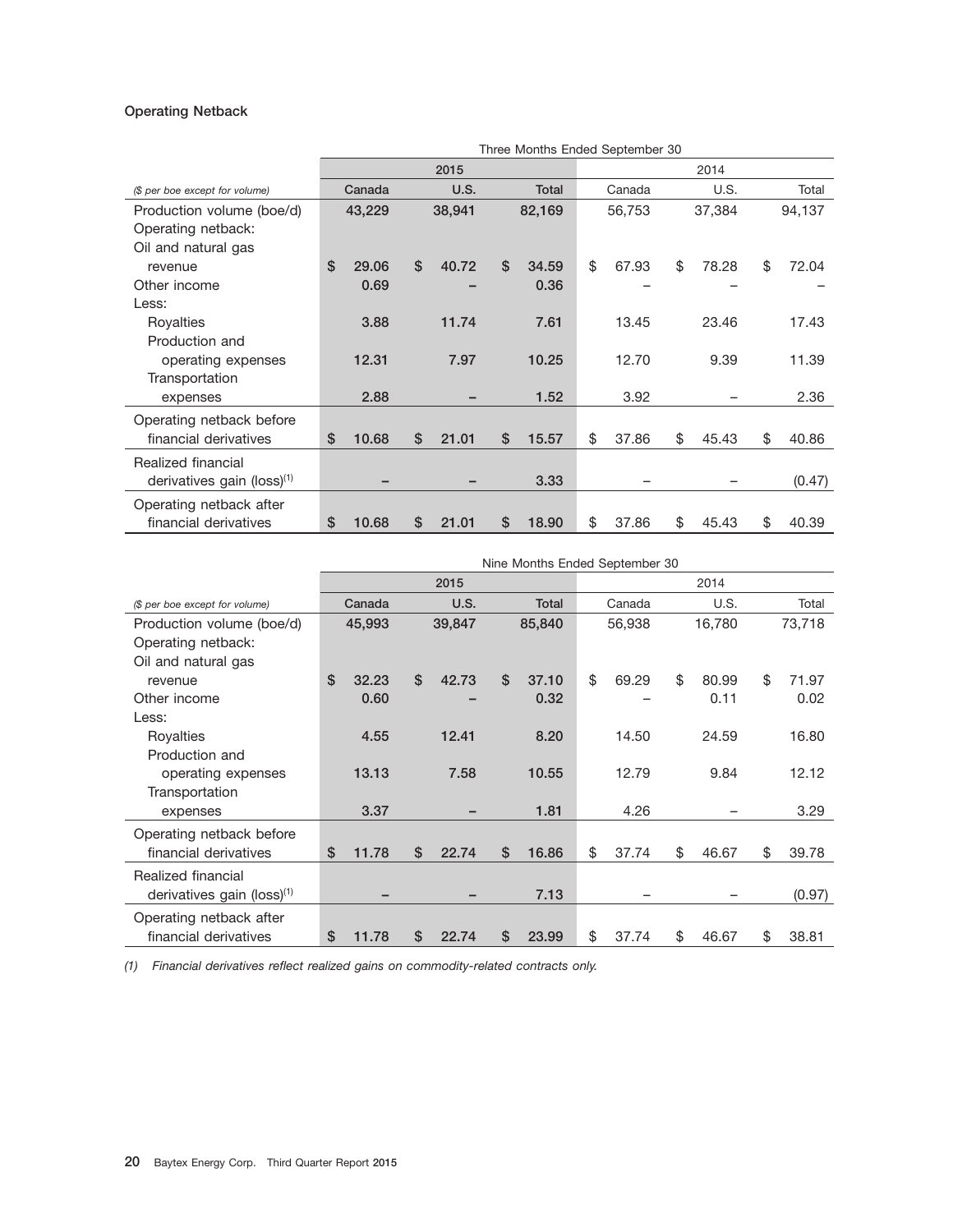### Operating Netback

| | Three Months Ended September 30 | | | | | |
|---|---|---|---|---|---|---|
| | 2015 | | | 2014 | | |
| *($ per boe except for volume)* | Canada | U.S. | Total | Canada | U.S. | Total |
| Production volume (boe/d) | 43,229 | 38,941 | 82,169 | 56,753 | 37,384 | 94,137 |
| Operating netback: | | | | | | |
| Oil and natural gas revenue | $ 29.06 | $ 40.72 | $ 34.59 | $ 67.93 | $ 78.28 | $ 72.04 |
| Other income | 0.69 | – | 0.36 | – | – | – |
| Less: | | | | | | |
| Royalties | 3.88 | 11.74 | 7.61 | 13.45 | 23.46 | 17.43 |
| Production and operating expenses | 12.31 | 7.97 | 10.25 | 12.70 | 9.39 | 11.39 |
| Transportation expenses | 2.88 | – | 1.52 | 3.92 | – | 2.36 |
| Operating netback before financial derivatives | $ 10.68 | $ 21.01 | $ 15.57 | $ 37.86 | $ 45.43 | $ 40.86 |
| Realized financial derivatives gain (loss)[1] | – | – | 3.33 | – | – | (0.47) |
| Operating netback after financial derivatives | $ 10.68 | $ 21.01 | $ 18.90 | $ 37.86 | $ 45.43 | $ 40.39 |

| | Nine Months Ended September 30 | | | | | |
|---|---|---|---|---|---|---|
| | 2015 | | | 2014 | | |
| *($ per boe except for volume)* | Canada | U.S. | Total | Canada | U.S. | Total |
| Production volume (boe/d) | 45,993 | 39,847 | 85,840 | 56,938 | 16,780 | 73,718 |
| Operating netback: | | | | | | |
| Oil and natural gas revenue | $ 32.23 | $ 42.73 | $ 37.10 | $ 69.29 | $ 80.99 | $ 71.97 |
| Other income | 0.60 | – | 0.32 | – | 0.11 | 0.02 |
| Less: | | | | | | |
| Royalties | 4.55 | 12.41 | 8.20 | 14.50 | 24.59 | 16.80 |
| Production and operating expenses | 13.13 | 7.58 | 10.55 | 12.79 | 9.84 | 12.12 |
| Transportation expenses | 3.37 | – | 1.81 | 4.26 | – | 3.29 |
| Operating netback before financial derivatives | $ 11.78 | $ 22.74 | $ 16.86 | $ 37.74 | $ 46.67 | $ 39.78 |
| Realized financial derivatives gain (loss)[1] | – | – | 7.13 | – | – | (0.97) |
| Operating netback after financial derivatives | $ 11.78 | $ 22.74 | $ 23.99 | $ 37.74 | $ 46.67 | $ 38.81 |

*(1) Financial derivatives reflect realized gains on commodity-related contracts only.*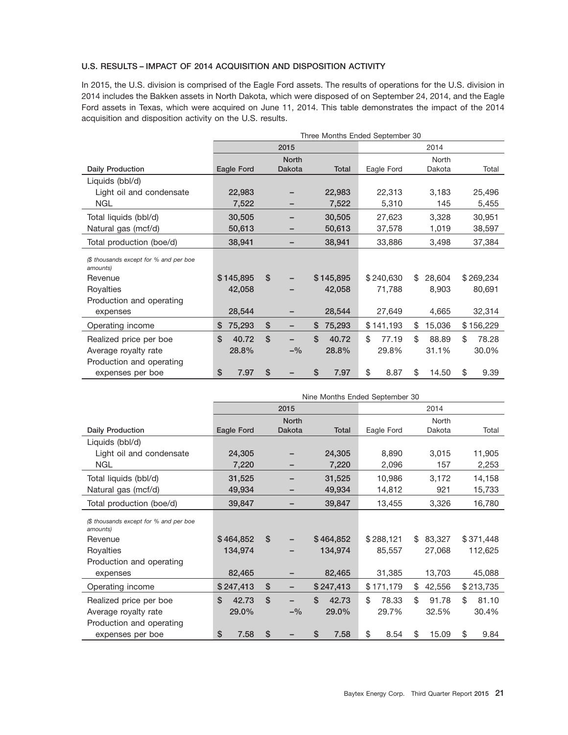### U.S. RESULTS – IMPACT OF 2014 ACQUISITION AND DISPOSITION ACTIVITY

In 2015, the U.S. division is comprised of the Eagle Ford assets. The results of operations for the U.S. division in 2014 includes the Bakken assets in North Dakota, which were disposed of on September 24, 2014, and the Eagle Ford assets in Texas, which were acquired on June 11, 2014. This table demonstrates the impact of the 2014 acquisition and disposition activity on the U.S. results.

| | Three Months Ended September 30 | | | | | |
|---|---|---|---|---|---|---|
| | 2015 | | | 2014 | | |
| **Daily Production** | **Eagle Ford** | **North Dakota** | **Total** | Eagle Ford | North Dakota | Total |
| Liquids (bbl/d) | | | | | | |
| Light oil and condensate | **22,983** | **–** | **22,983** | 22,313 | 3,183 | 25,496 |
| NGL | **7,522** | **–** | **7,522** | 5,310 | 145 | 5,455 |
| Total liquids (bbl/d) | **30,505** | **–** | **30,505** | 27,623 | 3,328 | 30,951 |
| Natural gas (mcf/d) | **50,613** | **–** | **50,613** | 37,578 | 1,019 | 38,597 |
| Total production (boe/d) | **38,941** | **–** | **38,941** | 33,886 | 3,498 | 37,384 |
| *($ thousands except for % and per boe amounts)* | | | | | | |
| Revenue | **$ 145,895** | **$ –** | **$ 145,895** | $ 240,630 | $ 28,604 | $ 269,234 |
| Royalties | **42,058** | **–** | **42,058** | 71,788 | 8,903 | 80,691 |
| Production and operating expenses | **28,544** | **–** | **28,544** | 27,649 | 4,665 | 32,314 |
| Operating income | **$ 75,293** | **$ –** | **$ 75,293** | $ 141,193 | $ 15,036 | $ 156,229 |
| Realized price per boe | **$ 40.72** | **$ –** | **$ 40.72** | $ 77.19 | $ 88.89 | $ 78.28 |
| Average royalty rate | **28.8%** | **–%** | **28.8%** | 29.8% | 31.1% | 30.0% |
| Production and operating expenses per boe | **$ 7.97** | **$ –** | **$ 7.97** | $ 8.87 | $ 14.50 | $ 9.39 |

| | Nine Months Ended September 30 | | | | | |
|---|---|---|---|---|---|---|
| | 2015 | | | 2014 | | |
| **Daily Production** | **Eagle Ford** | **North Dakota** | **Total** | Eagle Ford | North Dakota | Total |
| Liquids (bbl/d) | | | | | | |
| Light oil and condensate | **24,305** | **–** | **24,305** | 8,890 | 3,015 | 11,905 |
| NGL | **7,220** | **–** | **7,220** | 2,096 | 157 | 2,253 |
| Total liquids (bbl/d) | **31,525** | **–** | **31,525** | 10,986 | 3,172 | 14,158 |
| Natural gas (mcf/d) | **49,934** | **–** | **49,934** | 14,812 | 921 | 15,733 |
| Total production (boe/d) | **39,847** | **–** | **39,847** | 13,455 | 3,326 | 16,780 |
| *($ thousands except for % and per boe amounts)* | | | | | | |
| Revenue | **$ 464,852** | **$ –** | **$ 464,852** | $ 288,121 | $ 83,327 | $ 371,448 |
| Royalties | **134,974** | **–** | **134,974** | 85,557 | 27,068 | 112,625 |
| Production and operating expenses | **82,465** | **–** | **82,465** | 31,385 | 13,703 | 45,088 |
| Operating income | **$ 247,413** | **$ –** | **$ 247,413** | $ 171,179 | $ 42,556 | $ 213,735 |
| Realized price per boe | **$ 42.73** | **$ –** | **$ 42.73** | $ 78.33 | $ 91.78 | $ 81.10 |
| Average royalty rate | **29.0%** | **–%** | **29.0%** | 29.7% | 32.5% | 30.4% |
| Production and operating expenses per boe | **$ 7.58** | **$ –** | **$ 7.58** | $ 8.54 | $ 15.09 | $ 9.84 |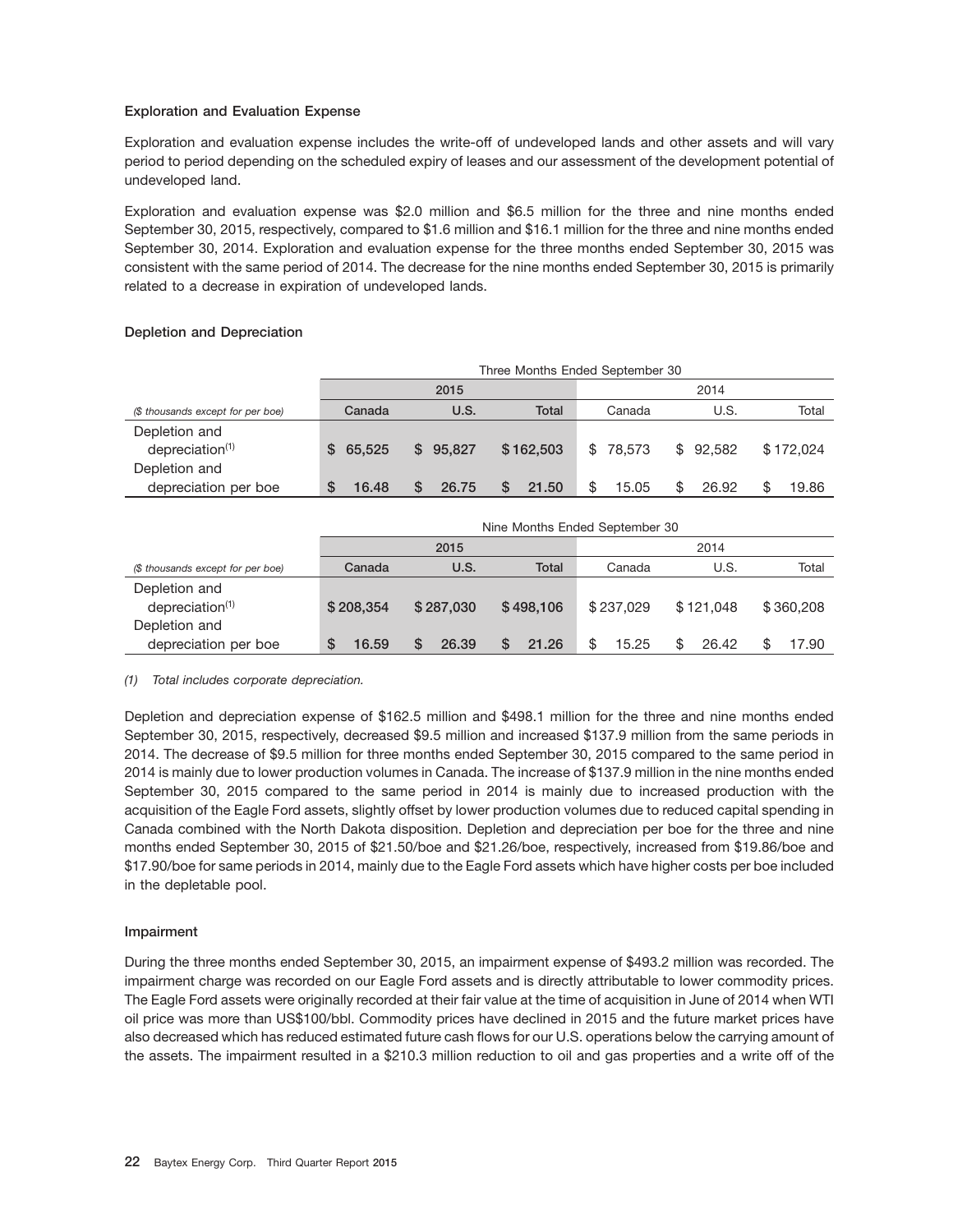### Exploration and Evaluation Expense

Exploration and evaluation expense includes the write-off of undeveloped lands and other assets and will vary period to period depending on the scheduled expiry of leases and our assessment of the development potential of undeveloped land.

Exploration and evaluation expense was $2.0 million and $6.5 million for the three and nine months ended September 30, 2015, respectively, compared to $1.6 million and $16.1 million for the three and nine months ended September 30, 2014. Exploration and evaluation expense for the three months ended September 30, 2015 was consistent with the same period of 2014. The decrease for the nine months ended September 30, 2015 is primarily related to a decrease in expiration of undeveloped lands.

### Depletion and Depreciation

| | Three Months Ended September 30 | | | | | |
|---|---|---|---|---|---|---|
| | 2015 | | | 2014 | | |
| *($ thousands except for per boe)* | Canada | U.S. | Total | Canada | U.S. | Total |
| Depletion and depreciation[(1)] | $ 65,525 | $ 95,827 | $ 162,503 | $ 78,573 | $ 92,582 | $ 172,024 |
| Depletion and depreciation per boe | $ 16.48 | $ 26.75 | $ 21.50 | $ 15.05 | $ 26.92 | $ 19.86 |

| | Nine Months Ended September 30 | | | | | |
|---|---|---|---|---|---|---|
| | 2015 | | | 2014 | | |
| *($ thousands except for per boe)* | Canada | U.S. | Total | Canada | U.S. | Total |
| Depletion and depreciation[(1)] | $ 208,354 | $ 287,030 | $ 498,106 | $ 237,029 | $ 121,048 | $ 360,208 |
| Depletion and depreciation per boe | $ 16.59 | $ 26.39 | $ 21.26 | $ 15.25 | $ 26.42 | $ 17.90 |

*(1) Total includes corporate depreciation.*

Depletion and depreciation expense of $162.5 million and $498.1 million for the three and nine months ended September 30, 2015, respectively, decreased $9.5 million and increased $137.9 million from the same periods in 2014. The decrease of $9.5 million for three months ended September 30, 2015 compared to the same period in 2014 is mainly due to lower production volumes in Canada. The increase of $137.9 million in the nine months ended September 30, 2015 compared to the same period in 2014 is mainly due to increased production with the acquisition of the Eagle Ford assets, slightly offset by lower production volumes due to reduced capital spending in Canada combined with the North Dakota disposition. Depletion and depreciation per boe for the three and nine months ended September 30, 2015 of $21.50/boe and $21.26/boe, respectively, increased from $19.86/boe and $17.90/boe for same periods in 2014, mainly due to the Eagle Ford assets which have higher costs per boe included in the depletable pool.

### Impairment

During the three months ended September 30, 2015, an impairment expense of $493.2 million was recorded. The impairment charge was recorded on our Eagle Ford assets and is directly attributable to lower commodity prices. The Eagle Ford assets were originally recorded at their fair value at the time of acquisition in June of 2014 when WTI oil price was more than US$100/bbl. Commodity prices have declined in 2015 and the future market prices have also decreased which has reduced estimated future cash flows for our U.S. operations below the carrying amount of the assets. The impairment resulted in a $210.3 million reduction to oil and gas properties and a write off of the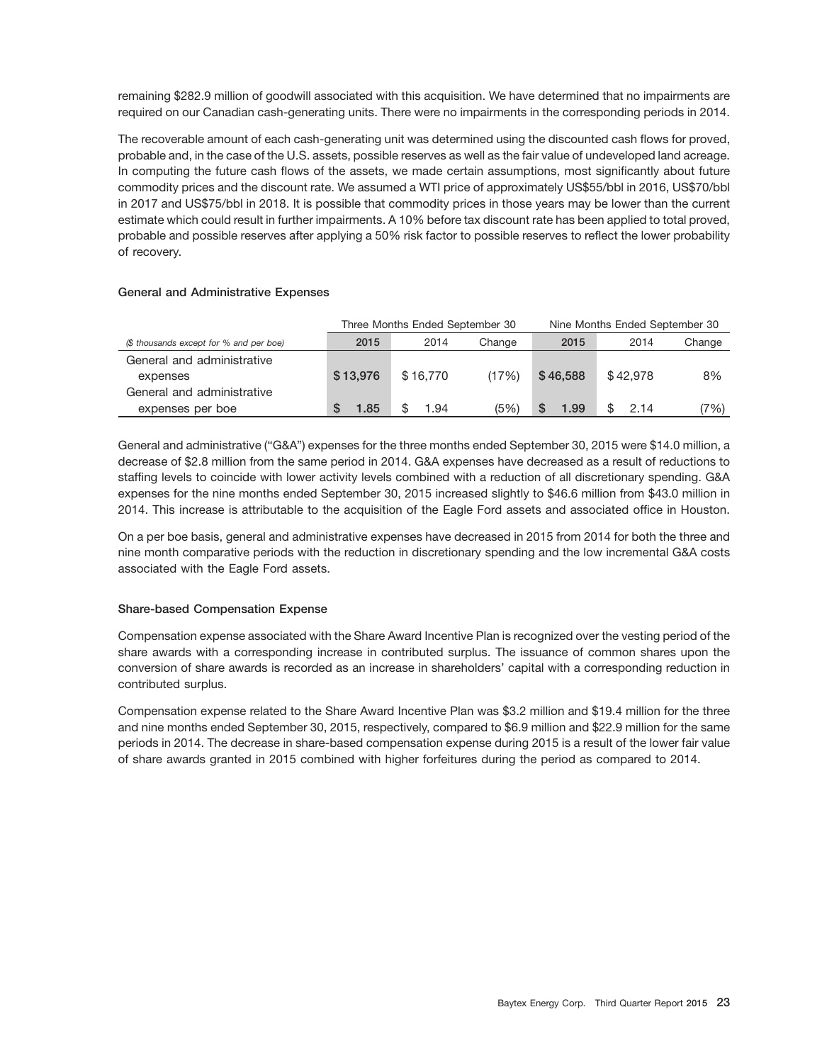remaining $282.9 million of goodwill associated with this acquisition. We have determined that no impairments are required on our Canadian cash-generating units. There were no impairments in the corresponding periods in 2014.

The recoverable amount of each cash-generating unit was determined using the discounted cash flows for proved, probable and, in the case of the U.S. assets, possible reserves as well as the fair value of undeveloped land acreage. In computing the future cash flows of the assets, we made certain assumptions, most significantly about future commodity prices and the discount rate. We assumed a WTI price of approximately US$55/bbl in 2016, US$70/bbl in 2017 and US$75/bbl in 2018. It is possible that commodity prices in those years may be lower than the current estimate which could result in further impairments. A 10% before tax discount rate has been applied to total proved, probable and possible reserves after applying a 50% risk factor to possible reserves to reflect the lower probability of recovery.

### General and Administrative Expenses

| | Three Months Ended September 30 | | | Nine Months Ended September 30 | | |
|---|---|---|---|---|---|---|
| *($ thousands except for % and per boe)* | **2015** | 2014 | Change | **2015** | 2014 | Change |
| General and administrative expenses | **$ 13,976** | $ 16,770 | (17%) | **$ 46,588** | $ 42,978 | 8% |
| General and administrative expenses per boe | **$ 1.85** | $ 1.94 | (5%) | **$ 1.99** | $ 2.14 | (7%) |

General and administrative ("G&A") expenses for the three months ended September 30, 2015 were $14.0 million, a decrease of $2.8 million from the same period in 2014. G&A expenses have decreased as a result of reductions to staffing levels to coincide with lower activity levels combined with a reduction of all discretionary spending. G&A expenses for the nine months ended September 30, 2015 increased slightly to $46.6 million from $43.0 million in 2014. This increase is attributable to the acquisition of the Eagle Ford assets and associated office in Houston.

On a per boe basis, general and administrative expenses have decreased in 2015 from 2014 for both the three and nine month comparative periods with the reduction in discretionary spending and the low incremental G&A costs associated with the Eagle Ford assets.

### Share-based Compensation Expense

Compensation expense associated with the Share Award Incentive Plan is recognized over the vesting period of the share awards with a corresponding increase in contributed surplus. The issuance of common shares upon the conversion of share awards is recorded as an increase in shareholders' capital with a corresponding reduction in contributed surplus.

Compensation expense related to the Share Award Incentive Plan was $3.2 million and $19.4 million for the three and nine months ended September 30, 2015, respectively, compared to $6.9 million and $22.9 million for the same periods in 2014. The decrease in share-based compensation expense during 2015 is a result of the lower fair value of share awards granted in 2015 combined with higher forfeitures during the period as compared to 2014.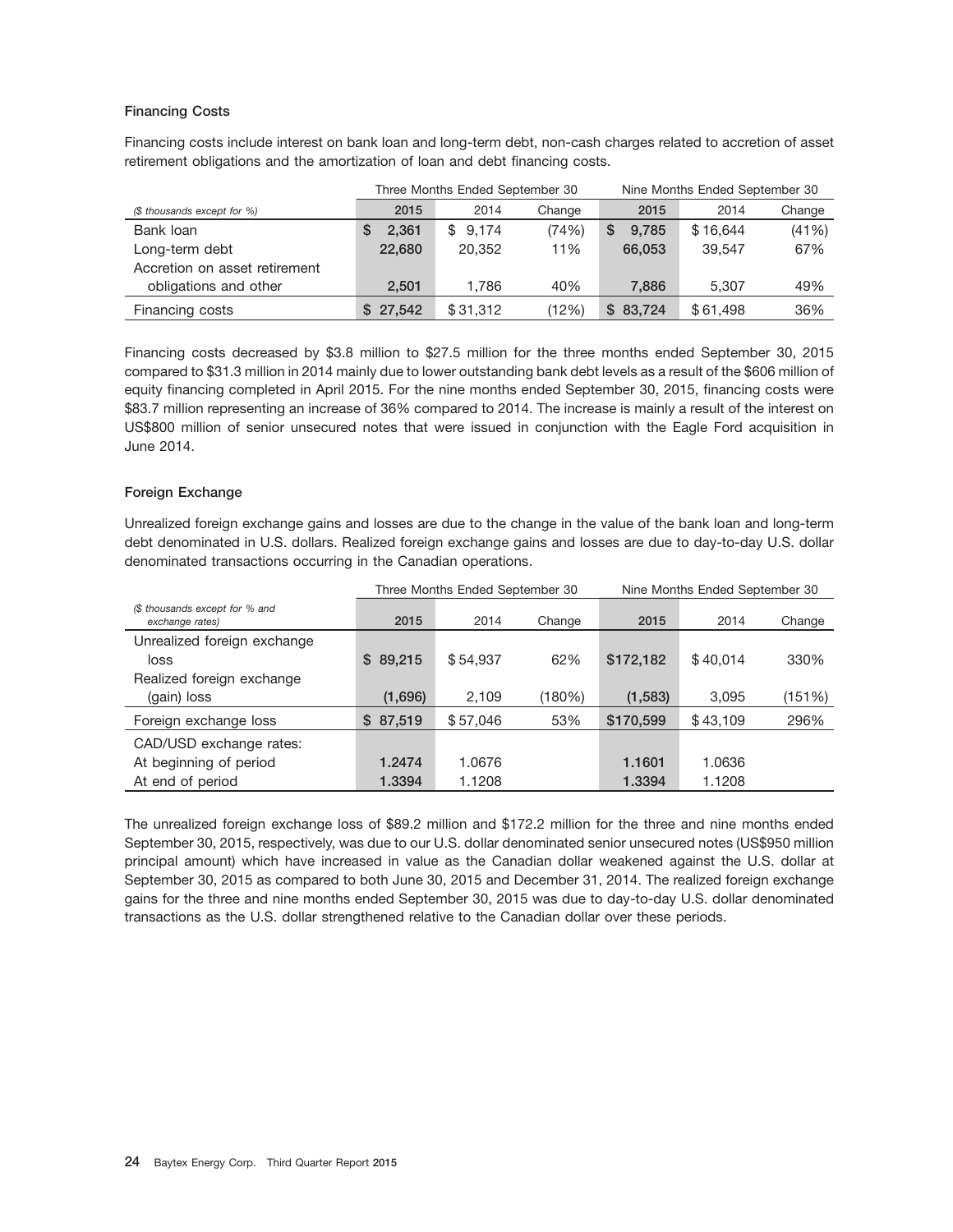### Financing Costs

Financing costs include interest on bank loan and long-term debt, non-cash charges related to accretion of asset retirement obligations and the amortization of loan and debt financing costs.

| | Three Months Ended September 30 | | | Nine Months Ended September 30 | | |
|---|---|---|---|---|---|---|
| *($ thousands except for %)* | **2015** | 2014 | Change | **2015** | 2014 | Change |
| Bank loan | **$ 2,361** | $ 9,174 | (74%) | **$ 9,785** | $ 16,644 | (41%) |
| Long-term debt | **22,680** | 20,352 | 11% | **66,053** | 39,547 | 67% |
| Accretion on asset retirement obligations and other | **2,501** | 1,786 | 40% | **7,886** | 5,307 | 49% |
| Financing costs | **$ 27,542** | $ 31,312 | (12%) | **$ 83,724** | $ 61,498 | 36% |

Financing costs decreased by $3.8 million to $27.5 million for the three months ended September 30, 2015 compared to $31.3 million in 2014 mainly due to lower outstanding bank debt levels as a result of the $606 million of equity financing completed in April 2015. For the nine months ended September 30, 2015, financing costs were $83.7 million representing an increase of 36% compared to 2014. The increase is mainly a result of the interest on US$800 million of senior unsecured notes that were issued in conjunction with the Eagle Ford acquisition in June 2014.

### Foreign Exchange

Unrealized foreign exchange gains and losses are due to the change in the value of the bank loan and long-term debt denominated in U.S. dollars. Realized foreign exchange gains and losses are due to day-to-day U.S. dollar denominated transactions occurring in the Canadian operations.

| | Three Months Ended September 30 | | | Nine Months Ended September 30 | | |
|---|---|---|---|---|---|---|
| *($ thousands except for % and exchange rates)* | **2015** | 2014 | Change | **2015** | 2014 | Change |
| Unrealized foreign exchange loss | **$ 89,215** | $ 54,937 | 62% | **$172,182** | $ 40,014 | 330% |
| Realized foreign exchange (gain) loss | **(1,696)** | 2,109 | (180%) | **(1,583)** | 3,095 | (151%) |
| Foreign exchange loss | **$ 87,519** | $ 57,046 | 53% | **$170,599** | $ 43,109 | 296% |
| CAD/USD exchange rates: | | | | | | |
| At beginning of period | **1.2474** | 1.0676 | | **1.1601** | 1.0636 | |
| At end of period | **1.3394** | 1.1208 | | **1.3394** | 1.1208 | |

The unrealized foreign exchange loss of $89.2 million and $172.2 million for the three and nine months ended September 30, 2015, respectively, was due to our U.S. dollar denominated senior unsecured notes (US$950 million principal amount) which have increased in value as the Canadian dollar weakened against the U.S. dollar at September 30, 2015 as compared to both June 30, 2015 and December 31, 2014. The realized foreign exchange gains for the three and nine months ended September 30, 2015 was due to day-to-day U.S. dollar denominated transactions as the U.S. dollar strengthened relative to the Canadian dollar over these periods.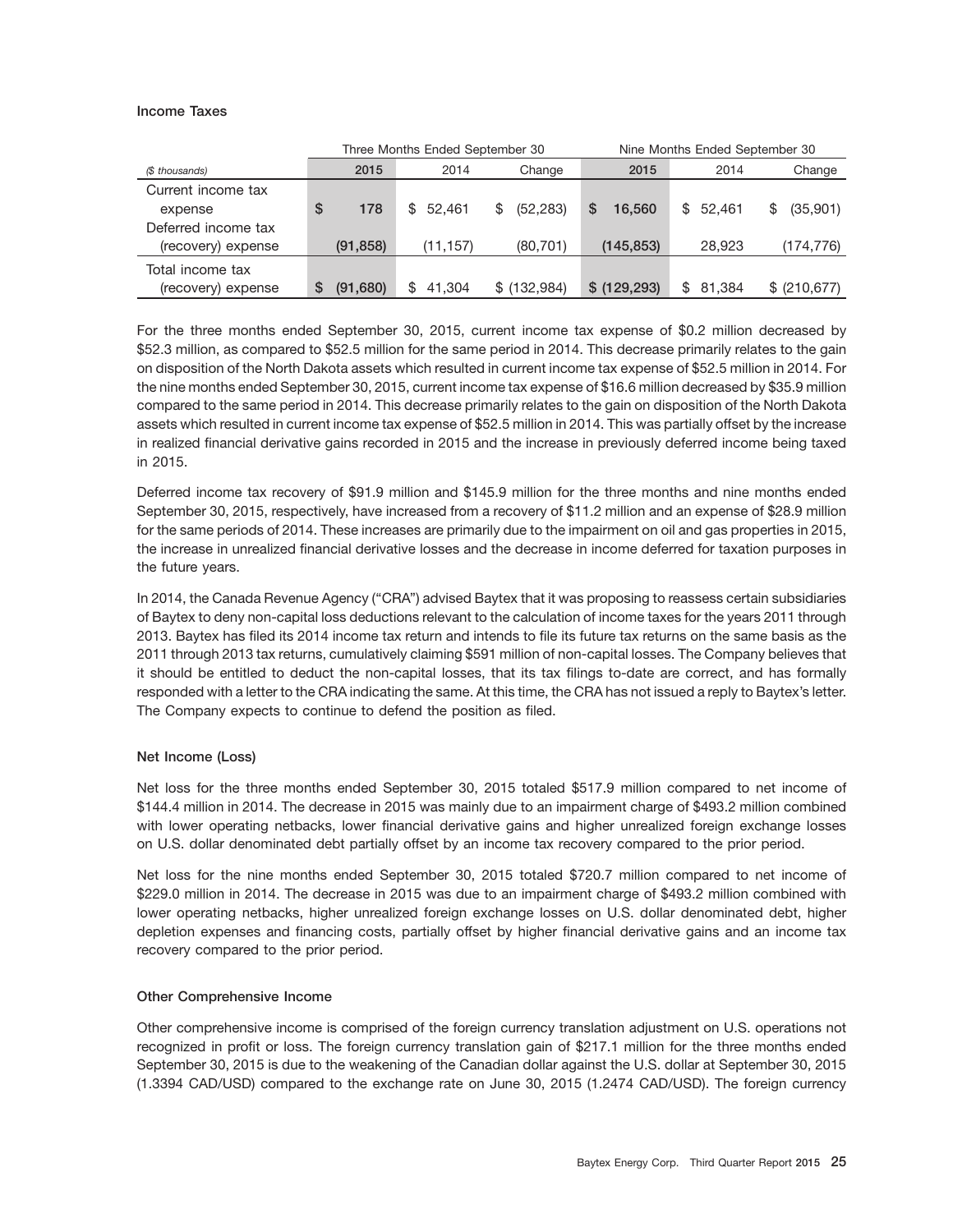### Income Taxes

| | Three Months Ended September 30 | | | Nine Months Ended September 30 | | |
|---|---|---|---|---|---|---|
| *($ thousands)* | 2015 | 2014 | Change | 2015 | 2014 | Change |
| Current income tax expense | $ 178 | $ 52,461 | $ (52,283) | $ 16,560 | $ 52,461 | $ (35,901) |
| Deferred income tax (recovery) expense | (91,858) | (11,157) | (80,701) | (145,853) | 28,923 | (174,776) |
| Total income tax (recovery) expense | $ (91,680) | $ 41,304 | $ (132,984) | $ (129,293) | $ 81,384 | $ (210,677) |

For the three months ended September 30, 2015, current income tax expense of $0.2 million decreased by $52.3 million, as compared to $52.5 million for the same period in 2014. This decrease primarily relates to the gain on disposition of the North Dakota assets which resulted in current income tax expense of $52.5 million in 2014. For the nine months ended September 30, 2015, current income tax expense of $16.6 million decreased by $35.9 million compared to the same period in 2014. This decrease primarily relates to the gain on disposition of the North Dakota assets which resulted in current income tax expense of $52.5 million in 2014. This was partially offset by the increase in realized financial derivative gains recorded in 2015 and the increase in previously deferred income being taxed in 2015.

Deferred income tax recovery of $91.9 million and $145.9 million for the three months and nine months ended September 30, 2015, respectively, have increased from a recovery of $11.2 million and an expense of $28.9 million for the same periods of 2014. These increases are primarily due to the impairment on oil and gas properties in 2015, the increase in unrealized financial derivative losses and the decrease in income deferred for taxation purposes in the future years.

In 2014, the Canada Revenue Agency ("CRA") advised Baytex that it was proposing to reassess certain subsidiaries of Baytex to deny non-capital loss deductions relevant to the calculation of income taxes for the years 2011 through 2013. Baytex has filed its 2014 income tax return and intends to file its future tax returns on the same basis as the 2011 through 2013 tax returns, cumulatively claiming $591 million of non-capital losses. The Company believes that it should be entitled to deduct the non-capital losses, that its tax filings to-date are correct, and has formally responded with a letter to the CRA indicating the same. At this time, the CRA has not issued a reply to Baytex's letter. The Company expects to continue to defend the position as filed.

### Net Income (Loss)

Net loss for the three months ended September 30, 2015 totaled $517.9 million compared to net income of $144.4 million in 2014. The decrease in 2015 was mainly due to an impairment charge of $493.2 million combined with lower operating netbacks, lower financial derivative gains and higher unrealized foreign exchange losses on U.S. dollar denominated debt partially offset by an income tax recovery compared to the prior period.

Net loss for the nine months ended September 30, 2015 totaled $720.7 million compared to net income of $229.0 million in 2014. The decrease in 2015 was due to an impairment charge of $493.2 million combined with lower operating netbacks, higher unrealized foreign exchange losses on U.S. dollar denominated debt, higher depletion expenses and financing costs, partially offset by higher financial derivative gains and an income tax recovery compared to the prior period.

### Other Comprehensive Income

Other comprehensive income is comprised of the foreign currency translation adjustment on U.S. operations not recognized in profit or loss. The foreign currency translation gain of $217.1 million for the three months ended September 30, 2015 is due to the weakening of the Canadian dollar against the U.S. dollar at September 30, 2015 (1.3394 CAD/USD) compared to the exchange rate on June 30, 2015 (1.2474 CAD/USD). The foreign currency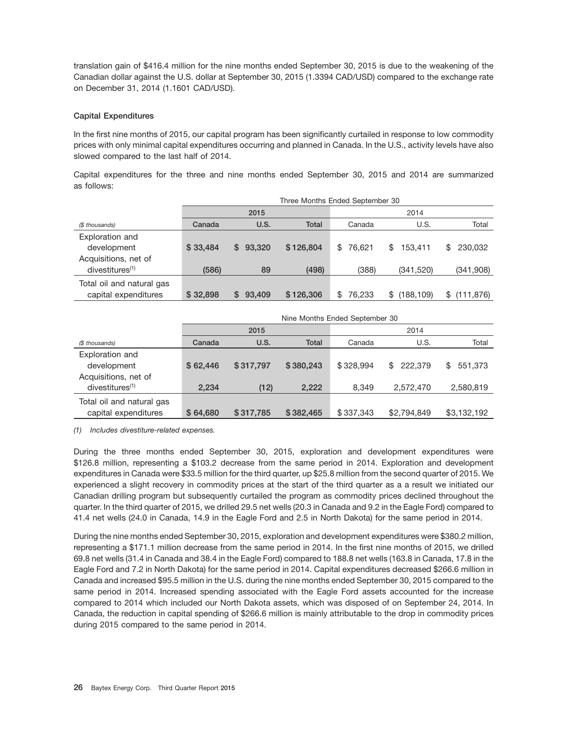translation gain of $416.4 million for the nine months ended September 30, 2015 is due to the weakening of the Canadian dollar against the U.S. dollar at September 30, 2015 (1.3394 CAD/USD) compared to the exchange rate on December 31, 2014 (1.1601 CAD/USD).

### Capital Expenditures

In the first nine months of 2015, our capital program has been significantly curtailed in response to low commodity prices with only minimal capital expenditures occurring and planned in Canada. In the U.S., activity levels have also slowed compared to the last half of 2014.

Capital expenditures for the three and nine months ended September 30, 2015 and 2014 are summarized as follows:

| | Three Months Ended September 30 | | | | | |
|---|---|---|---|---|---|---|
| | 2015 | | | 2014 | | |
| *($ thousands)* | **Canada** | **U.S.** | **Total** | Canada | U.S. | Total |
| Exploration and development | **$ 33,484** | **$ 93,320** | **$ 126,804** | $ 76,621 | $ 153,411 | $ 230,032 |
| Acquisitions, net of divestitures[(1)] | **(586)** | **89** | **(498)** | (388) | (341,520) | (341,908) |
| Total oil and natural gas capital expenditures | **$ 32,898** | **$ 93,409** | **$ 126,306** | $ 76,233 | $ (188,109) | $ (111,876) |

| | Nine Months Ended September 30 | | | | | |
|---|---|---|---|---|---|---|
| | 2015 | | | 2014 | | |
| *($ thousands)* | **Canada** | **U.S.** | **Total** | Canada | U.S. | Total |
| Exploration and development | **$ 62,446** | **$ 317,797** | **$ 380,243** | $ 328,994 | $ 222,379 | $ 551,373 |
| Acquisitions, net of divestitures[(1)] | **2,234** | **(12)** | **2,222** | 8,349 | 2,572,470 | 2,580,819 |
| Total oil and natural gas capital expenditures | **$ 64,680** | **$ 317,785** | **$ 382,465** | $ 337,343 | $2,794,849 | $3,132,192 |

*(1) Includes divestiture-related expenses.*

During the three months ended September 30, 2015, exploration and development expenditures were $126.8 million, representing a $103.2 decrease from the same period in 2014. Exploration and development expenditures in Canada were $33.5 million for the third quarter, up $25.8 million from the second quarter of 2015. We experienced a slight recovery in commodity prices at the start of the third quarter as a a result we initiated our Canadian drilling program but subsequently curtailed the program as commodity prices declined throughout the quarter. In the third quarter of 2015, we drilled 29.5 net wells (20.3 in Canada and 9.2 in the Eagle Ford) compared to 41.4 net wells (24.0 in Canada, 14.9 in the Eagle Ford and 2.5 in North Dakota) for the same period in 2014.

During the nine months ended September 30, 2015, exploration and development expenditures were $380.2 million, representing a $171.1 million decrease from the same period in 2014. In the first nine months of 2015, we drilled 69.8 net wells (31.4 in Canada and 38.4 in the Eagle Ford) compared to 188.8 net wells (163.8 in Canada, 17.8 in the Eagle Ford and 7.2 in North Dakota) for the same period in 2014. Capital expenditures decreased $266.6 million in Canada and increased $95.5 million in the U.S. during the nine months ended September 30, 2015 compared to the same period in 2014. Increased spending associated with the Eagle Ford assets accounted for the increase compared to 2014 which included our North Dakota assets, which was disposed of on September 24, 2014. In Canada, the reduction in capital spending of $266.6 million is mainly attributable to the drop in commodity prices during 2015 compared to the same period in 2014.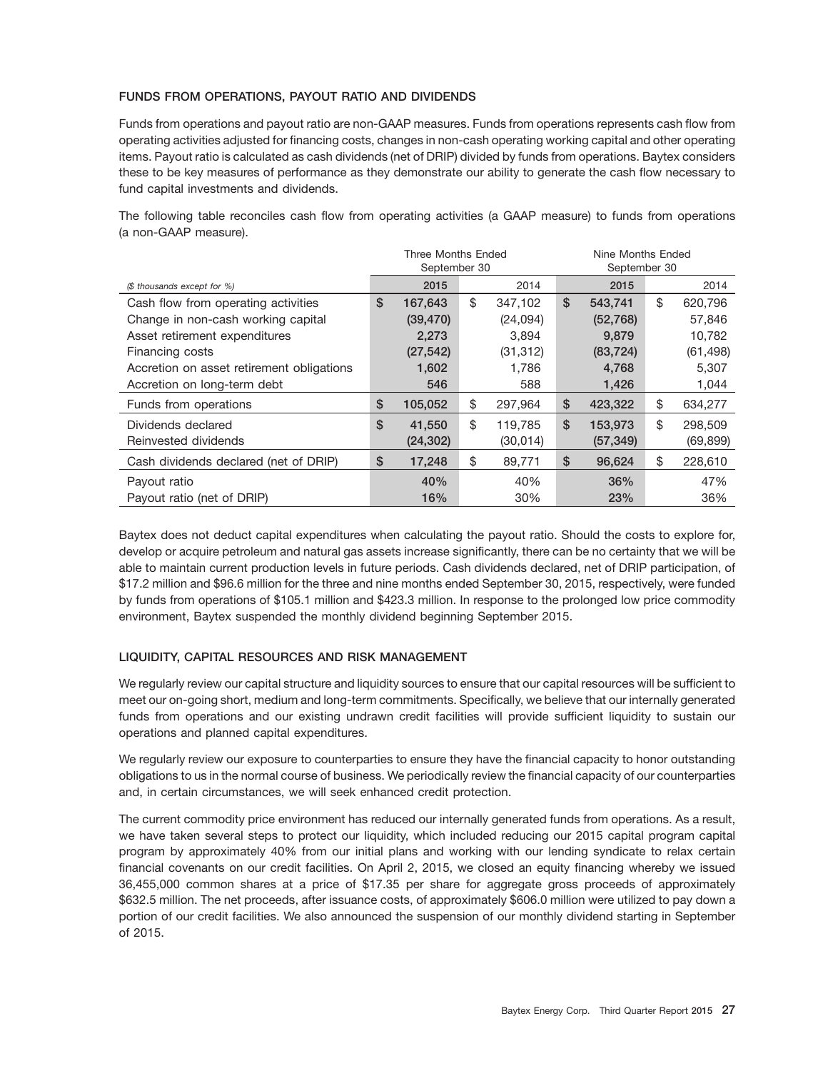## FUNDS FROM OPERATIONS, PAYOUT RATIO AND DIVIDENDS

Funds from operations and payout ratio are non-GAAP measures. Funds from operations represents cash flow from operating activities adjusted for financing costs, changes in non-cash operating working capital and other operating items. Payout ratio is calculated as cash dividends (net of DRIP) divided by funds from operations. Baytex considers these to be key measures of performance as they demonstrate our ability to generate the cash flow necessary to fund capital investments and dividends.

The following table reconciles cash flow from operating activities (a GAAP measure) to funds from operations (a non-GAAP measure).

| | Three Months Ended September 30 | | Nine Months Ended September 30 | |
|---|---|---|---|---|
| *($ thousands except for %)* | 2015 | 2014 | 2015 | 2014 |
| Cash flow from operating activities | $ 167,643 | $ 347,102 | $ 543,741 | $ 620,796 |
| Change in non-cash working capital | (39,470) | (24,094) | (52,768) | 57,846 |
| Asset retirement expenditures | 2,273 | 3,894 | 9,879 | 10,782 |
| Financing costs | (27,542) | (31,312) | (83,724) | (61,498) |
| Accretion on asset retirement obligations | 1,602 | 1,786 | 4,768 | 5,307 |
| Accretion on long-term debt | 546 | 588 | 1,426 | 1,044 |
| Funds from operations | $ 105,052 | $ 297,964 | $ 423,322 | $ 634,277 |
| Dividends declared | $ 41,550 | $ 119,785 | $ 153,973 | $ 298,509 |
| Reinvested dividends | (24,302) | (30,014) | (57,349) | (69,899) |
| Cash dividends declared (net of DRIP) | $ 17,248 | $ 89,771 | $ 96,624 | $ 228,610 |
| Payout ratio | 40% | 40% | 36% | 47% |
| Payout ratio (net of DRIP) | 16% | 30% | 23% | 36% |

Baytex does not deduct capital expenditures when calculating the payout ratio. Should the costs to explore for, develop or acquire petroleum and natural gas assets increase significantly, there can be no certainty that we will be able to maintain current production levels in future periods. Cash dividends declared, net of DRIP participation, of $17.2 million and $96.6 million for the three and nine months ended September 30, 2015, respectively, were funded by funds from operations of $105.1 million and $423.3 million. In response to the prolonged low price commodity environment, Baytex suspended the monthly dividend beginning September 2015.

## LIQUIDITY, CAPITAL RESOURCES AND RISK MANAGEMENT

We regularly review our capital structure and liquidity sources to ensure that our capital resources will be sufficient to meet our on-going short, medium and long-term commitments. Specifically, we believe that our internally generated funds from operations and our existing undrawn credit facilities will provide sufficient liquidity to sustain our operations and planned capital expenditures.

We regularly review our exposure to counterparties to ensure they have the financial capacity to honor outstanding obligations to us in the normal course of business. We periodically review the financial capacity of our counterparties and, in certain circumstances, we will seek enhanced credit protection.

The current commodity price environment has reduced our internally generated funds from operations. As a result, we have taken several steps to protect our liquidity, which included reducing our 2015 capital program capital program by approximately 40% from our initial plans and working with our lending syndicate to relax certain financial covenants on our credit facilities. On April 2, 2015, we closed an equity financing whereby we issued 36,455,000 common shares at a price of $17.35 per share for aggregate gross proceeds of approximately $632.5 million. The net proceeds, after issuance costs, of approximately $606.0 million were utilized to pay down a portion of our credit facilities. We also announced the suspension of our monthly dividend starting in September of 2015.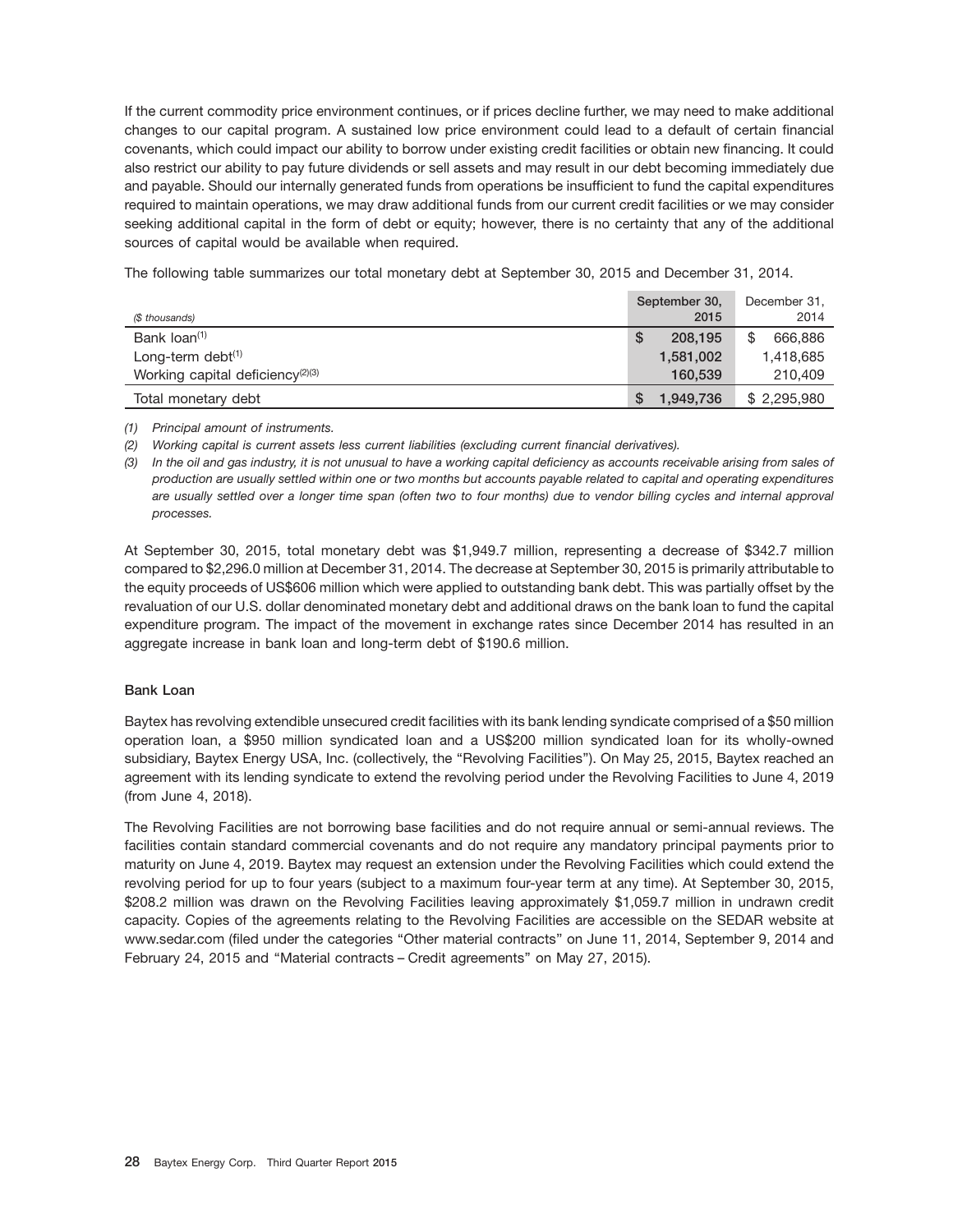If the current commodity price environment continues, or if prices decline further, we may need to make additional changes to our capital program. A sustained low price environment could lead to a default of certain financial covenants, which could impact our ability to borrow under existing credit facilities or obtain new financing. It could also restrict our ability to pay future dividends or sell assets and may result in our debt becoming immediately due and payable. Should our internally generated funds from operations be insufficient to fund the capital expenditures required to maintain operations, we may draw additional funds from our current credit facilities or we may consider seeking additional capital in the form of debt or equity; however, there is no certainty that any of the additional sources of capital would be available when required.

The following table summarizes our total monetary debt at September 30, 2015 and December 31, 2014.

| *($ thousands)* | September 30, 2015 | December 31, 2014 |
|---|---|---|
| Bank loan[(1)] | $ 208,195 | $ 666,886 |
| Long-term debt[(1)] | 1,581,002 | 1,418,685 |
| Working capital deficiency[(2)(3)] | 160,539 | 210,409 |
| Total monetary debt | $ 1,949,736 | $ 2,295,980 |

*(1) Principal amount of instruments.*

*(2) Working capital is current assets less current liabilities (excluding current financial derivatives).*

*(3) In the oil and gas industry, it is not unusual to have a working capital deficiency as accounts receivable arising from sales of production are usually settled within one or two months but accounts payable related to capital and operating expenditures are usually settled over a longer time span (often two to four months) due to vendor billing cycles and internal approval processes.*

At September 30, 2015, total monetary debt was $1,949.7 million, representing a decrease of $342.7 million compared to $2,296.0 million at December 31, 2014. The decrease at September 30, 2015 is primarily attributable to the equity proceeds of US$606 million which were applied to outstanding bank debt. This was partially offset by the revaluation of our U.S. dollar denominated monetary debt and additional draws on the bank loan to fund the capital expenditure program. The impact of the movement in exchange rates since December 2014 has resulted in an aggregate increase in bank loan and long-term debt of $190.6 million.

### Bank Loan

Baytex has revolving extendible unsecured credit facilities with its bank lending syndicate comprised of a $50 million operation loan, a $950 million syndicated loan and a US$200 million syndicated loan for its wholly-owned subsidiary, Baytex Energy USA, Inc. (collectively, the "Revolving Facilities"). On May 25, 2015, Baytex reached an agreement with its lending syndicate to extend the revolving period under the Revolving Facilities to June 4, 2019 (from June 4, 2018).

The Revolving Facilities are not borrowing base facilities and do not require annual or semi-annual reviews. The facilities contain standard commercial covenants and do not require any mandatory principal payments prior to maturity on June 4, 2019. Baytex may request an extension under the Revolving Facilities which could extend the revolving period for up to four years (subject to a maximum four-year term at any time). At September 30, 2015, $208.2 million was drawn on the Revolving Facilities leaving approximately $1,059.7 million in undrawn credit capacity. Copies of the agreements relating to the Revolving Facilities are accessible on the SEDAR website at www.sedar.com (filed under the categories "Other material contracts" on June 11, 2014, September 9, 2014 and February 24, 2015 and "Material contracts – Credit agreements" on May 27, 2015).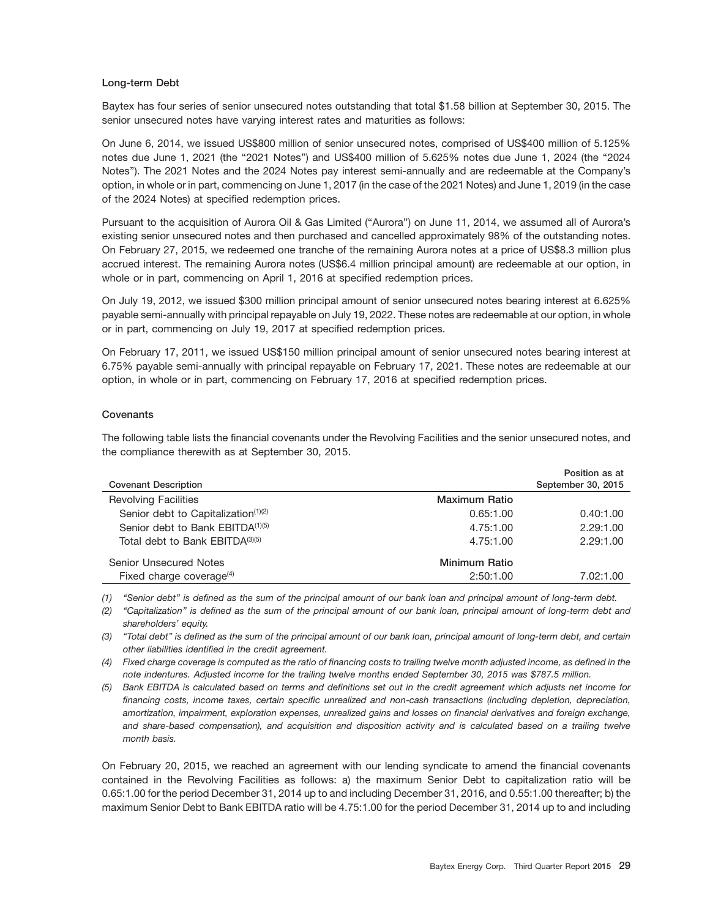### Long-term Debt

Baytex has four series of senior unsecured notes outstanding that total $1.58 billion at September 30, 2015. The senior unsecured notes have varying interest rates and maturities as follows:

On June 6, 2014, we issued US$800 million of senior unsecured notes, comprised of US$400 million of 5.125% notes due June 1, 2021 (the "2021 Notes") and US$400 million of 5.625% notes due June 1, 2024 (the "2024 Notes"). The 2021 Notes and the 2024 Notes pay interest semi-annually and are redeemable at the Company's option, in whole or in part, commencing on June 1, 2017 (in the case of the 2021 Notes) and June 1, 2019 (in the case of the 2024 Notes) at specified redemption prices.

Pursuant to the acquisition of Aurora Oil & Gas Limited ("Aurora") on June 11, 2014, we assumed all of Aurora's existing senior unsecured notes and then purchased and cancelled approximately 98% of the outstanding notes. On February 27, 2015, we redeemed one tranche of the remaining Aurora notes at a price of US$8.3 million plus accrued interest. The remaining Aurora notes (US$6.4 million principal amount) are redeemable at our option, in whole or in part, commencing on April 1, 2016 at specified redemption prices.

On July 19, 2012, we issued $300 million principal amount of senior unsecured notes bearing interest at 6.625% payable semi-annually with principal repayable on July 19, 2022. These notes are redeemable at our option, in whole or in part, commencing on July 19, 2017 at specified redemption prices.

On February 17, 2011, we issued US$150 million principal amount of senior unsecured notes bearing interest at 6.75% payable semi-annually with principal repayable on February 17, 2021. These notes are redeemable at our option, in whole or in part, commencing on February 17, 2016 at specified redemption prices.

### Covenants

The following table lists the financial covenants under the Revolving Facilities and the senior unsecured notes, and the compliance therewith as at September 30, 2015.

| Covenant Description | | Position as at September 30, 2015 |
|---|---|---|
| Revolving Facilities | **Maximum Ratio** | |
| Senior debt to Capitalization[(1)(2)] | 0.65:1.00 | 0.40:1.00 |
| Senior debt to Bank EBITDA[(1)(5)] | 4.75:1.00 | 2.29:1.00 |
| Total debt to Bank EBITDA[(3)(5)] | 4.75:1.00 | 2.29:1.00 |
| Senior Unsecured Notes | **Minimum Ratio** | |
| Fixed charge coverage[(4)] | 2:50:1.00 | 7.02:1.00 |

*(1) "Senior debt" is defined as the sum of the principal amount of our bank loan and principal amount of long-term debt.*

*(2) "Capitalization" is defined as the sum of the principal amount of our bank loan, principal amount of long-term debt and shareholders' equity.*

*(3) "Total debt" is defined as the sum of the principal amount of our bank loan, principal amount of long-term debt, and certain other liabilities identified in the credit agreement.*

*(4) Fixed charge coverage is computed as the ratio of financing costs to trailing twelve month adjusted income, as defined in the note indentures. Adjusted income for the trailing twelve months ended September 30, 2015 was $787.5 million.*

*(5) Bank EBITDA is calculated based on terms and definitions set out in the credit agreement which adjusts net income for financing costs, income taxes, certain specific unrealized and non-cash transactions (including depletion, depreciation, amortization, impairment, exploration expenses, unrealized gains and losses on financial derivatives and foreign exchange, and share-based compensation), and acquisition and disposition activity and is calculated based on a trailing twelve month basis.*

On February 20, 2015, we reached an agreement with our lending syndicate to amend the financial covenants contained in the Revolving Facilities as follows: a) the maximum Senior Debt to capitalization ratio will be 0.65:1.00 for the period December 31, 2014 up to and including December 31, 2016, and 0.55:1.00 thereafter; b) the maximum Senior Debt to Bank EBITDA ratio will be 4.75:1.00 for the period December 31, 2014 up to and including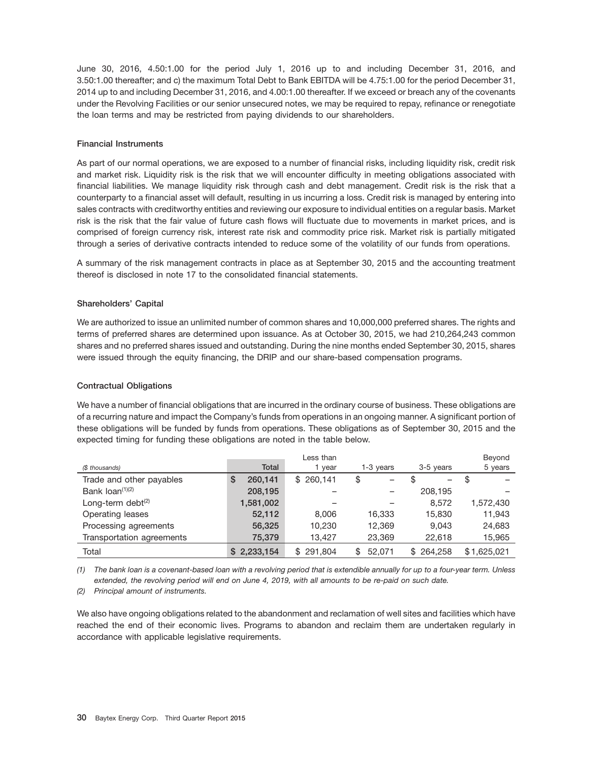June 30, 2016, 4.50:1.00 for the period July 1, 2016 up to and including December 31, 2016, and 3.50:1.00 thereafter; and c) the maximum Total Debt to Bank EBITDA will be 4.75:1.00 for the period December 31, 2014 up to and including December 31, 2016, and 4.00:1.00 thereafter. If we exceed or breach any of the covenants under the Revolving Facilities or our senior unsecured notes, we may be required to repay, refinance or renegotiate the loan terms and may be restricted from paying dividends to our shareholders.

### Financial Instruments

As part of our normal operations, we are exposed to a number of financial risks, including liquidity risk, credit risk and market risk. Liquidity risk is the risk that we will encounter difficulty in meeting obligations associated with financial liabilities. We manage liquidity risk through cash and debt management. Credit risk is the risk that a counterparty to a financial asset will default, resulting in us incurring a loss. Credit risk is managed by entering into sales contracts with creditworthy entities and reviewing our exposure to individual entities on a regular basis. Market risk is the risk that the fair value of future cash flows will fluctuate due to movements in market prices, and is comprised of foreign currency risk, interest rate risk and commodity price risk. Market risk is partially mitigated through a series of derivative contracts intended to reduce some of the volatility of our funds from operations.

A summary of the risk management contracts in place as at September 30, 2015 and the accounting treatment thereof is disclosed in note 17 to the consolidated financial statements.

### Shareholders' Capital

We are authorized to issue an unlimited number of common shares and 10,000,000 preferred shares. The rights and terms of preferred shares are determined upon issuance. As at October 30, 2015, we had 210,264,243 common shares and no preferred shares issued and outstanding. During the nine months ended September 30, 2015, shares were issued through the equity financing, the DRIP and our share-based compensation programs.

### Contractual Obligations

We have a number of financial obligations that are incurred in the ordinary course of business. These obligations are of a recurring nature and impact the Company's funds from operations in an ongoing manner. A significant portion of these obligations will be funded by funds from operations. These obligations as of September 30, 2015 and the expected timing for funding these obligations are noted in the table below.

| *($ thousands)* | Total | Less than 1 year | 1-3 years | 3-5 years | Beyond 5 years |
|---|---|---|---|---|---|
| Trade and other payables | $ 260,141 | $ 260,141 | $ – | $ – | $ – |
| Bank loan[(1)(2)] | 208,195 | – | – | 208,195 | – |
| Long-term debt[(2)] | 1,581,002 | – | – | 8,572 | 1,572,430 |
| Operating leases | 52,112 | 8,006 | 16,333 | 15,830 | 11,943 |
| Processing agreements | 56,325 | 10,230 | 12,369 | 9,043 | 24,683 |
| Transportation agreements | 75,379 | 13,427 | 23,369 | 22,618 | 15,965 |
| Total | $ 2,233,154 | $ 291,804 | $ 52,071 | $ 264,258 | $ 1,625,021 |

*(1) The bank loan is a covenant-based loan with a revolving period that is extendible annually for up to a four-year term. Unless extended, the revolving period will end on June 4, 2019, with all amounts to be re-paid on such date.*

*(2) Principal amount of instruments.*

We also have ongoing obligations related to the abandonment and reclamation of well sites and facilities which have reached the end of their economic lives. Programs to abandon and reclaim them are undertaken regularly in accordance with applicable legislative requirements.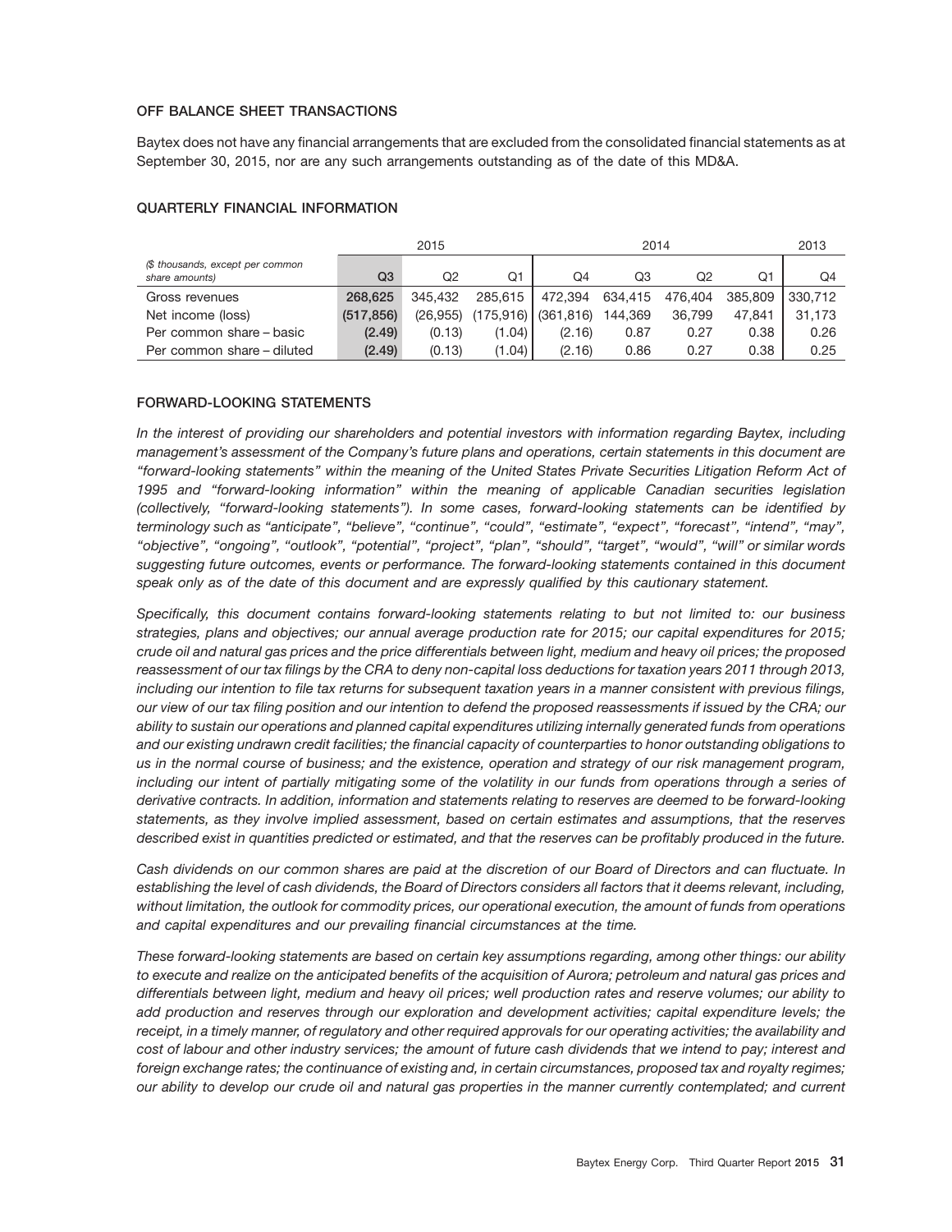## OFF BALANCE SHEET TRANSACTIONS

Baytex does not have any financial arrangements that are excluded from the consolidated financial statements as at September 30, 2015, nor are any such arrangements outstanding as of the date of this MD&A.

## QUARTERLY FINANCIAL INFORMATION

| | 2015 | | | 2014 | | | | 2013 |
|---|---|---|---|---|---|---|---|---|
| *($ thousands, except per common share amounts)* | **Q3** | Q2 | Q1 | Q4 | Q3 | Q2 | Q1 | Q4 |
| Gross revenues | **268,625** | 345,432 | 285,615 | 472,394 | 634,415 | 476,404 | 385,809 | 330,712 |
| Net income (loss) | **(517,856)** | (26,955) | (175,916) | (361,816) | 144,369 | 36,799 | 47,841 | 31,173 |
| Per common share – basic | **(2.49)** | (0.13) | (1.04) | (2.16) | 0.87 | 0.27 | 0.38 | 0.26 |
| Per common share – diluted | **(2.49)** | (0.13) | (1.04) | (2.16) | 0.86 | 0.27 | 0.38 | 0.25 |

## FORWARD-LOOKING STATEMENTS

*In the interest of providing our shareholders and potential investors with information regarding Baytex, including management's assessment of the Company's future plans and operations, certain statements in this document are "forward-looking statements" within the meaning of the United States Private Securities Litigation Reform Act of 1995 and "forward-looking information" within the meaning of applicable Canadian securities legislation (collectively, "forward-looking statements"). In some cases, forward-looking statements can be identified by terminology such as "anticipate", "believe", "continue", "could", "estimate", "expect", "forecast", "intend", "may", "objective", "ongoing", "outlook", "potential", "project", "plan", "should", "target", "would", "will" or similar words suggesting future outcomes, events or performance. The forward-looking statements contained in this document speak only as of the date of this document and are expressly qualified by this cautionary statement.*

*Specifically, this document contains forward-looking statements relating to but not limited to: our business strategies, plans and objectives; our annual average production rate for 2015; our capital expenditures for 2015; crude oil and natural gas prices and the price differentials between light, medium and heavy oil prices; the proposed reassessment of our tax filings by the CRA to deny non-capital loss deductions for taxation years 2011 through 2013, including our intention to file tax returns for subsequent taxation years in a manner consistent with previous filings, our view of our tax filing position and our intention to defend the proposed reassessments if issued by the CRA; our ability to sustain our operations and planned capital expenditures utilizing internally generated funds from operations and our existing undrawn credit facilities; the financial capacity of counterparties to honor outstanding obligations to us in the normal course of business; and the existence, operation and strategy of our risk management program, including our intent of partially mitigating some of the volatility in our funds from operations through a series of derivative contracts. In addition, information and statements relating to reserves are deemed to be forward-looking statements, as they involve implied assessment, based on certain estimates and assumptions, that the reserves described exist in quantities predicted or estimated, and that the reserves can be profitably produced in the future.*

*Cash dividends on our common shares are paid at the discretion of our Board of Directors and can fluctuate. In establishing the level of cash dividends, the Board of Directors considers all factors that it deems relevant, including, without limitation, the outlook for commodity prices, our operational execution, the amount of funds from operations and capital expenditures and our prevailing financial circumstances at the time.*

*These forward-looking statements are based on certain key assumptions regarding, among other things: our ability to execute and realize on the anticipated benefits of the acquisition of Aurora; petroleum and natural gas prices and differentials between light, medium and heavy oil prices; well production rates and reserve volumes; our ability to add production and reserves through our exploration and development activities; capital expenditure levels; the receipt, in a timely manner, of regulatory and other required approvals for our operating activities; the availability and cost of labour and other industry services; the amount of future cash dividends that we intend to pay; interest and foreign exchange rates; the continuance of existing and, in certain circumstances, proposed tax and royalty regimes; our ability to develop our crude oil and natural gas properties in the manner currently contemplated; and current*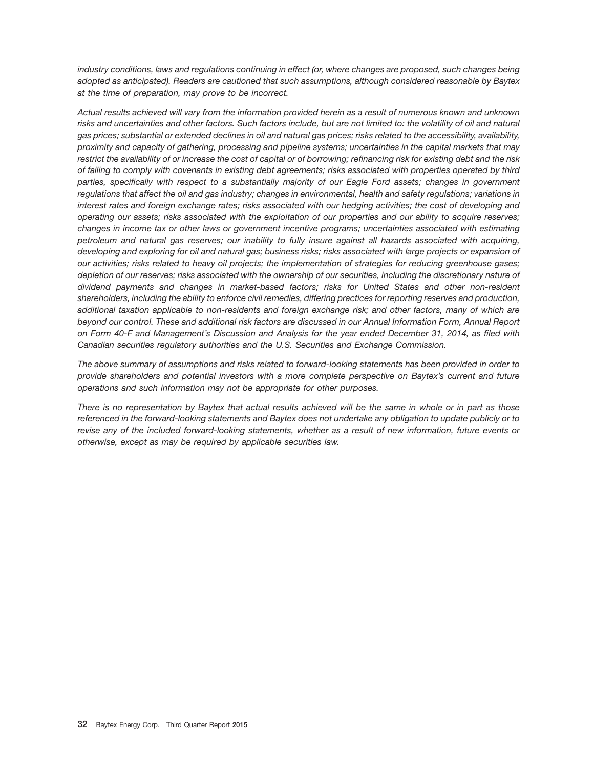*industry conditions, laws and regulations continuing in effect (or, where changes are proposed, such changes being adopted as anticipated). Readers are cautioned that such assumptions, although considered reasonable by Baytex at the time of preparation, may prove to be incorrect.*

*Actual results achieved will vary from the information provided herein as a result of numerous known and unknown risks and uncertainties and other factors. Such factors include, but are not limited to: the volatility of oil and natural gas prices; substantial or extended declines in oil and natural gas prices; risks related to the accessibility, availability, proximity and capacity of gathering, processing and pipeline systems; uncertainties in the capital markets that may restrict the availability of or increase the cost of capital or of borrowing; refinancing risk for existing debt and the risk of failing to comply with covenants in existing debt agreements; risks associated with properties operated by third parties, specifically with respect to a substantially majority of our Eagle Ford assets; changes in government regulations that affect the oil and gas industry; changes in environmental, health and safety regulations; variations in interest rates and foreign exchange rates; risks associated with our hedging activities; the cost of developing and operating our assets; risks associated with the exploitation of our properties and our ability to acquire reserves; changes in income tax or other laws or government incentive programs; uncertainties associated with estimating petroleum and natural gas reserves; our inability to fully insure against all hazards associated with acquiring, developing and exploring for oil and natural gas; business risks; risks associated with large projects or expansion of our activities; risks related to heavy oil projects; the implementation of strategies for reducing greenhouse gases; depletion of our reserves; risks associated with the ownership of our securities, including the discretionary nature of dividend payments and changes in market-based factors; risks for United States and other non-resident shareholders, including the ability to enforce civil remedies, differing practices for reporting reserves and production, additional taxation applicable to non-residents and foreign exchange risk; and other factors, many of which are beyond our control. These and additional risk factors are discussed in our Annual Information Form, Annual Report on Form 40-F and Management's Discussion and Analysis for the year ended December 31, 2014, as filed with Canadian securities regulatory authorities and the U.S. Securities and Exchange Commission.*

*The above summary of assumptions and risks related to forward-looking statements has been provided in order to provide shareholders and potential investors with a more complete perspective on Baytex's current and future operations and such information may not be appropriate for other purposes.*

*There is no representation by Baytex that actual results achieved will be the same in whole or in part as those referenced in the forward-looking statements and Baytex does not undertake any obligation to update publicly or to revise any of the included forward-looking statements, whether as a result of new information, future events or otherwise, except as may be required by applicable securities law.*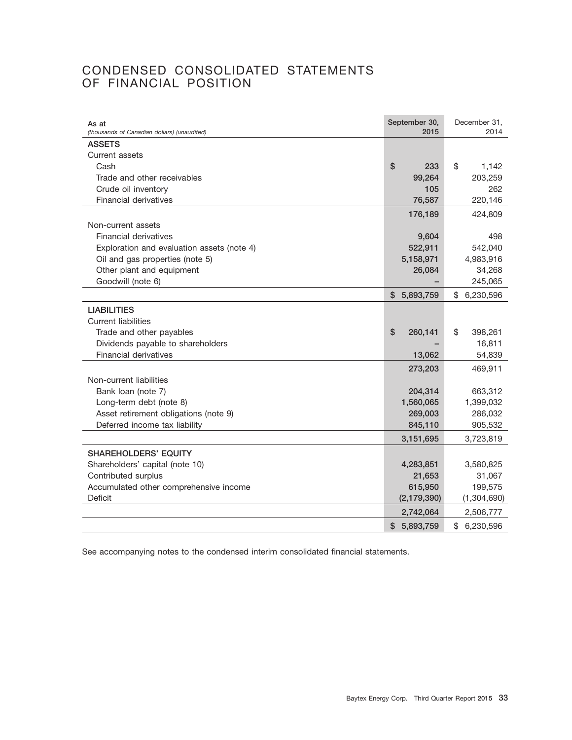# CONDENSED CONSOLIDATED STATEMENTS OF FINANCIAL POSITION

| As at *(thousands of Canadian dollars) (unaudited)* | September 30, 2015 | December 31, 2014 |
|---|---|---|
| **ASSETS** | | |
| Current assets | | |
| Cash | $ 233 | $ 1,142 |
| Trade and other receivables | 99,264 | 203,259 |
| Crude oil inventory | 105 | 262 |
| Financial derivatives | 76,587 | 220,146 |
| | 176,189 | 424,809 |
| Non-current assets | | |
| Financial derivatives | 9,604 | 498 |
| Exploration and evaluation assets (note 4) | 522,911 | 542,040 |
| Oil and gas properties (note 5) | 5,158,971 | 4,983,916 |
| Other plant and equipment | 26,084 | 34,268 |
| Goodwill (note 6) | – | 245,065 |
| | $ 5,893,759 | $ 6,230,596 |
| **LIABILITIES** | | |
| Current liabilities | | |
| Trade and other payables | $ 260,141 | $ 398,261 |
| Dividends payable to shareholders | – | 16,811 |
| Financial derivatives | 13,062 | 54,839 |
| | 273,203 | 469,911 |
| Non-current liabilities | | |
| Bank loan (note 7) | 204,314 | 663,312 |
| Long-term debt (note 8) | 1,560,065 | 1,399,032 |
| Asset retirement obligations (note 9) | 269,003 | 286,032 |
| Deferred income tax liability | 845,110 | 905,532 |
| | 3,151,695 | 3,723,819 |
| **SHAREHOLDERS' EQUITY** | | |
| Shareholders' capital (note 10) | 4,283,851 | 3,580,825 |
| Contributed surplus | 21,653 | 31,067 |
| Accumulated other comprehensive income | 615,950 | 199,575 |
| Deficit | (2,179,390) | (1,304,690) |
| | 2,742,064 | 2,506,777 |
| | $ 5,893,759 | $ 6,230,596 |

See accompanying notes to the condensed interim consolidated financial statements.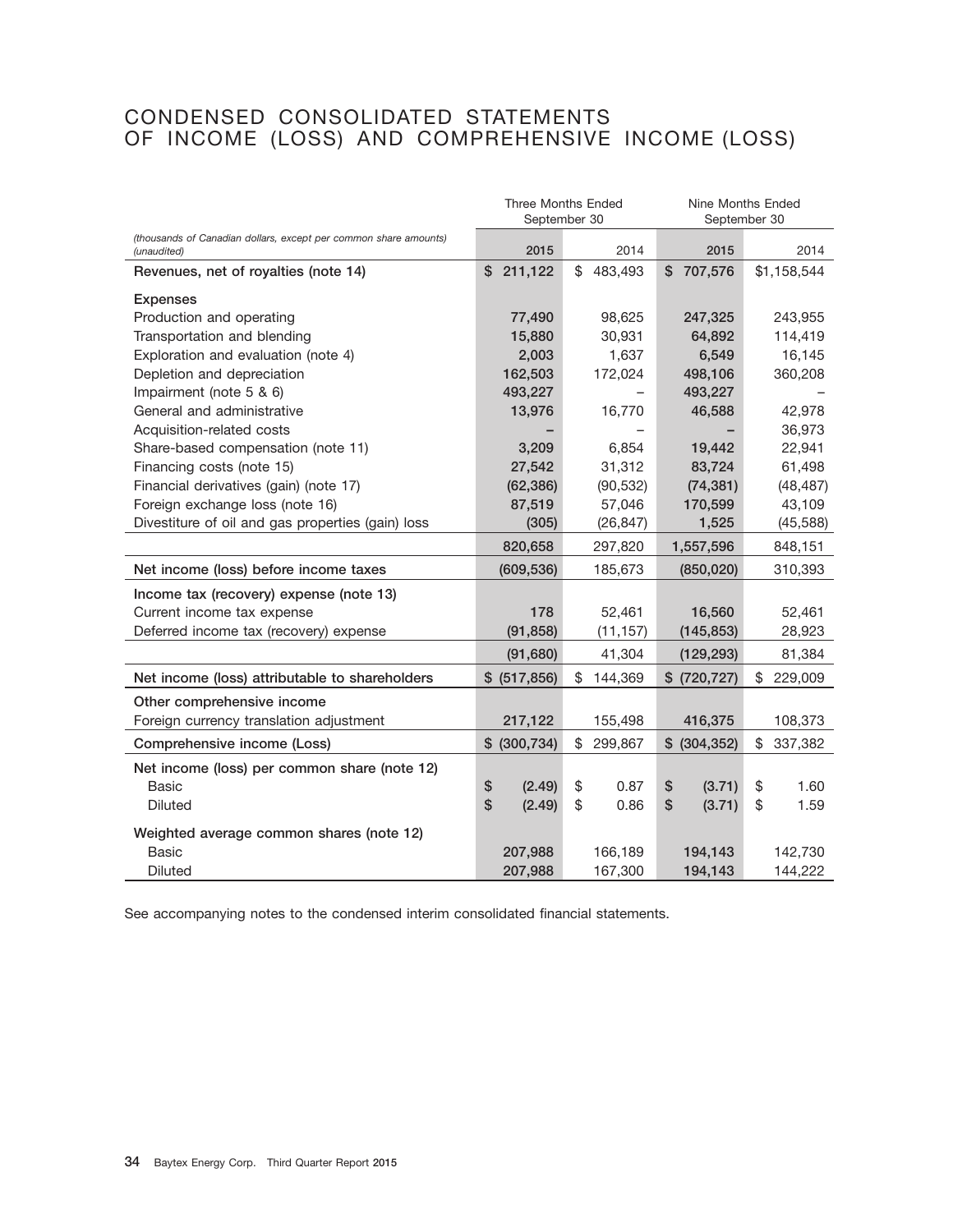# CONDENSED CONSOLIDATED STATEMENTS OF INCOME (LOSS) AND COMPREHENSIVE INCOME (LOSS)

| | Three Months Ended September 30 | | Nine Months Ended September 30 | |
|---|---|---|---|---|
| *(thousands of Canadian dollars, except per common share amounts) (unaudited)* | **2015** | 2014 | **2015** | 2014 |
| **Revenues, net of royalties (note 14)** | **$ 211,122** | $ 483,493 | **$ 707,576** | $1,158,544 |
| **Expenses** | | | | |
| Production and operating | **77,490** | 98,625 | **247,325** | 243,955 |
| Transportation and blending | **15,880** | 30,931 | **64,892** | 114,419 |
| Exploration and evaluation (note 4) | **2,003** | 1,637 | **6,549** | 16,145 |
| Depletion and depreciation | **162,503** | 172,024 | **498,106** | 360,208 |
| Impairment (note 5 & 6) | **493,227** | – | **493,227** | – |
| General and administrative | **13,976** | 16,770 | **46,588** | 42,978 |
| Acquisition-related costs | **–** | – | **–** | 36,973 |
| Share-based compensation (note 11) | **3,209** | 6,854 | **19,442** | 22,941 |
| Financing costs (note 15) | **27,542** | 31,312 | **83,724** | 61,498 |
| Financial derivatives (gain) (note 17) | **(62,386)** | (90,532) | **(74,381)** | (48,487) |
| Foreign exchange loss (note 16) | **87,519** | 57,046 | **170,599** | 43,109 |
| Divestiture of oil and gas properties (gain) loss | **(305)** | (26,847) | **1,525** | (45,588) |
| | **820,658** | 297,820 | **1,557,596** | 848,151 |
| **Net income (loss) before income taxes** | **(609,536)** | 185,673 | **(850,020)** | 310,393 |
| **Income tax (recovery) expense (note 13)** | | | | |
| Current income tax expense | **178** | 52,461 | **16,560** | 52,461 |
| Deferred income tax (recovery) expense | **(91,858)** | (11,157) | **(145,853)** | 28,923 |
| | **(91,680)** | 41,304 | **(129,293)** | 81,384 |
| **Net income (loss) attributable to shareholders** | **$ (517,856)** | $ 144,369 | **$ (720,727)** | $ 229,009 |
| **Other comprehensive income** | | | | |
| Foreign currency translation adjustment | **217,122** | 155,498 | **416,375** | 108,373 |
| **Comprehensive income (Loss)** | **$ (300,734)** | $ 299,867 | **$ (304,352)** | $ 337,382 |
| **Net income (loss) per common share (note 12)** | | | | |
| Basic | **$ (2.49)** | $ 0.87 | **$ (3.71)** | $ 1.60 |
| Diluted | **$ (2.49)** | $ 0.86 | **$ (3.71)** | $ 1.59 |
| **Weighted average common shares (note 12)** | | | | |
| Basic | **207,988** | 166,189 | **194,143** | 142,730 |
| Diluted | **207,988** | 167,300 | **194,143** | 144,222 |

See accompanying notes to the condensed interim consolidated financial statements.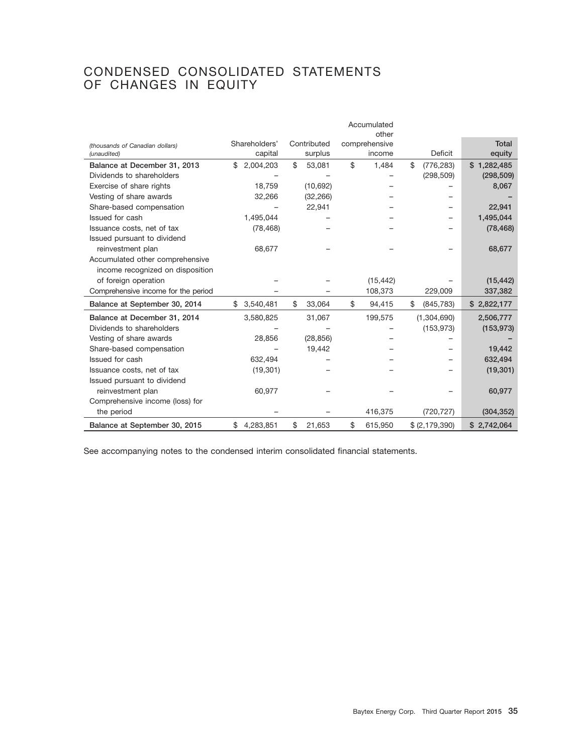# CONDENSED CONSOLIDATED STATEMENTS OF CHANGES IN EQUITY

| *(thousands of Canadian dollars)* *(unaudited)* | Shareholders' capital | Contributed surplus | Accumulated other comprehensive income | Deficit | Total equity |
|---|---|---|---|---|---|
| **Balance at December 31, 2013** | $ 2,004,203 | $ 53,081 | $ 1,484 | $ (776,283) | $ 1,282,485 |
| Dividends to shareholders | – | – | – | (298,509) | (298,509) |
| Exercise of share rights | 18,759 | (10,692) | – | – | 8,067 |
| Vesting of share awards | 32,266 | (32,266) | – | – | – |
| Share-based compensation | – | 22,941 | – | – | 22,941 |
| Issued for cash | 1,495,044 | – | – | – | 1,495,044 |
| Issuance costs, net of tax | (78,468) | – | – | – | (78,468) |
| Issued pursuant to dividend reinvestment plan | 68,677 | – | – | – | 68,677 |
| Accumulated other comprehensive income recognized on disposition of foreign operation | – | – | (15,442) | – | (15,442) |
| Comprehensive income for the period | – | – | 108,373 | 229,009 | 337,382 |
| **Balance at September 30, 2014** | $ 3,540,481 | $ 33,064 | $ 94,415 | $ (845,783) | $ 2,822,177 |
| **Balance at December 31, 2014** | 3,580,825 | 31,067 | 199,575 | (1,304,690) | 2,506,777 |
| Dividends to shareholders | – | – | – | (153,973) | (153,973) |
| Vesting of share awards | 28,856 | (28,856) | – | – | – |
| Share-based compensation | – | 19,442 | – | – | 19,442 |
| Issued for cash | 632,494 | – | – | – | 632,494 |
| Issuance costs, net of tax | (19,301) | – | – | – | (19,301) |
| Issued pursuant to dividend reinvestment plan | 60,977 | – | – | – | 60,977 |
| Comprehensive income (loss) for the period | – | – | 416,375 | (720,727) | (304,352) |
| **Balance at September 30, 2015** | $ 4,283,851 | $ 21,653 | $ 615,950 | $ (2,179,390) | $ 2,742,064 |

See accompanying notes to the condensed interim consolidated financial statements.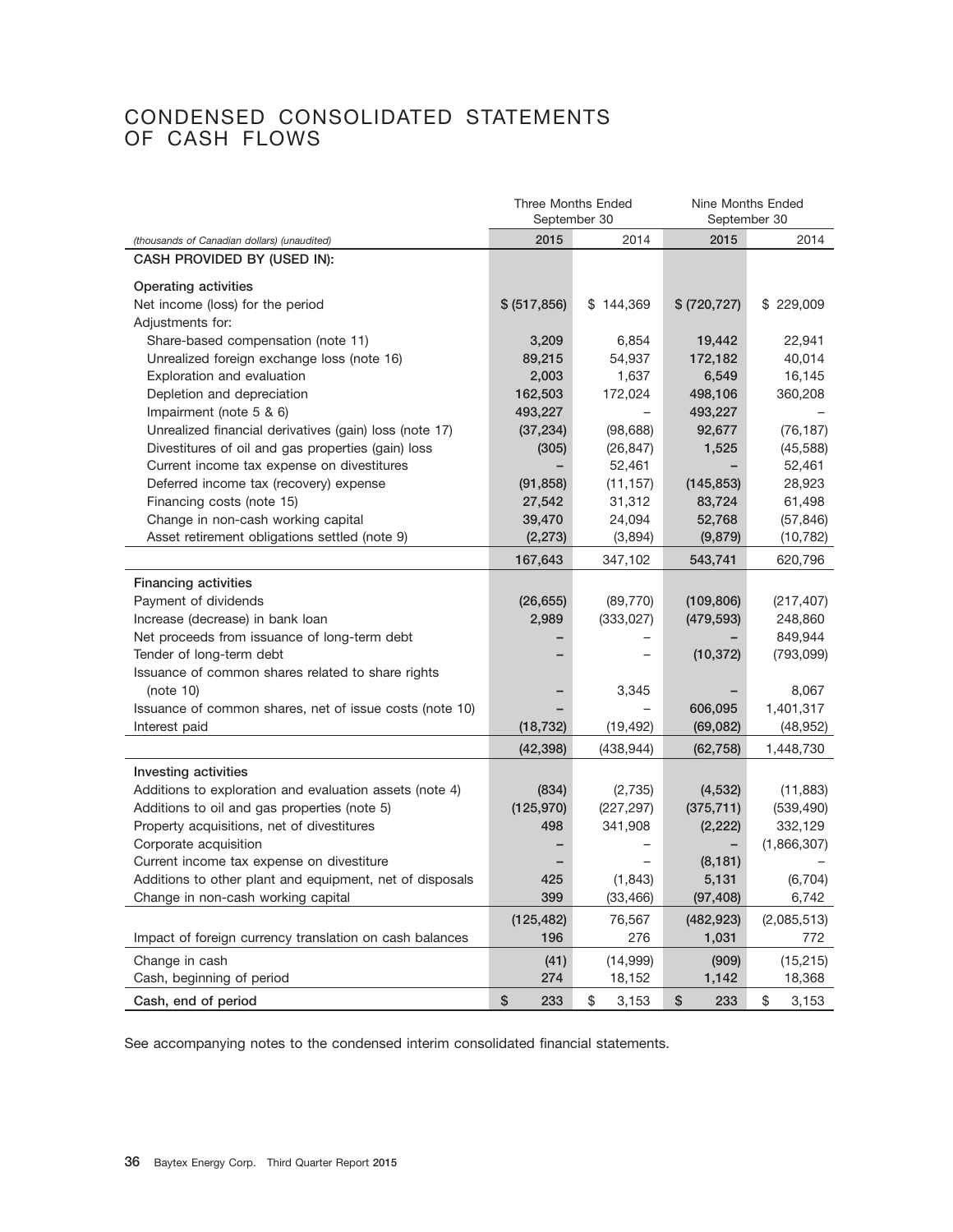# CONDENSED CONSOLIDATED STATEMENTS OF CASH FLOWS

| *(thousands of Canadian dollars) (unaudited)* | Three Months Ended September 30 2015 | Three Months Ended September 30 2014 | Nine Months Ended September 30 2015 | Nine Months Ended September 30 2014 |
|---|---|---|---|---|
| **CASH PROVIDED BY (USED IN):** | | | | |
| **Operating activities** | | | | |
| Net income (loss) for the period | $ (517,856) | $ 144,369 | $ (720,727) | $ 229,009 |
| Adjustments for: | | | | |
| Share-based compensation (note 11) | 3,209 | 6,854 | 19,442 | 22,941 |
| Unrealized foreign exchange loss (note 16) | 89,215 | 54,937 | 172,182 | 40,014 |
| Exploration and evaluation | 2,003 | 1,637 | 6,549 | 16,145 |
| Depletion and depreciation | 162,503 | 172,024 | 498,106 | 360,208 |
| Impairment (note 5 & 6) | 493,227 | – | 493,227 | – |
| Unrealized financial derivatives (gain) loss (note 17) | (37,234) | (98,688) | 92,677 | (76,187) |
| Divestitures of oil and gas properties (gain) loss | (305) | (26,847) | 1,525 | (45,588) |
| Current income tax expense on divestitures | – | 52,461 | – | 52,461 |
| Deferred income tax (recovery) expense | (91,858) | (11,157) | (145,853) | 28,923 |
| Financing costs (note 15) | 27,542 | 31,312 | 83,724 | 61,498 |
| Change in non-cash working capital | 39,470 | 24,094 | 52,768 | (57,846) |
| Asset retirement obligations settled (note 9) | (2,273) | (3,894) | (9,879) | (10,782) |
| | 167,643 | 347,102 | 543,741 | 620,796 |
| **Financing activities** | | | | |
| Payment of dividends | (26,655) | (89,770) | (109,806) | (217,407) |
| Increase (decrease) in bank loan | 2,989 | (333,027) | (479,593) | 248,860 |
| Net proceeds from issuance of long-term debt | – | – | – | 849,944 |
| Tender of long-term debt | – | – | (10,372) | (793,099) |
| Issuance of common shares related to share rights (note 10) | – | 3,345 | – | 8,067 |
| Issuance of common shares, net of issue costs (note 10) | – | – | 606,095 | 1,401,317 |
| Interest paid | (18,732) | (19,492) | (69,082) | (48,952) |
| | (42,398) | (438,944) | (62,758) | 1,448,730 |
| **Investing activities** | | | | |
| Additions to exploration and evaluation assets (note 4) | (834) | (2,735) | (4,532) | (11,883) |
| Additions to oil and gas properties (note 5) | (125,970) | (227,297) | (375,711) | (539,490) |
| Property acquisitions, net of divestitures | 498 | 341,908 | (2,222) | 332,129 |
| Corporate acquisition | – | – | – | (1,866,307) |
| Current income tax expense on divestiture | – | – | (8,181) | – |
| Additions to other plant and equipment, net of disposals | 425 | (1,843) | 5,131 | (6,704) |
| Change in non-cash working capital | 399 | (33,466) | (97,408) | 6,742 |
| | (125,482) | 76,567 | (482,923) | (2,085,513) |
| Impact of foreign currency translation on cash balances | 196 | 276 | 1,031 | 772 |
| Change in cash | (41) | (14,999) | (909) | (15,215) |
| Cash, beginning of period | 274 | 18,152 | 1,142 | 18,368 |
| **Cash, end of period** | $ 233 | $ 3,153 | $ 233 | $ 3,153 |

See accompanying notes to the condensed interim consolidated financial statements.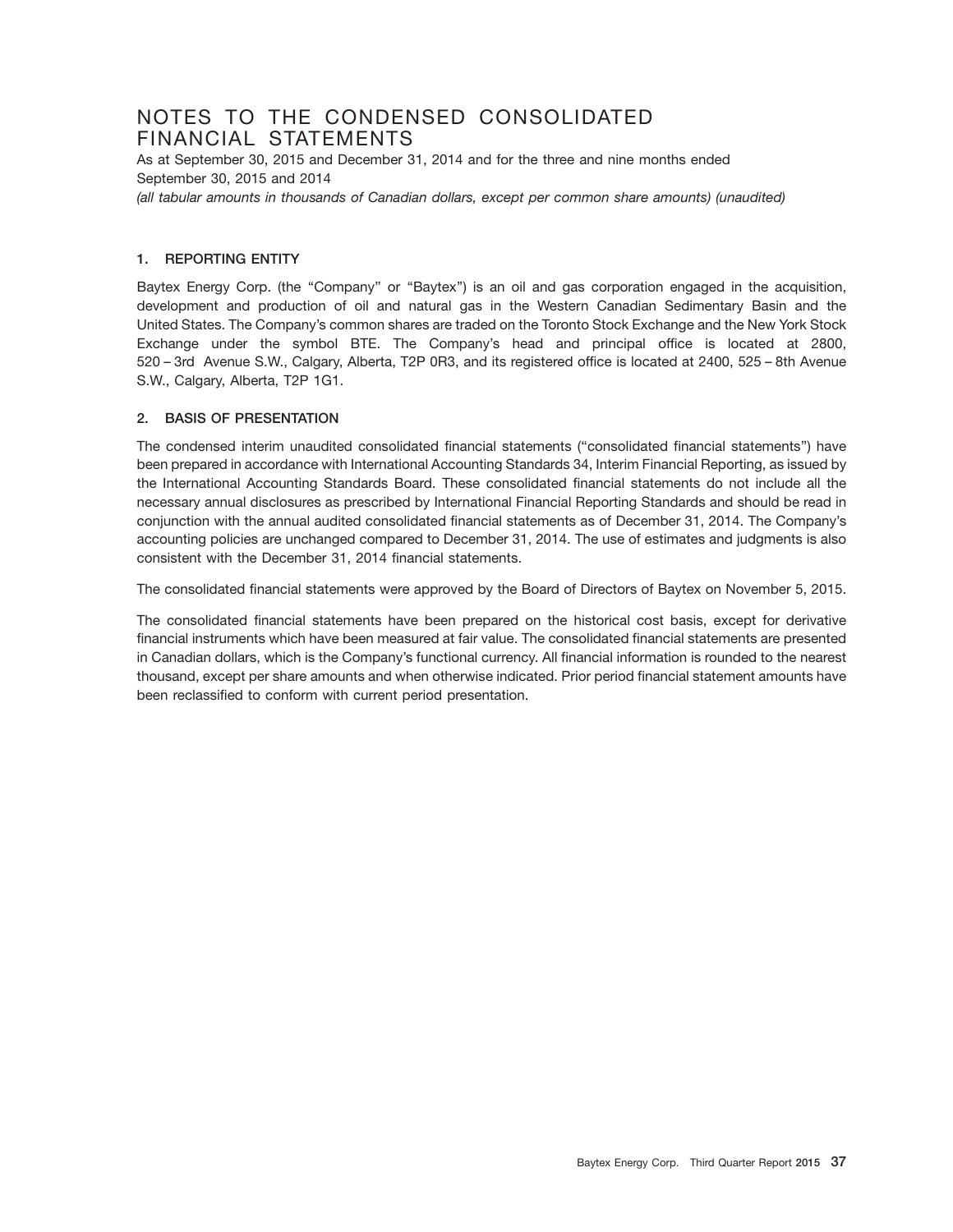# NOTES TO THE CONDENSED CONSOLIDATED FINANCIAL STATEMENTS

As at September 30, 2015 and December 31, 2014 and for the three and nine months ended September 30, 2015 and 2014

*(all tabular amounts in thousands of Canadian dollars, except per common share amounts) (unaudited)*

## 1. REPORTING ENTITY

Baytex Energy Corp. (the "Company" or "Baytex") is an oil and gas corporation engaged in the acquisition, development and production of oil and natural gas in the Western Canadian Sedimentary Basin and the United States. The Company's common shares are traded on the Toronto Stock Exchange and the New York Stock Exchange under the symbol BTE. The Company's head and principal office is located at 2800, 520 – 3rd Avenue S.W., Calgary, Alberta, T2P 0R3, and its registered office is located at 2400, 525 – 8th Avenue S.W., Calgary, Alberta, T2P 1G1.

## 2. BASIS OF PRESENTATION

The condensed interim unaudited consolidated financial statements ("consolidated financial statements") have been prepared in accordance with International Accounting Standards 34, Interim Financial Reporting, as issued by the International Accounting Standards Board. These consolidated financial statements do not include all the necessary annual disclosures as prescribed by International Financial Reporting Standards and should be read in conjunction with the annual audited consolidated financial statements as of December 31, 2014. The Company's accounting policies are unchanged compared to December 31, 2014. The use of estimates and judgments is also consistent with the December 31, 2014 financial statements.

The consolidated financial statements were approved by the Board of Directors of Baytex on November 5, 2015.

The consolidated financial statements have been prepared on the historical cost basis, except for derivative financial instruments which have been measured at fair value. The consolidated financial statements are presented in Canadian dollars, which is the Company's functional currency. All financial information is rounded to the nearest thousand, except per share amounts and when otherwise indicated. Prior period financial statement amounts have been reclassified to conform with current period presentation.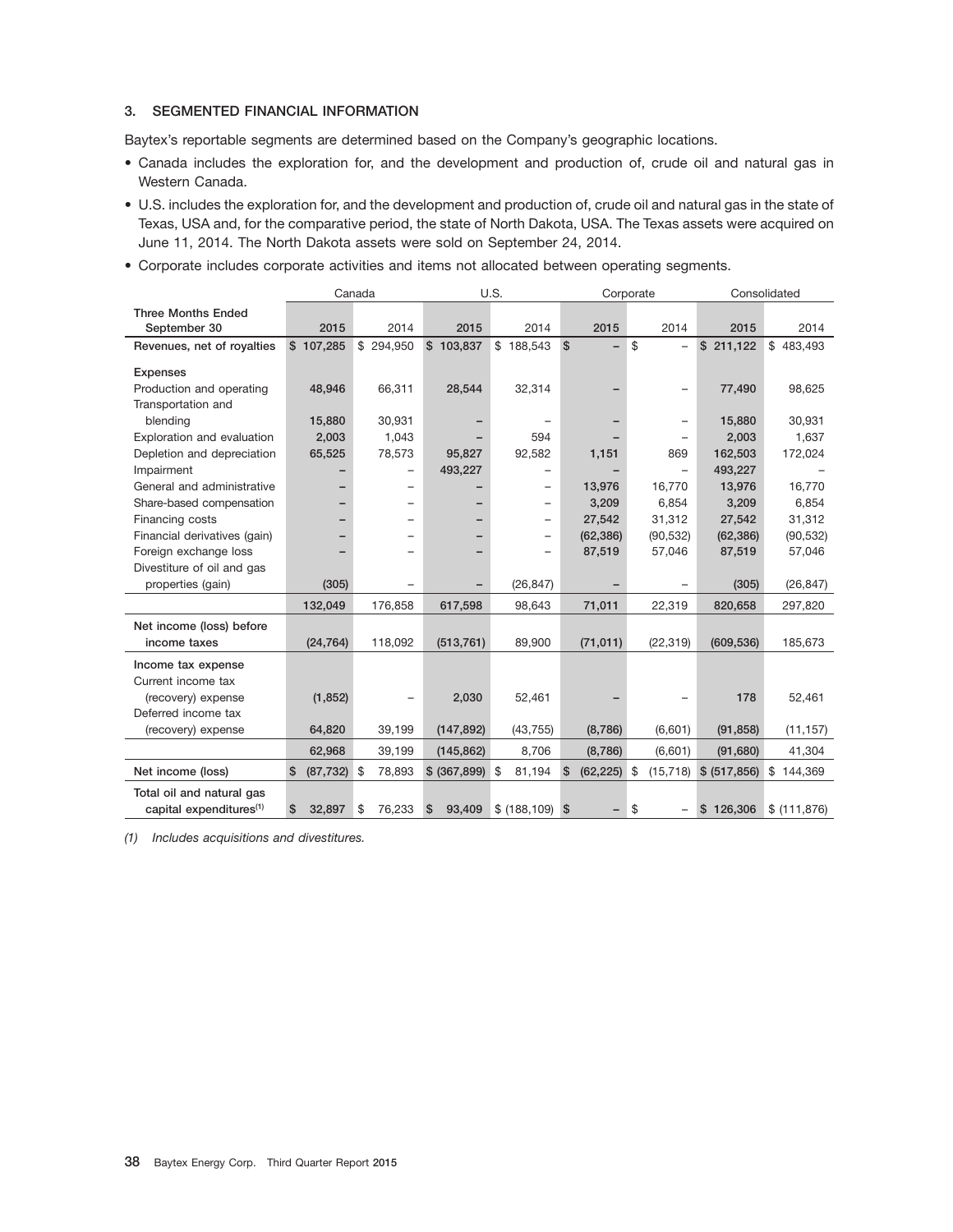## 3. SEGMENTED FINANCIAL INFORMATION

Baytex's reportable segments are determined based on the Company's geographic locations.

- Canada includes the exploration for, and the development and production of, crude oil and natural gas in Western Canada.
- U.S. includes the exploration for, and the development and production of, crude oil and natural gas in the state of Texas, USA and, for the comparative period, the state of North Dakota, USA. The Texas assets were acquired on June 11, 2014. The North Dakota assets were sold on September 24, 2014.
- Corporate includes corporate activities and items not allocated between operating segments.

| | Canada | | U.S. | | Corporate | | Consolidated | |
|---|---|---|---|---|---|---|---|---|
| **Three Months Ended September 30** | **2015** | 2014 | **2015** | 2014 | **2015** | 2014 | **2015** | 2014 |
| **Revenues, net of royalties** | **$ 107,285** | $ 294,950 | **$ 103,837** | $ 188,543 | **$ –** | $ – | **$ 211,122** | $ 483,493 |
| **Expenses** | | | | | | | | |
| Production and operating | **48,946** | 66,311 | **28,544** | 32,314 | **–** | – | **77,490** | 98,625 |
| Transportation and blending | **15,880** | 30,931 | **–** | – | **–** | – | **15,880** | 30,931 |
| Exploration and evaluation | **2,003** | 1,043 | **–** | 594 | **–** | – | **2,003** | 1,637 |
| Depletion and depreciation | **65,525** | 78,573 | **95,827** | 92,582 | **1,151** | 869 | **162,503** | 172,024 |
| Impairment | **–** | – | **493,227** | – | **–** | – | **493,227** | – |
| General and administrative | **–** | – | **–** | – | **13,976** | 16,770 | **13,976** | 16,770 |
| Share-based compensation | **–** | – | **–** | – | **3,209** | 6,854 | **3,209** | 6,854 |
| Financing costs | **–** | – | **–** | – | **27,542** | 31,312 | **27,542** | 31,312 |
| Financial derivatives (gain) | **–** | – | **–** | – | **(62,386)** | (90,532) | **(62,386)** | (90,532) |
| Foreign exchange loss | **–** | – | **–** | – | **87,519** | 57,046 | **87,519** | 57,046 |
| Divestiture of oil and gas properties (gain) | **(305)** | – | **–** | (26,847) | **–** | – | **(305)** | (26,847) |
| | **132,049** | 176,858 | **617,598** | 98,643 | **71,011** | 22,319 | **820,658** | 297,820 |
| **Net income (loss) before income taxes** | **(24,764)** | 118,092 | **(513,761)** | 89,900 | **(71,011)** | (22,319) | **(609,536)** | 185,673 |
| **Income tax expense** | | | | | | | | |
| Current income tax (recovery) expense | **(1,852)** | – | **2,030** | 52,461 | **–** | – | **178** | 52,461 |
| Deferred income tax (recovery) expense | **64,820** | 39,199 | **(147,892)** | (43,755) | **(8,786)** | (6,601) | **(91,858)** | (11,157) |
| | **62,968** | 39,199 | **(145,862)** | 8,706 | **(8,786)** | (6,601) | **(91,680)** | 41,304 |
| **Net income (loss)** | **$ (87,732)** | $ 78,893 | **$ (367,899)** | $ 81,194 | **$ (62,225)** | $ (15,718) | **$ (517,856)** | $ 144,369 |
| **Total oil and natural gas capital expenditures[(1)]** | **$ 32,897** | $ 76,233 | **$ 93,409** | $ (188,109) | **$ –** | $ – | **$ 126,306** | $ (111,876) |

*(1) Includes acquisitions and divestitures.*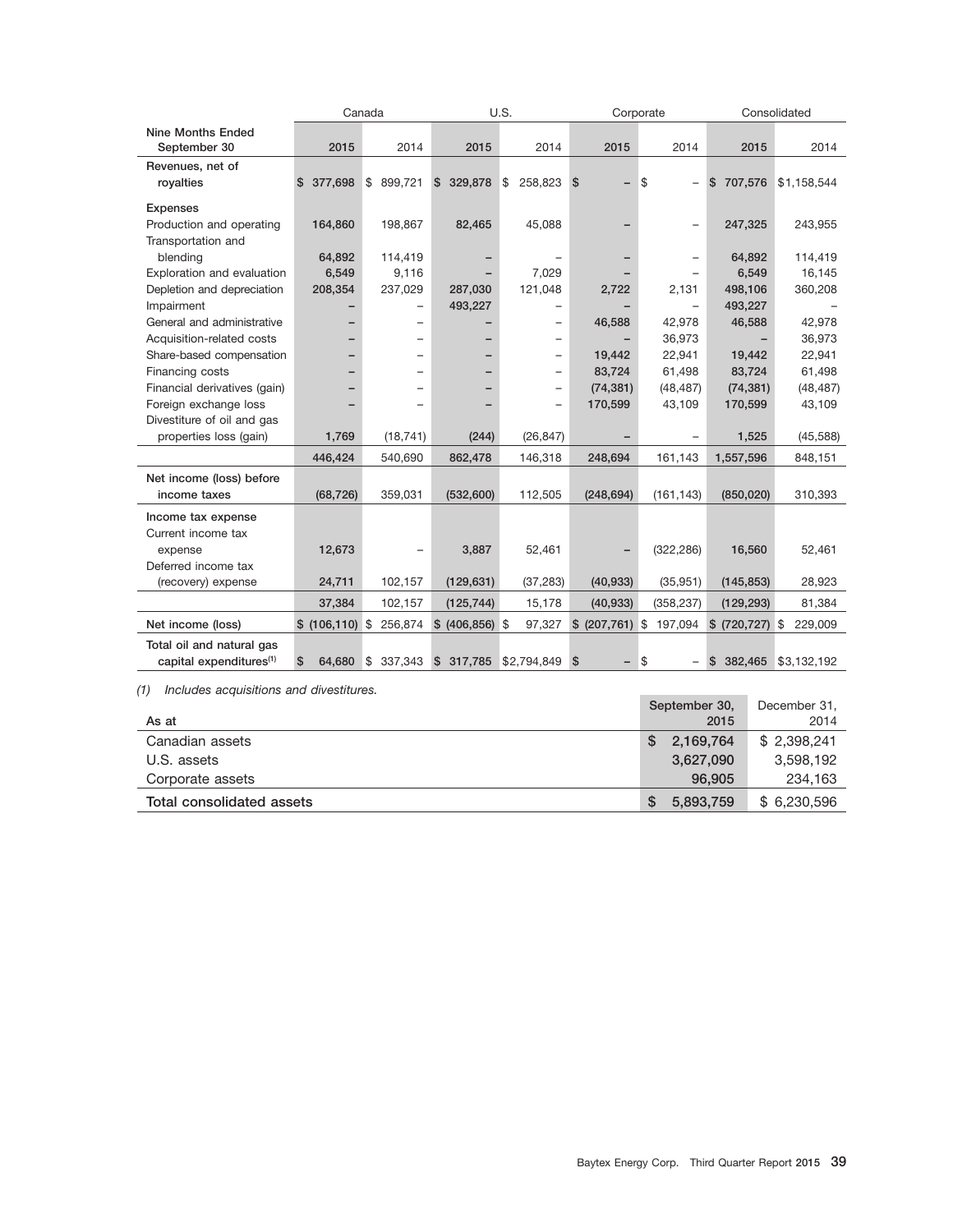| Nine Months Ended September 30 | Canada | | U.S. | | Corporate | | Consolidated | |
|---|---|---|---|---|---|---|---|---|
| | **2015** | 2014 | **2015** | 2014 | **2015** | 2014 | **2015** | 2014 |
| **Revenues, net of royalties** | **$ 377,698** | $ 899,721 | **$ 329,878** | $ 258,823 | **$ –** | $ – | **$ 707,576** | $1,158,544 |
| **Expenses** | | | | | | | | |
| Production and operating | **164,860** | 198,867 | **82,465** | 45,088 | **–** | – | **247,325** | 243,955 |
| Transportation and blending | **64,892** | 114,419 | **–** | – | **–** | – | **64,892** | 114,419 |
| Exploration and evaluation | **6,549** | 9,116 | **–** | 7,029 | **–** | – | **6,549** | 16,145 |
| Depletion and depreciation | **208,354** | 237,029 | **287,030** | 121,048 | **2,722** | 2,131 | **498,106** | 360,208 |
| Impairment | **–** | – | **493,227** | – | **–** | – | **493,227** | – |
| General and administrative | **–** | – | **–** | – | **46,588** | 42,978 | **46,588** | 42,978 |
| Acquisition-related costs | **–** | – | **–** | – | **–** | 36,973 | **–** | 36,973 |
| Share-based compensation | **–** | – | **–** | – | **19,442** | 22,941 | **19,442** | 22,941 |
| Financing costs | **–** | – | **–** | – | **83,724** | 61,498 | **83,724** | 61,498 |
| Financial derivatives (gain) | **–** | – | **–** | – | **(74,381)** | (48,487) | **(74,381)** | (48,487) |
| Foreign exchange loss | **–** | – | **–** | – | **170,599** | 43,109 | **170,599** | 43,109 |
| Divestiture of oil and gas properties loss (gain) | **1,769** | (18,741) | **(244)** | (26,847) | **–** | – | **1,525** | (45,588) |
| | **446,424** | 540,690 | **862,478** | 146,318 | **248,694** | 161,143 | **1,557,596** | 848,151 |
| **Net income (loss) before income taxes** | **(68,726)** | 359,031 | **(532,600)** | 112,505 | **(248,694)** | (161,143) | **(850,020)** | 310,393 |
| **Income tax expense** | | | | | | | | |
| Current income tax expense | **12,673** | – | **3,887** | 52,461 | **–** | (322,286) | **16,560** | 52,461 |
| Deferred income tax (recovery) expense | **24,711** | 102,157 | **(129,631)** | (37,283) | **(40,933)** | (35,951) | **(145,853)** | 28,923 |
| | **37,384** | 102,157 | **(125,744)** | 15,178 | **(40,933)** | (358,237) | **(129,293)** | 81,384 |
| **Net income (loss)** | **$ (106,110)** | $ 256,874 | **$ (406,856)** | $ 97,327 | **$ (207,761)** | $ 197,094 | **$ (720,727)** | $ 229,009 |
| **Total oil and natural gas capital expenditures[(1)]** | **$ 64,680** | $ 337,343 | **$ 317,785** | $2,794,849 | **$ –** | $ – | **$ 382,465** | $3,132,192 |

*(1) Includes acquisitions and divestitures.*

| As at | September 30, 2015 | December 31, 2014 |
|---|---|---|
| Canadian assets | **$ 2,169,764** | $ 2,398,241 |
| U.S. assets | **3,627,090** | 3,598,192 |
| Corporate assets | **96,905** | 234,163 |
| **Total consolidated assets** | **$ 5,893,759** | $ 6,230,596 |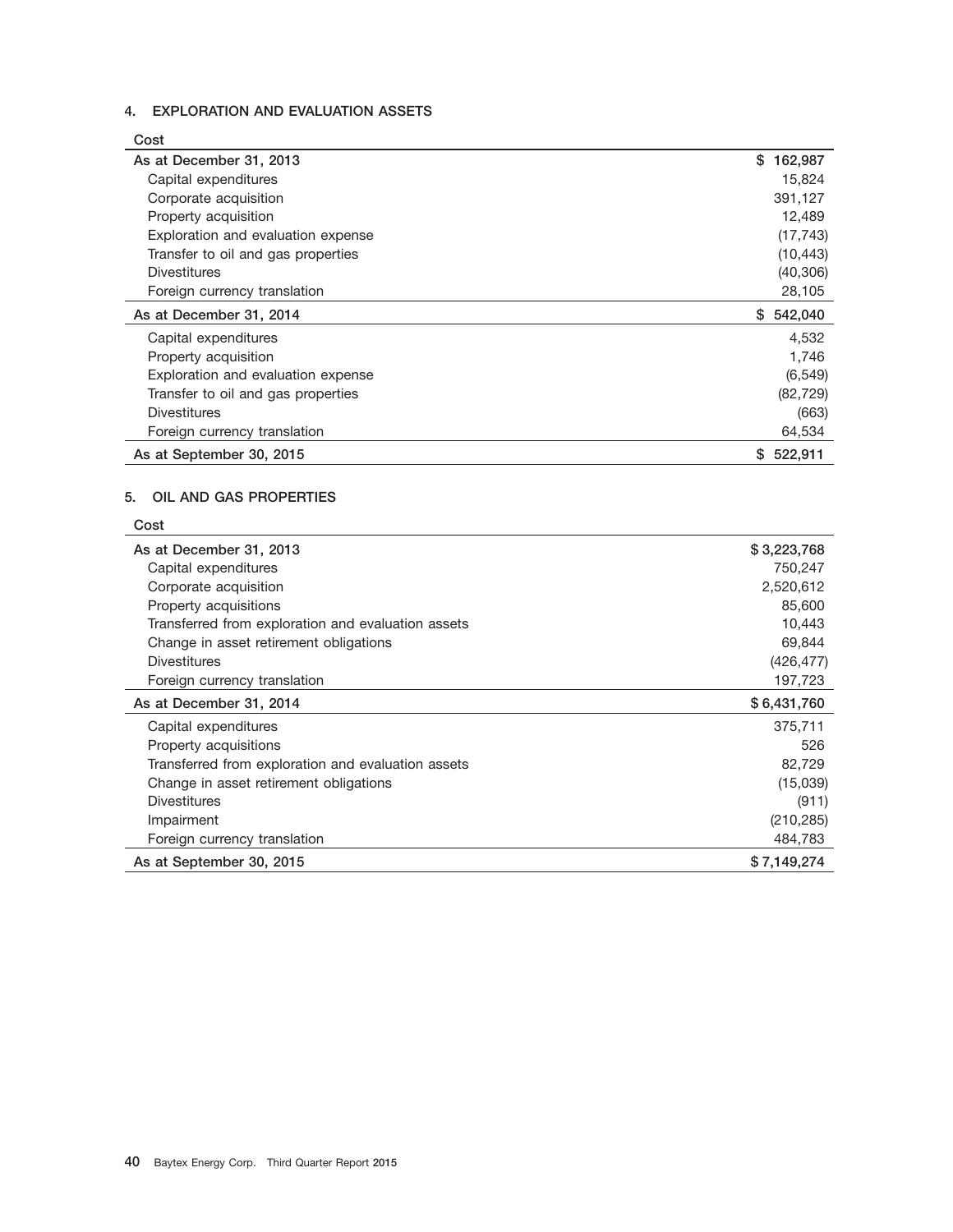## 4. EXPLORATION AND EVALUATION ASSETS

| Cost | |
|---|---|
| As at December 31, 2013 | $ 162,987 |
| Capital expenditures | 15,824 |
| Corporate acquisition | 391,127 |
| Property acquisition | 12,489 |
| Exploration and evaluation expense | (17,743) |
| Transfer to oil and gas properties | (10,443) |
| Divestitures | (40,306) |
| Foreign currency translation | 28,105 |
| As at December 31, 2014 | $ 542,040 |
| Capital expenditures | 4,532 |
| Property acquisition | 1,746 |
| Exploration and evaluation expense | (6,549) |
| Transfer to oil and gas properties | (82,729) |
| Divestitures | (663) |
| Foreign currency translation | 64,534 |
| As at September 30, 2015 | $ 522,911 |

## 5. OIL AND GAS PROPERTIES

| Cost | |
|---|---|
| As at December 31, 2013 | $ 3,223,768 |
| Capital expenditures | 750,247 |
| Corporate acquisition | 2,520,612 |
| Property acquisitions | 85,600 |
| Transferred from exploration and evaluation assets | 10,443 |
| Change in asset retirement obligations | 69,844 |
| Divestitures | (426,477) |
| Foreign currency translation | 197,723 |
| As at December 31, 2014 | $ 6,431,760 |
| Capital expenditures | 375,711 |
| Property acquisitions | 526 |
| Transferred from exploration and evaluation assets | 82,729 |
| Change in asset retirement obligations | (15,039) |
| Divestitures | (911) |
| Impairment | (210,285) |
| Foreign currency translation | 484,783 |
| As at September 30, 2015 | $ 7,149,274 |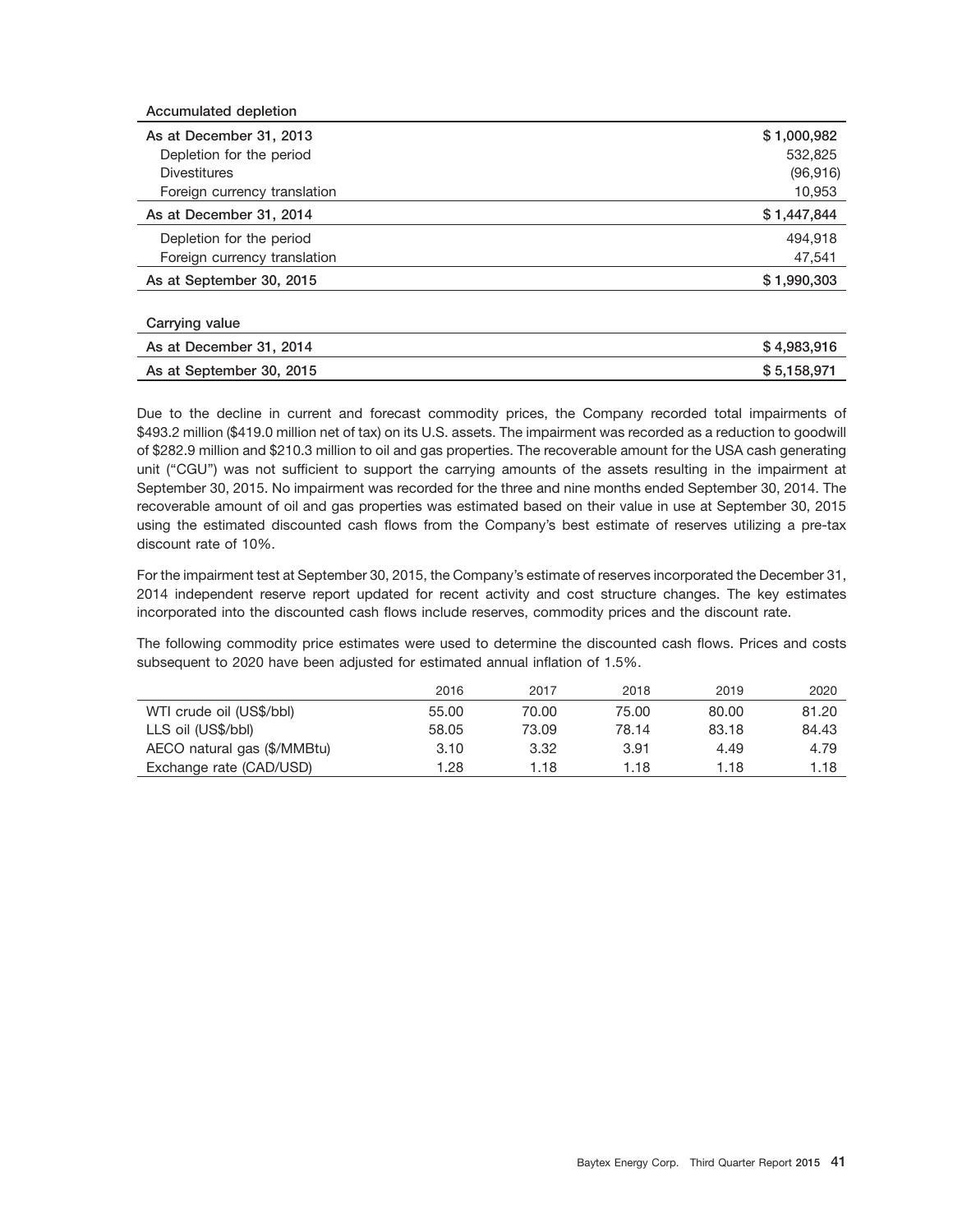| Accumulated depletion | |
|---|---|
| **As at December 31, 2013** | $ 1,000,982 |
| Depletion for the period | 532,825 |
| Divestitures | (96,916) |
| Foreign currency translation | 10,953 |
| **As at December 31, 2014** | $ 1,447,844 |
| Depletion for the period | 494,918 |
| Foreign currency translation | 47,541 |
| **As at September 30, 2015** | $ 1,990,303 |

| Carrying value | |
|---|---|
| **As at December 31, 2014** | $ 4,983,916 |
| **As at September 30, 2015** | $ 5,158,971 |

Due to the decline in current and forecast commodity prices, the Company recorded total impairments of $493.2 million ($419.0 million net of tax) on its U.S. assets. The impairment was recorded as a reduction to goodwill of $282.9 million and $210.3 million to oil and gas properties. The recoverable amount for the USA cash generating unit ("CGU") was not sufficient to support the carrying amounts of the assets resulting in the impairment at September 30, 2015. No impairment was recorded for the three and nine months ended September 30, 2014. The recoverable amount of oil and gas properties was estimated based on their value in use at September 30, 2015 using the estimated discounted cash flows from the Company's best estimate of reserves utilizing a pre-tax discount rate of 10%.

For the impairment test at September 30, 2015, the Company's estimate of reserves incorporated the December 31, 2014 independent reserve report updated for recent activity and cost structure changes. The key estimates incorporated into the discounted cash flows include reserves, commodity prices and the discount rate.

The following commodity price estimates were used to determine the discounted cash flows. Prices and costs subsequent to 2020 have been adjusted for estimated annual inflation of 1.5%.

| | 2016 | 2017 | 2018 | 2019 | 2020 |
|---|---|---|---|---|---|
| WTI crude oil (US$/bbl) | 55.00 | 70.00 | 75.00 | 80.00 | 81.20 |
| LLS oil (US$/bbl) | 58.05 | 73.09 | 78.14 | 83.18 | 84.43 |
| AECO natural gas ($/MMBtu) | 3.10 | 3.32 | 3.91 | 4.49 | 4.79 |
| Exchange rate (CAD/USD) | 1.28 | 1.18 | 1.18 | 1.18 | 1.18 |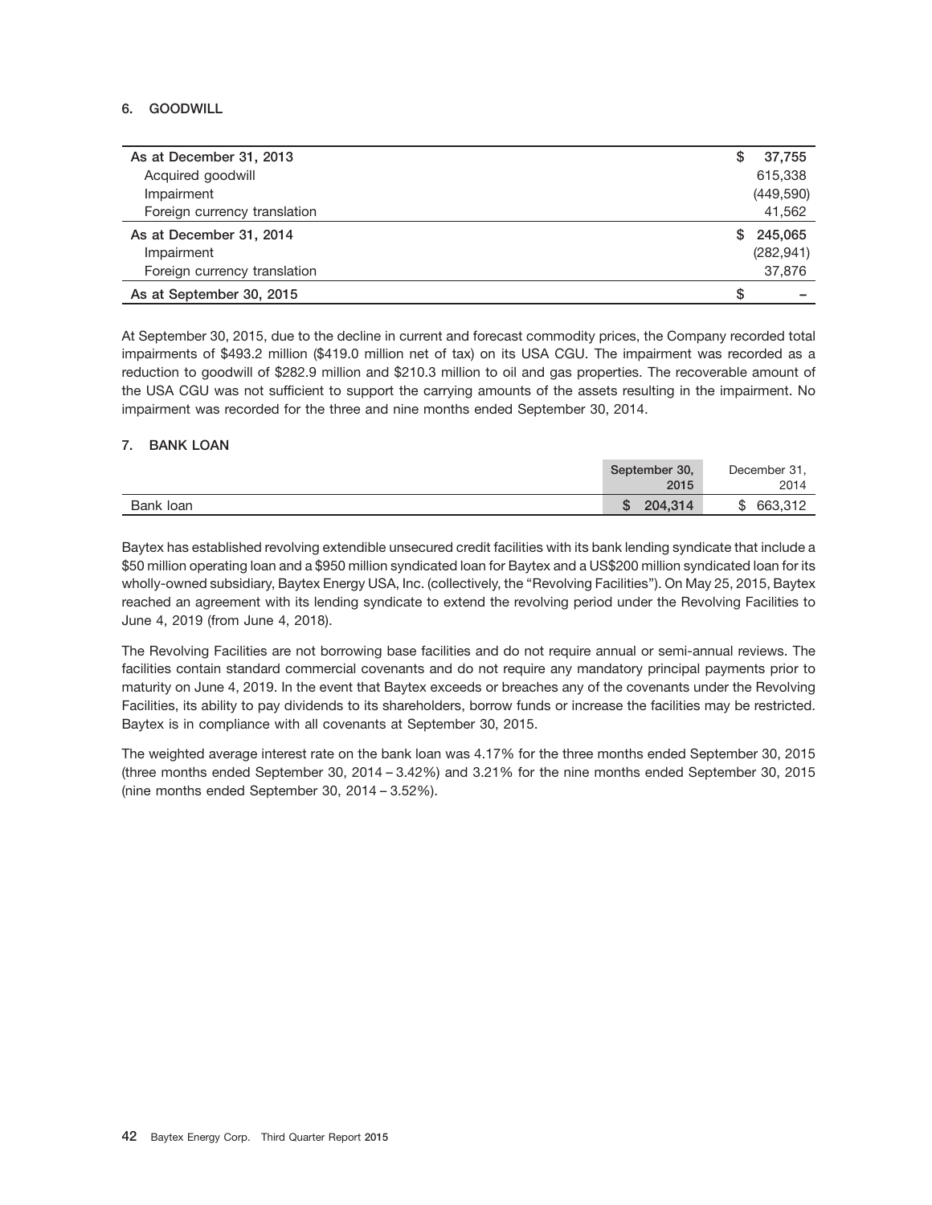## 6. GOODWILL

| | |
|---|---|
| **As at December 31, 2013** | $ 37,755 |
| Acquired goodwill | 615,338 |
| Impairment | (449,590) |
| Foreign currency translation | 41,562 |
| **As at December 31, 2014** | $ 245,065 |
| Impairment | (282,941) |
| Foreign currency translation | 37,876 |
| **As at September 30, 2015** | $ – |

At September 30, 2015, due to the decline in current and forecast commodity prices, the Company recorded total impairments of $493.2 million ($419.0 million net of tax) on its USA CGU. The impairment was recorded as a reduction to goodwill of $282.9 million and $210.3 million to oil and gas properties. The recoverable amount of the USA CGU was not sufficient to support the carrying amounts of the assets resulting in the impairment. No impairment was recorded for the three and nine months ended September 30, 2014.

## 7. BANK LOAN

| | September 30, 2015 | December 31, 2014 |
|---|---|---|
| Bank loan | $ 204,314 | $ 663,312 |

Baytex has established revolving extendible unsecured credit facilities with its bank lending syndicate that include a $50 million operating loan and a $950 million syndicated loan for Baytex and a US$200 million syndicated loan for its wholly-owned subsidiary, Baytex Energy USA, Inc. (collectively, the "Revolving Facilities"). On May 25, 2015, Baytex reached an agreement with its lending syndicate to extend the revolving period under the Revolving Facilities to June 4, 2019 (from June 4, 2018).

The Revolving Facilities are not borrowing base facilities and do not require annual or semi-annual reviews. The facilities contain standard commercial covenants and do not require any mandatory principal payments prior to maturity on June 4, 2019. In the event that Baytex exceeds or breaches any of the covenants under the Revolving Facilities, its ability to pay dividends to its shareholders, borrow funds or increase the facilities may be restricted. Baytex is in compliance with all covenants at September 30, 2015.

The weighted average interest rate on the bank loan was 4.17% for the three months ended September 30, 2015 (three months ended September 30, 2014 – 3.42%) and 3.21% for the nine months ended September 30, 2015 (nine months ended September 30, 2014 – 3.52%).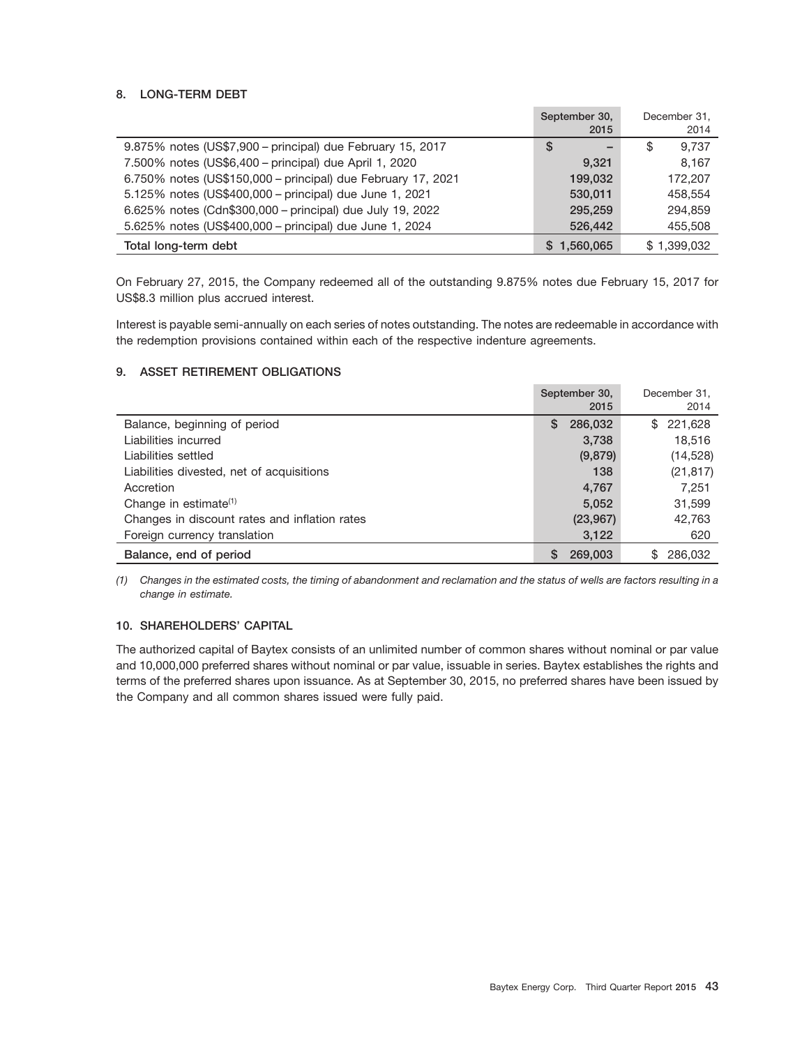### 8. LONG-TERM DEBT

| | September 30, 2015 | December 31, 2014 |
|---|---|---|
| 9.875% notes (US$7,900 – principal) due February 15, 2017 | $ – | $ 9,737 |
| 7.500% notes (US$6,400 – principal) due April 1, 2020 | 9,321 | 8,167 |
| 6.750% notes (US$150,000 – principal) due February 17, 2021 | 199,032 | 172,207 |
| 5.125% notes (US$400,000 – principal) due June 1, 2021 | 530,011 | 458,554 |
| 6.625% notes (Cdn$300,000 – principal) due July 19, 2022 | 295,259 | 294,859 |
| 5.625% notes (US$400,000 – principal) due June 1, 2024 | 526,442 | 455,508 |
| **Total long-term debt** | **$ 1,560,065** | $ 1,399,032 |

On February 27, 2015, the Company redeemed all of the outstanding 9.875% notes due February 15, 2017 for US$8.3 million plus accrued interest.

Interest is payable semi-annually on each series of notes outstanding. The notes are redeemable in accordance with the redemption provisions contained within each of the respective indenture agreements.

### 9. ASSET RETIREMENT OBLIGATIONS

| | September 30, 2015 | December 31, 2014 |
|---|---|---|
| Balance, beginning of period | $ 286,032 | $ 221,628 |
| Liabilities incurred | 3,738 | 18,516 |
| Liabilities settled | (9,879) | (14,528) |
| Liabilities divested, net of acquisitions | 138 | (21,817) |
| Accretion | 4,767 | 7,251 |
| Change in estimate[(1)] | 5,052 | 31,599 |
| Changes in discount rates and inflation rates | (23,967) | 42,763 |
| Foreign currency translation | 3,122 | 620 |
| **Balance, end of period** | **$ 269,003** | $ 286,032 |

*(1) Changes in the estimated costs, the timing of abandonment and reclamation and the status of wells are factors resulting in a change in estimate.*

### 10. SHAREHOLDERS' CAPITAL

The authorized capital of Baytex consists of an unlimited number of common shares without nominal or par value and 10,000,000 preferred shares without nominal or par value, issuable in series. Baytex establishes the rights and terms of the preferred shares upon issuance. As at September 30, 2015, no preferred shares have been issued by the Company and all common shares issued were fully paid.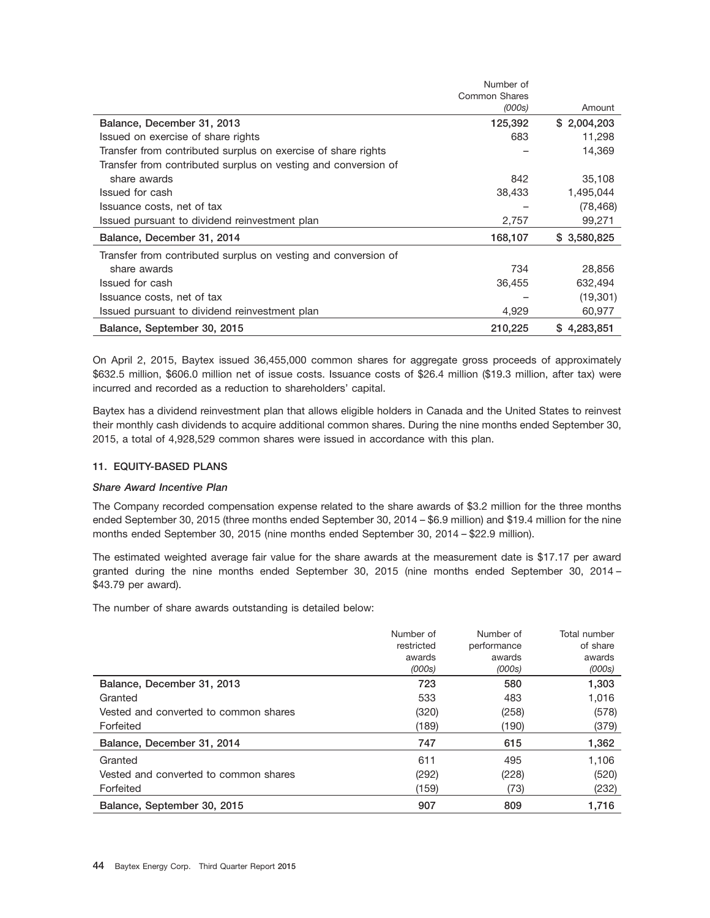| | Number of Common Shares *(000s)* | Amount |
|---|---|---|
| **Balance, December 31, 2013** | **125,392** | **$ 2,004,203** |
| Issued on exercise of share rights | 683 | 11,298 |
| Transfer from contributed surplus on exercise of share rights | – | 14,369 |
| Transfer from contributed surplus on vesting and conversion of share awards | 842 | 35,108 |
| Issued for cash | 38,433 | 1,495,044 |
| Issuance costs, net of tax | – | (78,468) |
| Issued pursuant to dividend reinvestment plan | 2,757 | 99,271 |
| **Balance, December 31, 2014** | **168,107** | **$ 3,580,825** |
| Transfer from contributed surplus on vesting and conversion of share awards | 734 | 28,856 |
| Issued for cash | 36,455 | 632,494 |
| Issuance costs, net of tax | – | (19,301) |
| Issued pursuant to dividend reinvestment plan | 4,929 | 60,977 |
| **Balance, September 30, 2015** | **210,225** | **$ 4,283,851** |

On April 2, 2015, Baytex issued 36,455,000 common shares for aggregate gross proceeds of approximately $632.5 million, $606.0 million net of issue costs. Issuance costs of $26.4 million ($19.3 million, after tax) were incurred and recorded as a reduction to shareholders' capital.

Baytex has a dividend reinvestment plan that allows eligible holders in Canada and the United States to reinvest their monthly cash dividends to acquire additional common shares. During the nine months ended September 30, 2015, a total of 4,928,529 common shares were issued in accordance with this plan.

## 11. EQUITY-BASED PLANS

***Share Award Incentive Plan***

The Company recorded compensation expense related to the share awards of $3.2 million for the three months ended September 30, 2015 (three months ended September 30, 2014 – $6.9 million) and $19.4 million for the nine months ended September 30, 2015 (nine months ended September 30, 2014 – $22.9 million).

The estimated weighted average fair value for the share awards at the measurement date is $17.17 per award granted during the nine months ended September 30, 2015 (nine months ended September 30, 2014 – $43.79 per award).

The number of share awards outstanding is detailed below:

| | Number of restricted awards *(000s)* | Number of performance awards *(000s)* | Total number of share awards *(000s)* |
|---|---|---|---|
| **Balance, December 31, 2013** | **723** | **580** | **1,303** |
| Granted | 533 | 483 | 1,016 |
| Vested and converted to common shares | (320) | (258) | (578) |
| Forfeited | (189) | (190) | (379) |
| **Balance, December 31, 2014** | **747** | **615** | **1,362** |
| Granted | 611 | 495 | 1,106 |
| Vested and converted to common shares | (292) | (228) | (520) |
| Forfeited | (159) | (73) | (232) |
| **Balance, September 30, 2015** | **907** | **809** | **1,716** |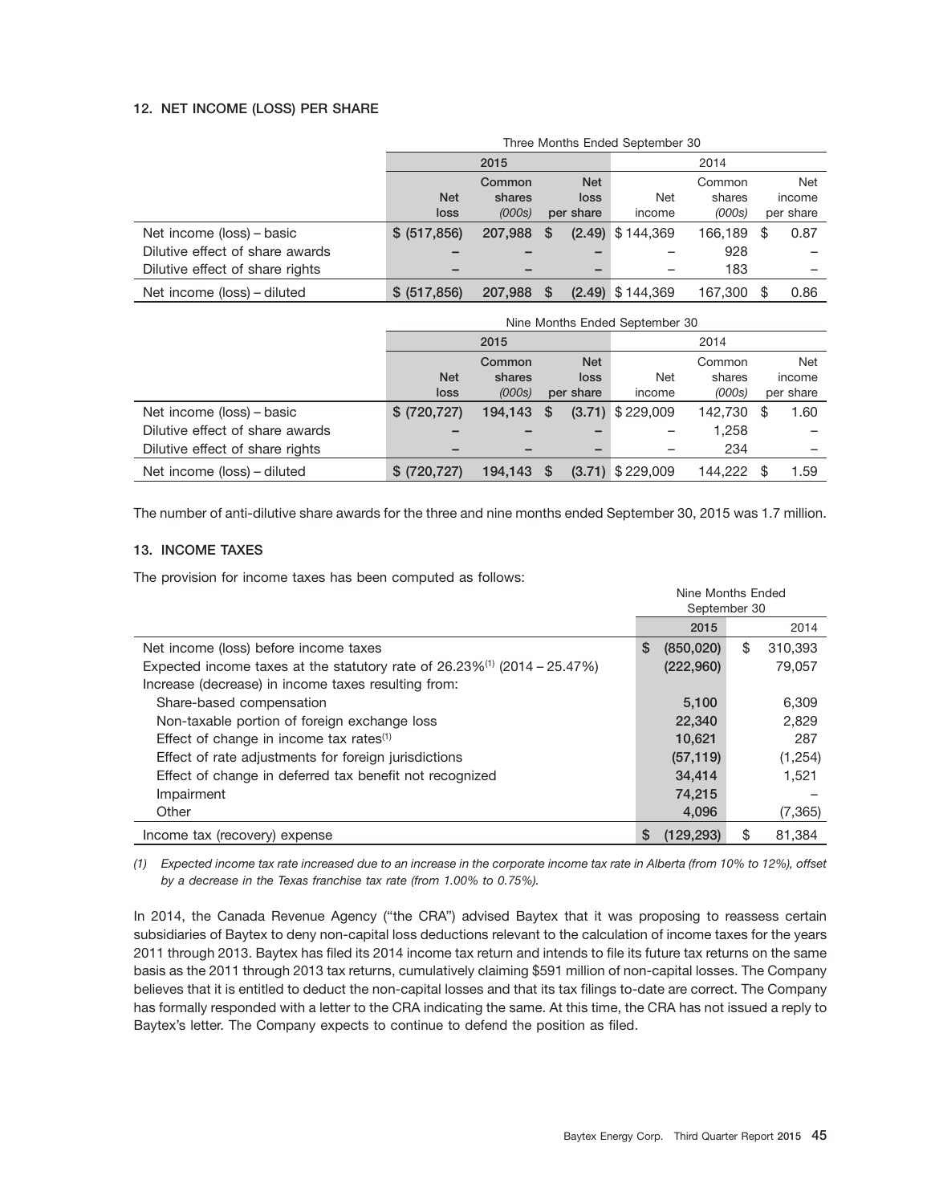## 12. NET INCOME (LOSS) PER SHARE

| | Three Months Ended September 30 | | | | | |
|---|---|---|---|---|---|---|
| | 2015 | | | 2014 | | |
| | Net loss | Common shares (000s) | Net loss per share | Net income | Common shares (000s) | Net income per share |
| Net income (loss) – basic | $ (517,856) | 207,988 | $ (2.49) | $ 144,369 | 166,189 | $ 0.87 |
| Dilutive effect of share awards | – | – | – | – | 928 | – |
| Dilutive effect of share rights | – | – | – | – | 183 | – |
| Net income (loss) – diluted | $ (517,856) | 207,988 | $ (2.49) | $ 144,369 | 167,300 | $ 0.86 |

| | Nine Months Ended September 30 | | | | | |
|---|---|---|---|---|---|---|
| | 2015 | | | 2014 | | |
| | Net loss | Common shares (000s) | Net loss per share | Net income | Common shares (000s) | Net income per share |
| Net income (loss) – basic | $ (720,727) | 194,143 | $ (3.71) | $ 229,009 | 142,730 | $ 1.60 |
| Dilutive effect of share awards | – | – | – | – | 1,258 | – |
| Dilutive effect of share rights | – | – | – | – | 234 | – |
| Net income (loss) – diluted | $ (720,727) | 194,143 | $ (3.71) | $ 229,009 | 144,222 | $ 1.59 |

The number of anti-dilutive share awards for the three and nine months ended September 30, 2015 was 1.7 million.

## 13. INCOME TAXES

The provision for income taxes has been computed as follows:

| | Nine Months Ended September 30 | |
|---|---|---|
| | 2015 | 2014 |
| Net income (loss) before income taxes | $ (850,020) | $ 310,393 |
| Expected income taxes at the statutory rate of 26.23%(1) (2014 – 25.47%) | (222,960) | 79,057 |
| Increase (decrease) in income taxes resulting from: | | |
| Share-based compensation | 5,100 | 6,309 |
| Non-taxable portion of foreign exchange loss | 22,340 | 2,829 |
| Effect of change in income tax rates(1) | 10,621 | 287 |
| Effect of rate adjustments for foreign jurisdictions | (57,119) | (1,254) |
| Effect of change in deferred tax benefit not recognized | 34,414 | 1,521 |
| Impairment | 74,215 | – |
| Other | 4,096 | (7,365) |
| Income tax (recovery) expense | $ (129,293) | $ 81,384 |

*(1) Expected income tax rate increased due to an increase in the corporate income tax rate in Alberta (from 10% to 12%), offset by a decrease in the Texas franchise tax rate (from 1.00% to 0.75%).*

In 2014, the Canada Revenue Agency ("the CRA") advised Baytex that it was proposing to reassess certain subsidiaries of Baytex to deny non-capital loss deductions relevant to the calculation of income taxes for the years 2011 through 2013. Baytex has filed its 2014 income tax return and intends to file its future tax returns on the same basis as the 2011 through 2013 tax returns, cumulatively claiming $591 million of non-capital losses. The Company believes that it is entitled to deduct the non-capital losses and that its tax filings to-date are correct. The Company has formally responded with a letter to the CRA indicating the same. At this time, the CRA has not issued a reply to Baytex's letter. The Company expects to continue to defend the position as filed.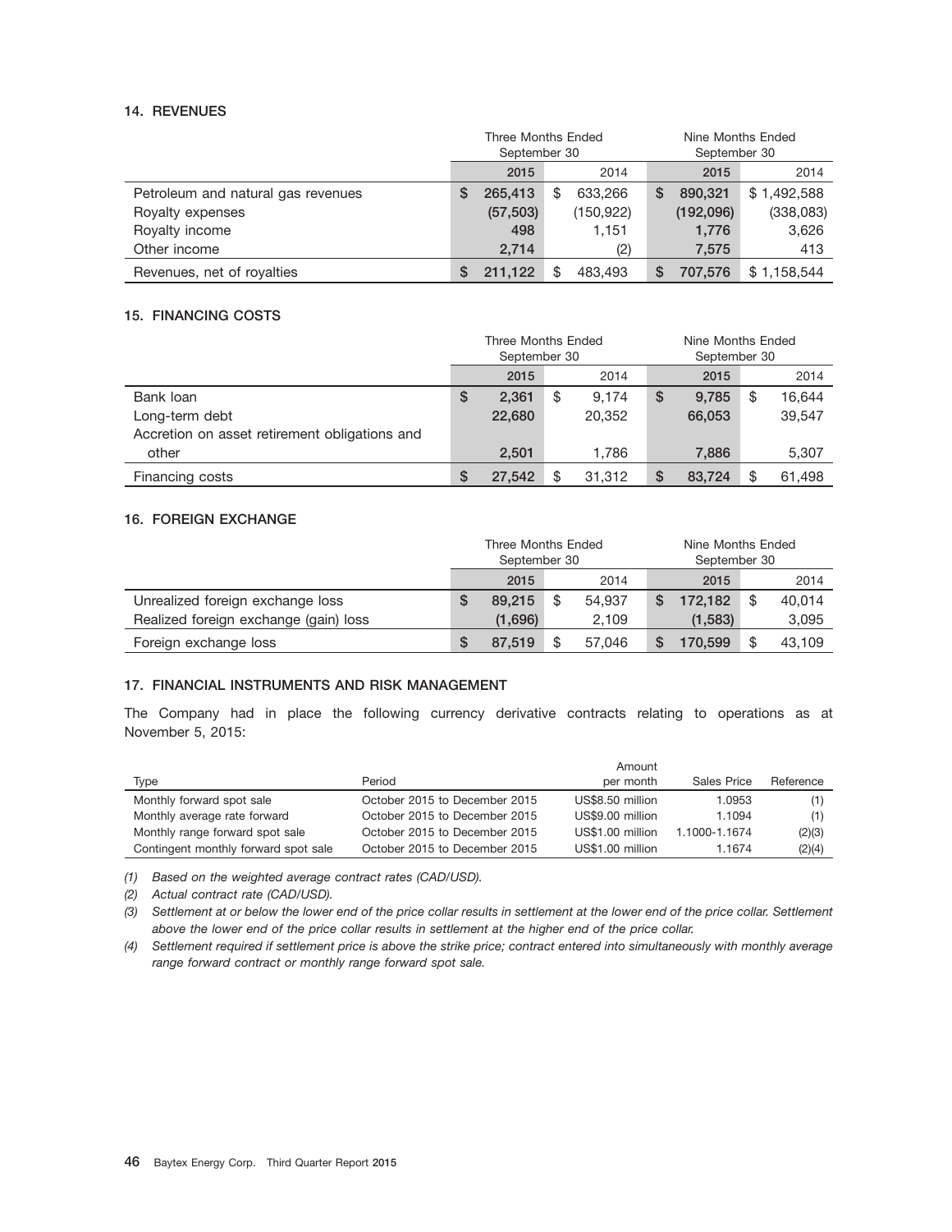### 14. REVENUES

| | Three Months Ended September 30 | | Nine Months Ended September 30 | |
|---|---|---|---|---|
| | **2015** | 2014 | **2015** | 2014 |
| Petroleum and natural gas revenues | **$ 265,413** | $ 633,266 | **$ 890,321** | $ 1,492,588 |
| Royalty expenses | **(57,503)** | (150,922) | **(192,096)** | (338,083) |
| Royalty income | **498** | 1,151 | **1,776** | 3,626 |
| Other income | **2,714** | (2) | **7,575** | 413 |
| Revenues, net of royalties | **$ 211,122** | $ 483,493 | **$ 707,576** | $ 1,158,544 |

### 15. FINANCING COSTS

| | Three Months Ended September 30 | | Nine Months Ended September 30 | |
|---|---|---|---|---|
| | **2015** | 2014 | **2015** | 2014 |
| Bank loan | **$ 2,361** | $ 9,174 | **$ 9,785** | $ 16,644 |
| Long-term debt | **22,680** | 20,352 | **66,053** | 39,547 |
| Accretion on asset retirement obligations and other | **2,501** | 1,786 | **7,886** | 5,307 |
| Financing costs | **$ 27,542** | $ 31,312 | **$ 83,724** | $ 61,498 |

### 16. FOREIGN EXCHANGE

| | Three Months Ended September 30 | | Nine Months Ended September 30 | |
|---|---|---|---|---|
| | **2015** | 2014 | **2015** | 2014 |
| Unrealized foreign exchange loss | **$ 89,215** | $ 54,937 | **$ 172,182** | $ 40,014 |
| Realized foreign exchange (gain) loss | **(1,696)** | 2,109 | **(1,583)** | 3,095 |
| Foreign exchange loss | **$ 87,519** | $ 57,046 | **$ 170,599** | $ 43,109 |

### 17. FINANCIAL INSTRUMENTS AND RISK MANAGEMENT

The Company had in place the following currency derivative contracts relating to operations as at November 5, 2015:

| Type | Period | Amount per month | Sales Price | Reference |
|---|---|---|---|---|
| Monthly forward spot sale | October 2015 to December 2015 | US$8.50 million | 1.0953 | (1) |
| Monthly average rate forward | October 2015 to December 2015 | US$9.00 million | 1.1094 | (1) |
| Monthly range forward spot sale | October 2015 to December 2015 | US$1.00 million | 1.1000-1.1674 | (2)(3) |
| Contingent monthly forward spot sale | October 2015 to December 2015 | US$1.00 million | 1.1674 | (2)(4) |

*(1) Based on the weighted average contract rates (CAD/USD).*

*(2) Actual contract rate (CAD/USD).*

*(3) Settlement at or below the lower end of the price collar results in settlement at the lower end of the price collar. Settlement above the lower end of the price collar results in settlement at the higher end of the price collar.*

*(4) Settlement required if settlement price is above the strike price; contract entered into simultaneously with monthly average range forward contract or monthly range forward spot sale.*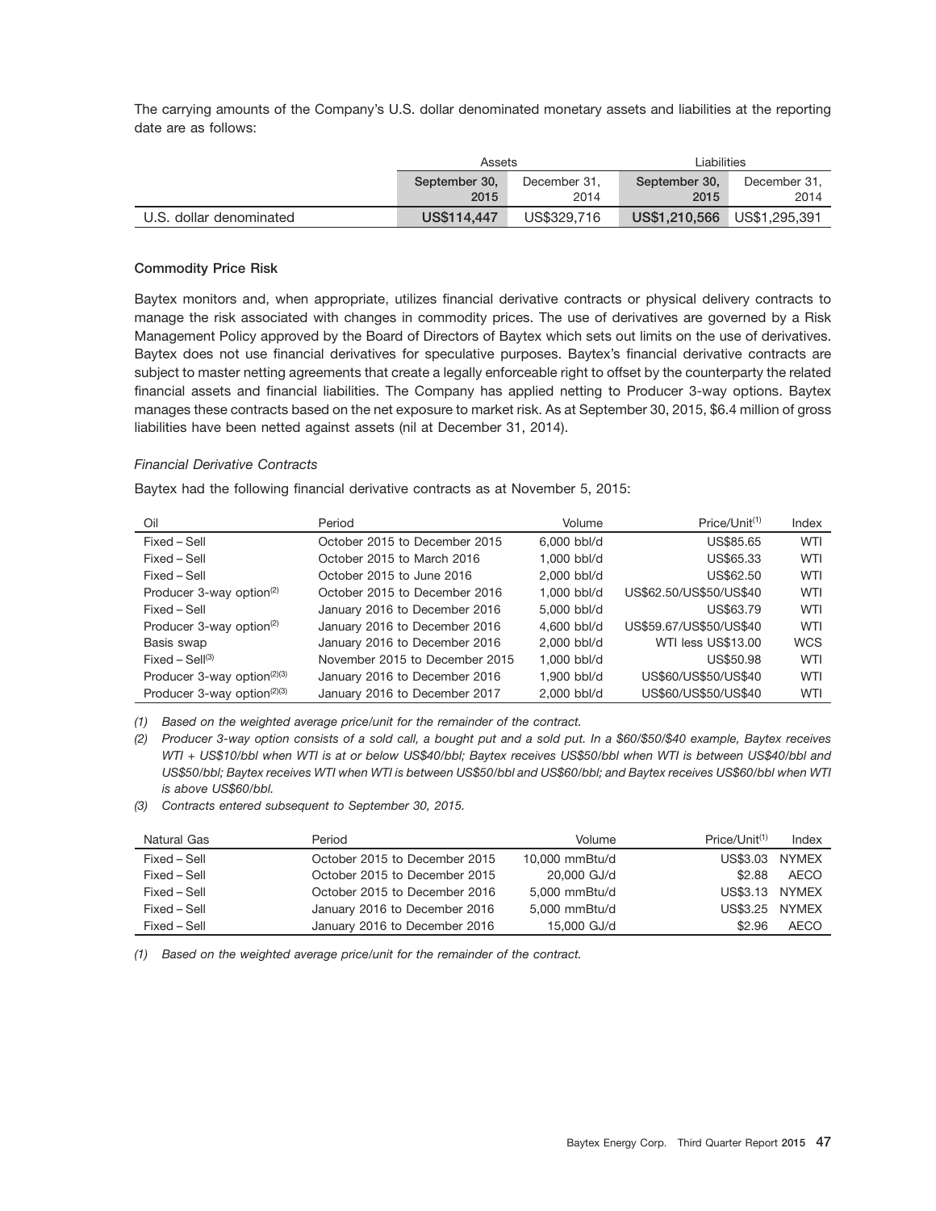The carrying amounts of the Company's U.S. dollar denominated monetary assets and liabilities at the reporting date are as follows:

| | Assets | | Liabilities | |
|---|---|---|---|---|
| | **September 30, 2015** | December 31, 2014 | **September 30, 2015** | December 31, 2014 |
| U.S. dollar denominated | **US$114,447** | US$329,716 | **US$1,210,566** | US$1,295,391 |

**Commodity Price Risk**

Baytex monitors and, when appropriate, utilizes financial derivative contracts or physical delivery contracts to manage the risk associated with changes in commodity prices. The use of derivatives are governed by a Risk Management Policy approved by the Board of Directors of Baytex which sets out limits on the use of derivatives. Baytex does not use financial derivatives for speculative purposes. Baytex's financial derivative contracts are subject to master netting agreements that create a legally enforceable right to offset by the counterparty the related financial assets and financial liabilities. The Company has applied netting to Producer 3-way options. Baytex manages these contracts based on the net exposure to market risk. As at September 30, 2015, $6.4 million of gross liabilities have been netted against assets (nil at December 31, 2014).

*Financial Derivative Contracts*

Baytex had the following financial derivative contracts as at November 5, 2015:

| Oil | Period | Volume | Price/Unit[1] | Index |
|---|---|---|---|---|
| Fixed – Sell | October 2015 to December 2015 | 6,000 bbl/d | US$85.65 | WTI |
| Fixed – Sell | October 2015 to March 2016 | 1,000 bbl/d | US$65.33 | WTI |
| Fixed – Sell | October 2015 to June 2016 | 2,000 bbl/d | US$62.50 | WTI |
| Producer 3-way option[2] | October 2015 to December 2016 | 1,000 bbl/d | US$62.50/US$50/US$40 | WTI |
| Fixed – Sell | January 2016 to December 2016 | 5,000 bbl/d | US$63.79 | WTI |
| Producer 3-way option[2] | January 2016 to December 2016 | 4,600 bbl/d | US$59.67/US$50/US$40 | WTI |
| Basis swap | January 2016 to December 2016 | 2,000 bbl/d | WTI less US$13.00 | WCS |
| Fixed – Sell[3] | November 2015 to December 2015 | 1,000 bbl/d | US$50.98 | WTI |
| Producer 3-way option[2][3] | January 2016 to December 2016 | 1,900 bbl/d | US$60/US$50/US$40 | WTI |
| Producer 3-way option[2][3] | January 2016 to December 2017 | 2,000 bbl/d | US$60/US$50/US$40 | WTI |

*(1) Based on the weighted average price/unit for the remainder of the contract.*

*(2) Producer 3-way option consists of a sold call, a bought put and a sold put. In a $60/$50/$40 example, Baytex receives WTI + US$10/bbl when WTI is at or below US$40/bbl; Baytex receives US$50/bbl when WTI is between US$40/bbl and US$50/bbl; Baytex receives WTI when WTI is between US$50/bbl and US$60/bbl; and Baytex receives US$60/bbl when WTI is above US$60/bbl.*

*(3) Contracts entered subsequent to September 30, 2015.*

| Natural Gas | Period | Volume | Price/Unit[1] | Index |
|---|---|---|---|---|
| Fixed – Sell | October 2015 to December 2015 | 10,000 mmBtu/d | US$3.03 | NYMEX |
| Fixed – Sell | October 2015 to December 2015 | 20,000 GJ/d | $2.88 | AECO |
| Fixed – Sell | October 2015 to December 2016 | 5,000 mmBtu/d | US$3.13 | NYMEX |
| Fixed – Sell | January 2016 to December 2016 | 5,000 mmBtu/d | US$3.25 | NYMEX |
| Fixed – Sell | January 2016 to December 2016 | 15,000 GJ/d | $2.96 | AECO |

*(1) Based on the weighted average price/unit for the remainder of the contract.*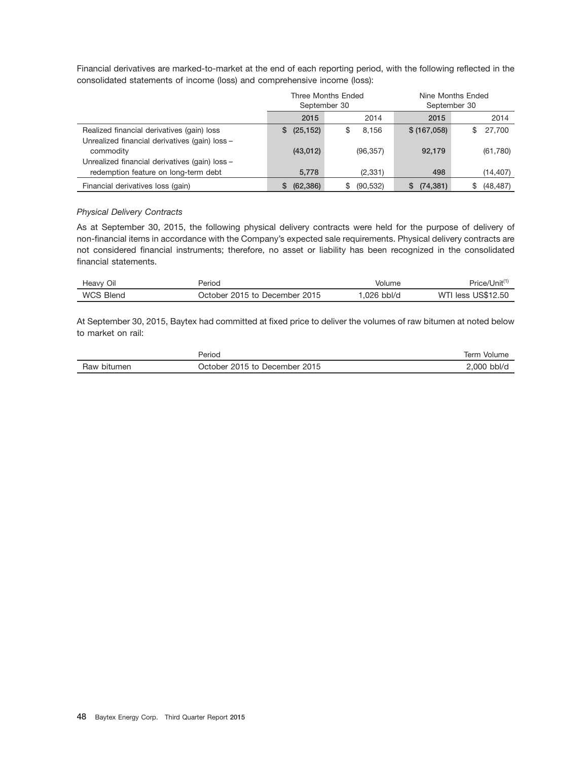Financial derivatives are marked-to-market at the end of each reporting period, with the following reflected in the consolidated statements of income (loss) and comprehensive income (loss):

| | Three Months Ended September 30 | | Nine Months Ended September 30 | |
|---|---|---|---|---|
| | **2015** | 2014 | **2015** | 2014 |
| Realized financial derivatives (gain) loss | **$ (25,152)** | $ 8,156 | **$ (167,058)** | $ 27,700 |
| Unrealized financial derivatives (gain) loss – commodity | **(43,012)** | (96,357) | **92,179** | (61,780) |
| Unrealized financial derivatives (gain) loss – redemption feature on long-term debt | **5,778** | (2,331) | **498** | (14,407) |
| Financial derivatives loss (gain) | **$ (62,386)** | $ (90,532) | **$ (74,381)** | $ (48,487) |

*Physical Delivery Contracts*

As at September 30, 2015, the following physical delivery contracts were held for the purpose of delivery of non-financial items in accordance with the Company's expected sale requirements. Physical delivery contracts are not considered financial instruments; therefore, no asset or liability has been recognized in the consolidated financial statements.

| Heavy Oil | Period | Volume | Price/Unit[1] |
|---|---|---|---|
| WCS Blend | October 2015 to December 2015 | 1,026 bbl/d | WTI less US$12.50 |

At September 30, 2015, Baytex had committed at fixed price to deliver the volumes of raw bitumen at noted below to market on rail:

| | Period | Term Volume |
|---|---|---|
| Raw bitumen | October 2015 to December 2015 | 2,000 bbl/d |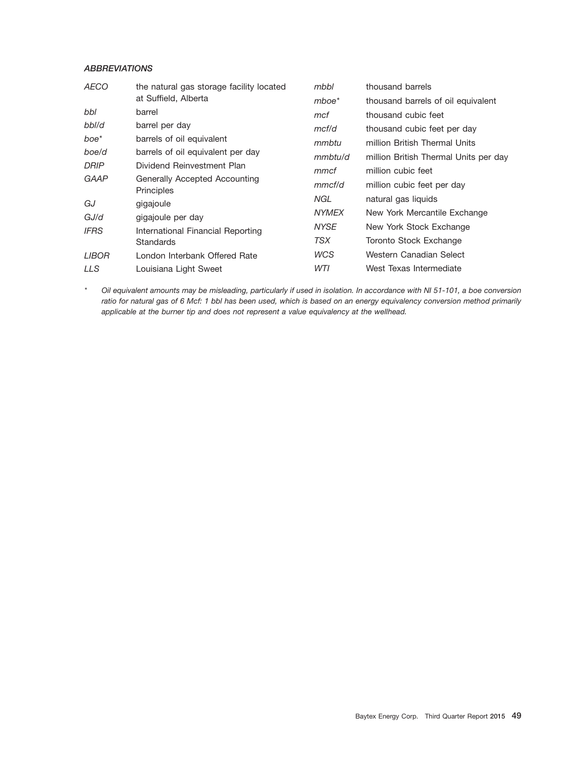### *ABBREVIATIONS*

| | |
|---|---|
| *AECO* | the natural gas storage facility located at Suffield, Alberta |
| *bbl* | barrel |
| *bbl/d* | barrel per day |
| *boe** | barrels of oil equivalent |
| *boe/d* | barrels of oil equivalent per day |
| *DRIP* | Dividend Reinvestment Plan |
| *GAAP* | Generally Accepted Accounting Principles |
| *GJ* | gigajoule |
| *GJ/d* | gigajoule per day |
| *IFRS* | International Financial Reporting Standards |
| *LIBOR* | London Interbank Offered Rate |
| *LLS* | Louisiana Light Sweet |
| *mbbl* | thousand barrels |
| *mboe** | thousand barrels of oil equivalent |
| *mcf* | thousand cubic feet |
| *mcf/d* | thousand cubic feet per day |
| *mmbtu* | million British Thermal Units |
| *mmbtu/d* | million British Thermal Units per day |
| *mmcf* | million cubic feet |
| *mmcf/d* | million cubic feet per day |
| *NGL* | natural gas liquids |
| *NYMEX* | New York Mercantile Exchange |
| *NYSE* | New York Stock Exchange |
| *TSX* | Toronto Stock Exchange |
| *WCS* | Western Canadian Select |
| *WTI* | West Texas Intermediate |

\* *Oil equivalent amounts may be misleading, particularly if used in isolation. In accordance with NI 51-101, a boe conversion ratio for natural gas of 6 Mcf: 1 bbl has been used, which is based on an energy equivalency conversion method primarily applicable at the burner tip and does not represent a value equivalency at the wellhead.*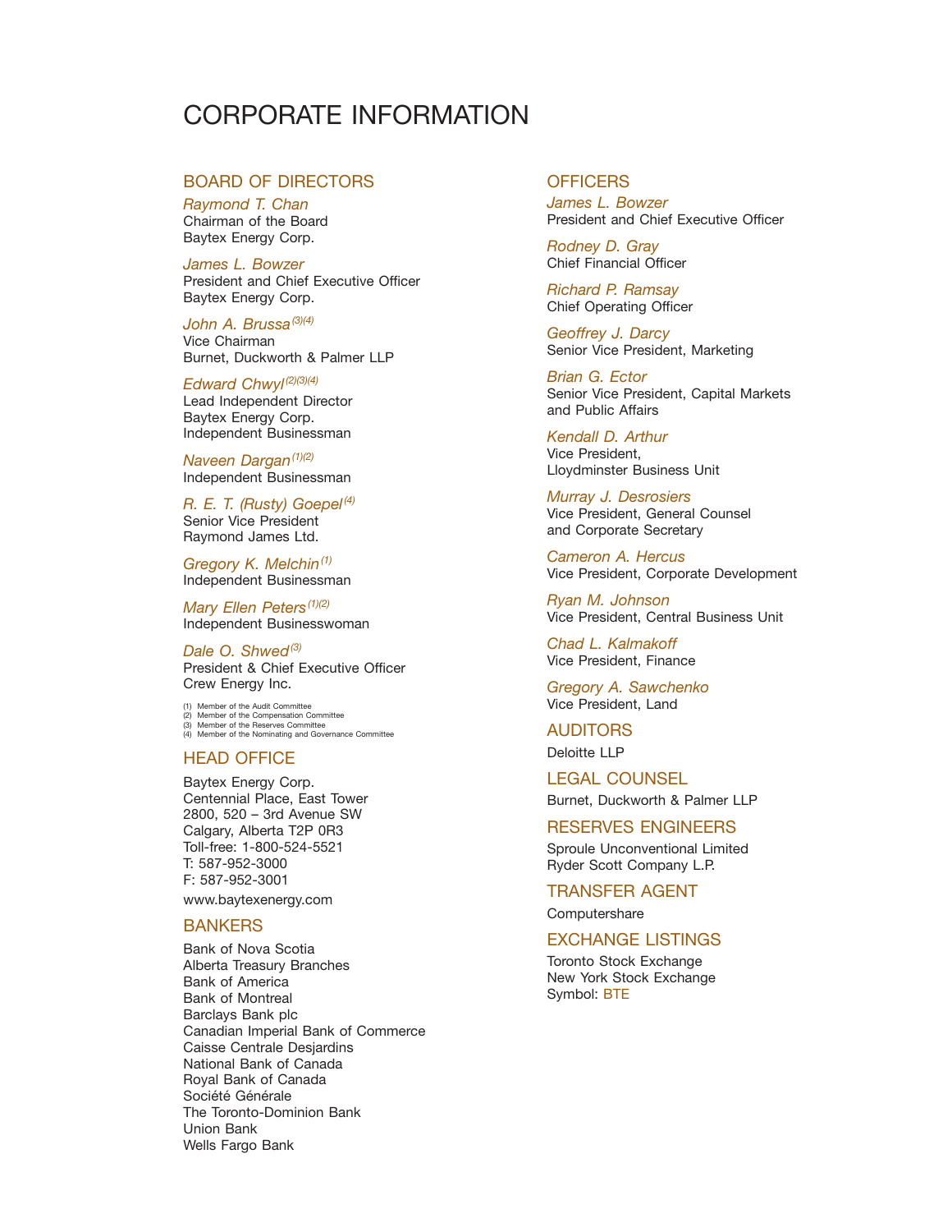# CORPORATE INFORMATION

## BOARD OF DIRECTORS

*Raymond T. Chan*
Chairman of the Board
Baytex Energy Corp.

*James L. Bowzer*
President and Chief Executive Officer
Baytex Energy Corp.

*John A. Brussa*[3][4]
Vice Chairman
Burnet, Duckworth & Palmer LLP

*Edward Chwyl*[2][3][4]
Lead Independent Director
Baytex Energy Corp.
Independent Businessman

*Naveen Dargan*[1][2]
Independent Businessman

*R. E. T. (Rusty) Goepel*[4]
Senior Vice President
Raymond James Ltd.

*Gregory K. Melchin*[1]
Independent Businessman

*Mary Ellen Peters*[1][2]
Independent Businesswoman

*Dale O. Shwed*[3]
President & Chief Executive Officer
Crew Energy Inc.

(1) Member of the Audit Committee
(2) Member of the Compensation Committee
(3) Member of the Reserves Committee
(4) Member of the Nominating and Governance Committee

## HEAD OFFICE

Baytex Energy Corp.
Centennial Place, East Tower
2800, 520 – 3rd Avenue SW
Calgary, Alberta T2P 0R3
Toll-free: 1-800-524-5521
T: 587-952-3000
F: 587-952-3001

www.baytexenergy.com

## BANKERS

Bank of Nova Scotia
Alberta Treasury Branches
Bank of America
Bank of Montreal
Barclays Bank plc
Canadian Imperial Bank of Commerce
Caisse Centrale Desjardins
National Bank of Canada
Royal Bank of Canada
Société Générale
The Toronto-Dominion Bank
Union Bank
Wells Fargo Bank

## OFFICERS

*James L. Bowzer*
President and Chief Executive Officer

*Rodney D. Gray*
Chief Financial Officer

*Richard P. Ramsay*
Chief Operating Officer

*Geoffrey J. Darcy*
Senior Vice President, Marketing

*Brian G. Ector*
Senior Vice President, Capital Markets
and Public Affairs

*Kendall D. Arthur*
Vice President,
Lloydminster Business Unit

*Murray J. Desrosiers*
Vice President, General Counsel
and Corporate Secretary

*Cameron A. Hercus*
Vice President, Corporate Development

*Ryan M. Johnson*
Vice President, Central Business Unit

*Chad L. Kalmakoff*
Vice President, Finance

*Gregory A. Sawchenko*
Vice President, Land

## AUDITORS

Deloitte LLP

## LEGAL COUNSEL

Burnet, Duckworth & Palmer LLP

## RESERVES ENGINEERS

Sproule Unconventional Limited
Ryder Scott Company L.P.

## TRANSFER AGENT

Computershare

## EXCHANGE LISTINGS

Toronto Stock Exchange
New York Stock Exchange
Symbol: BTE